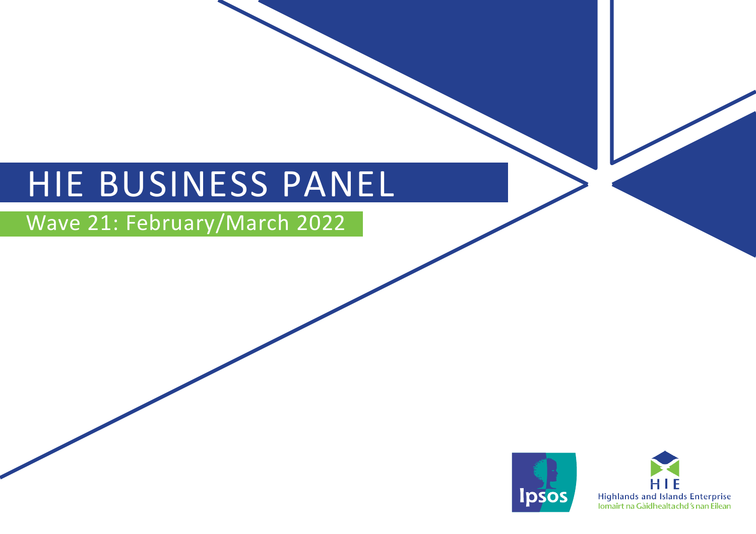# HIE BUSINESS PANEL

## Wave 21: February/March 2022

Ipsos

HIE
Highlands and Islands Enterprise
Iomairt na Gàidhealtachd 's nan Eilean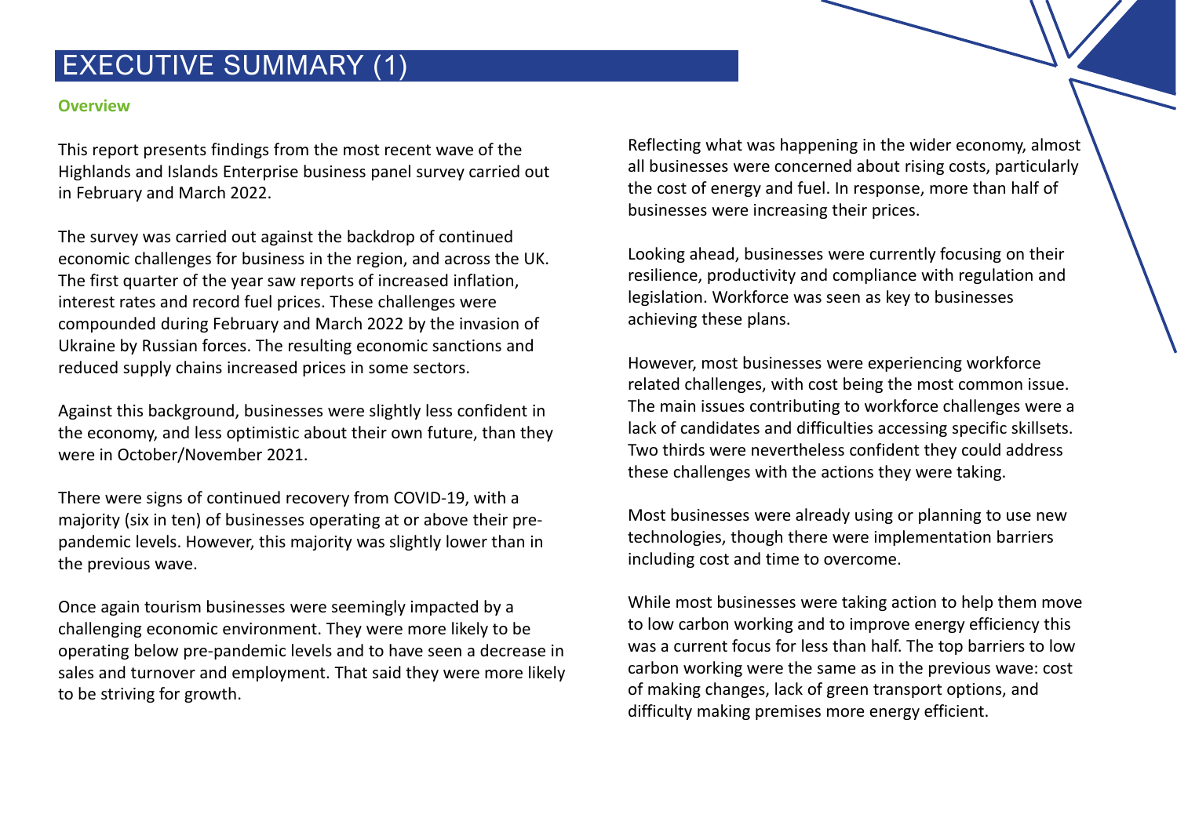# EXECUTIVE SUMMARY (1)

## Overview

This report presents findings from the most recent wave of the Highlands and Islands Enterprise business panel survey carried out in February and March 2022.

The survey was carried out against the backdrop of continued economic challenges for business in the region, and across the UK. The first quarter of the year saw reports of increased inflation, interest rates and record fuel prices. These challenges were compounded during February and March 2022 by the invasion of Ukraine by Russian forces. The resulting economic sanctions and reduced supply chains increased prices in some sectors.

Against this background, businesses were slightly less confident in the economy, and less optimistic about their own future, than they were in October/November 2021.

There were signs of continued recovery from COVID-19, with a majority (six in ten) of businesses operating at or above their pre-pandemic levels. However, this majority was slightly lower than in the previous wave.

Once again tourism businesses were seemingly impacted by a challenging economic environment. They were more likely to be operating below pre-pandemic levels and to have seen a decrease in sales and turnover and employment. That said they were more likely to be striving for growth.

Reflecting what was happening in the wider economy, almost all businesses were concerned about rising costs, particularly the cost of energy and fuel. In response, more than half of businesses were increasing their prices.

Looking ahead, businesses were currently focusing on their resilience, productivity and compliance with regulation and legislation. Workforce was seen as key to businesses achieving these plans.

However, most businesses were experiencing workforce related challenges, with cost being the most common issue. The main issues contributing to workforce challenges were a lack of candidates and difficulties accessing specific skillsets. Two thirds were nevertheless confident they could address these challenges with the actions they were taking.

Most businesses were already using or planning to use new technologies, though there were implementation barriers including cost and time to overcome.

While most businesses were taking action to help them move to low carbon working and to improve energy efficiency this was a current focus for less than half. The top barriers to low carbon working were the same as in the previous wave: cost of making changes, lack of green transport options, and difficulty making premises more energy efficient.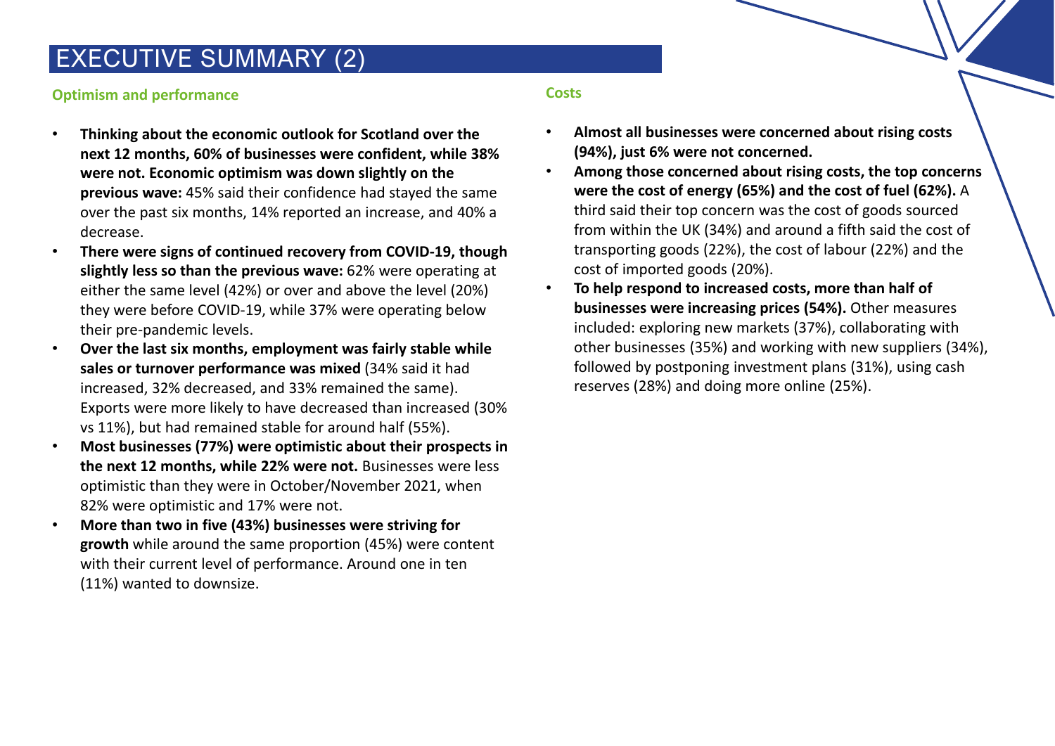# EXECUTIVE SUMMARY (2)

## Optimism and performance

- **Thinking about the economic outlook for Scotland over the next 12 months, 60% of businesses were confident, while 38% were not. Economic optimism was down slightly on the previous wave:** 45% said their confidence had stayed the same over the past six months, 14% reported an increase, and 40% a decrease.
- **There were signs of continued recovery from COVID-19, though slightly less so than the previous wave:** 62% were operating at either the same level (42%) or over and above the level (20%) they were before COVID-19, while 37% were operating below their pre-pandemic levels.
- **Over the last six months, employment was fairly stable while sales or turnover performance was mixed** (34% said it had increased, 32% decreased, and 33% remained the same). Exports were more likely to have decreased than increased (30% vs 11%), but had remained stable for around half (55%).
- **Most businesses (77%) were optimistic about their prospects in the next 12 months, while 22% were not.** Businesses were less optimistic than they were in October/November 2021, when 82% were optimistic and 17% were not.
- **More than two in five (43%) businesses were striving for growth** while around the same proportion (45%) were content with their current level of performance. Around one in ten (11%) wanted to downsize.

## Costs

- **Almost all businesses were concerned about rising costs (94%), just 6% were not concerned.**
- **Among those concerned about rising costs, the top concerns were the cost of energy (65%) and the cost of fuel (62%).** A third said their top concern was the cost of goods sourced from within the UK (34%) and around a fifth said the cost of transporting goods (22%), the cost of labour (22%) and the cost of imported goods (20%).
- **To help respond to increased costs, more than half of businesses were increasing prices (54%).** Other measures included: exploring new markets (37%), collaborating with other businesses (35%) and working with new suppliers (34%), followed by postponing investment plans (31%), using cash reserves (28%) and doing more online (25%).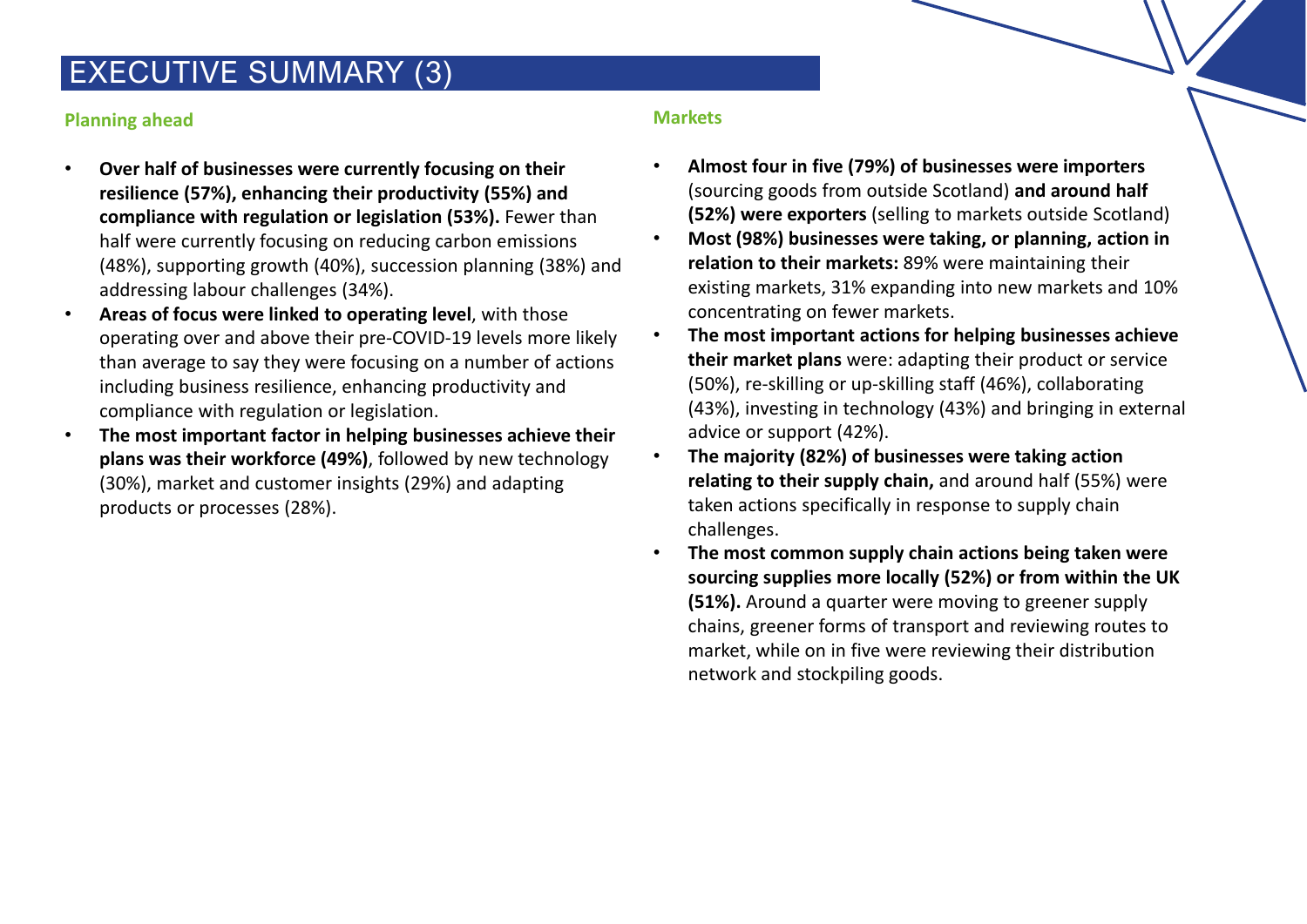# EXECUTIVE SUMMARY (3)

## Planning ahead

- **Over half of businesses were currently focusing on their resilience (57%), enhancing their productivity (55%) and compliance with regulation or legislation (53%).** Fewer than half were currently focusing on reducing carbon emissions (48%), supporting growth (40%), succession planning (38%) and addressing labour challenges (34%).
- **Areas of focus were linked to operating level**, with those operating over and above their pre-COVID-19 levels more likely than average to say they were focusing on a number of actions including business resilience, enhancing productivity and compliance with regulation or legislation.
- **The most important factor in helping businesses achieve their plans was their workforce (49%)**, followed by new technology (30%), market and customer insights (29%) and adapting products or processes (28%).

## Markets

- **Almost four in five (79%) of businesses were importers** (sourcing goods from outside Scotland) **and around half (52%) were exporters** (selling to markets outside Scotland)
- **Most (98%) businesses were taking, or planning, action in relation to their markets:** 89% were maintaining their existing markets, 31% expanding into new markets and 10% concentrating on fewer markets.
- **The most important actions for helping businesses achieve their market plans** were: adapting their product or service (50%), re-skilling or up-skilling staff (46%), collaborating (43%), investing in technology (43%) and bringing in external advice or support (42%).
- **The majority (82%) of businesses were taking action relating to their supply chain,** and around half (55%) were taken actions specifically in response to supply chain challenges.
- **The most common supply chain actions being taken were sourcing supplies more locally (52%) or from within the UK (51%).** Around a quarter were moving to greener supply chains, greener forms of transport and reviewing routes to market, while on in five were reviewing their distribution network and stockpiling goods.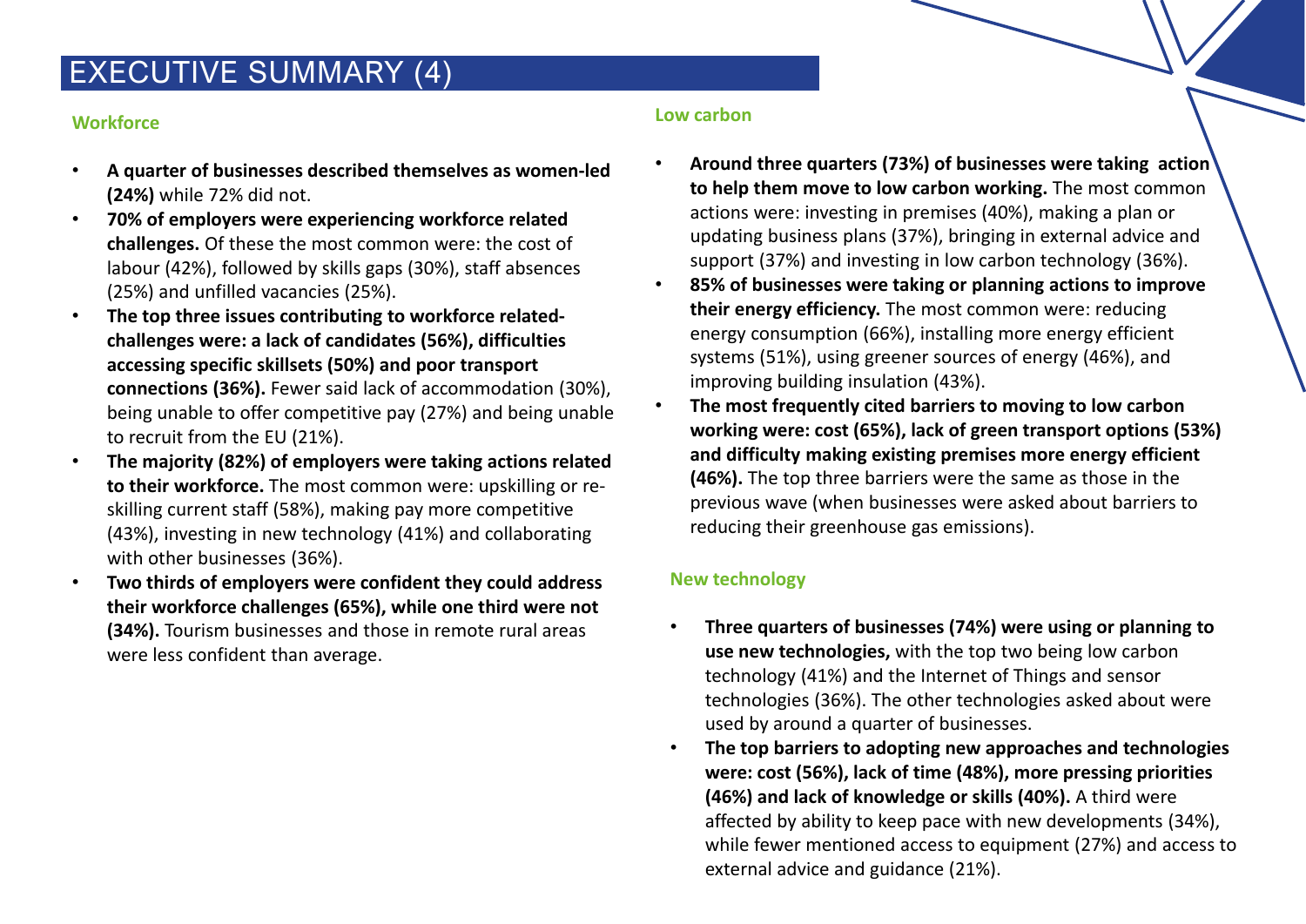# EXECUTIVE SUMMARY (4)

## Workforce

- **A quarter of businesses described themselves as women-led (24%)** while 72% did not.
- **70% of employers were experiencing workforce related challenges.** Of these the most common were: the cost of labour (42%), followed by skills gaps (30%), staff absences (25%) and unfilled vacancies (25%).
- **The top three issues contributing to workforce related-challenges were: a lack of candidates (56%), difficulties accessing specific skillsets (50%) and poor transport connections (36%).** Fewer said lack of accommodation (30%), being unable to offer competitive pay (27%) and being unable to recruit from the EU (21%).
- **The majority (82%) of employers were taking actions related to their workforce.** The most common were: upskilling or re-skilling current staff (58%), making pay more competitive (43%), investing in new technology (41%) and collaborating with other businesses (36%).
- **Two thirds of employers were confident they could address their workforce challenges (65%), while one third were not (34%).** Tourism businesses and those in remote rural areas were less confident than average.

## Low carbon

- **Around three quarters (73%) of businesses were taking action to help them move to low carbon working.** The most common actions were: investing in premises (40%), making a plan or updating business plans (37%), bringing in external advice and support (37%) and investing in low carbon technology (36%).
- **85% of businesses were taking or planning actions to improve their energy efficiency.** The most common were: reducing energy consumption (66%), installing more energy efficient systems (51%), using greener sources of energy (46%), and improving building insulation (43%).
- **The most frequently cited barriers to moving to low carbon working were: cost (65%), lack of green transport options (53%) and difficulty making existing premises more energy efficient (46%).** The top three barriers were the same as those in the previous wave (when businesses were asked about barriers to reducing their greenhouse gas emissions).

## New technology

- **Three quarters of businesses (74%) were using or planning to use new technologies,** with the top two being low carbon technology (41%) and the Internet of Things and sensor technologies (36%). The other technologies asked about were used by around a quarter of businesses.
- **The top barriers to adopting new approaches and technologies were: cost (56%), lack of time (48%), more pressing priorities (46%) and lack of knowledge or skills (40%).** A third were affected by ability to keep pace with new developments (34%), while fewer mentioned access to equipment (27%) and access to external advice and guidance (21%).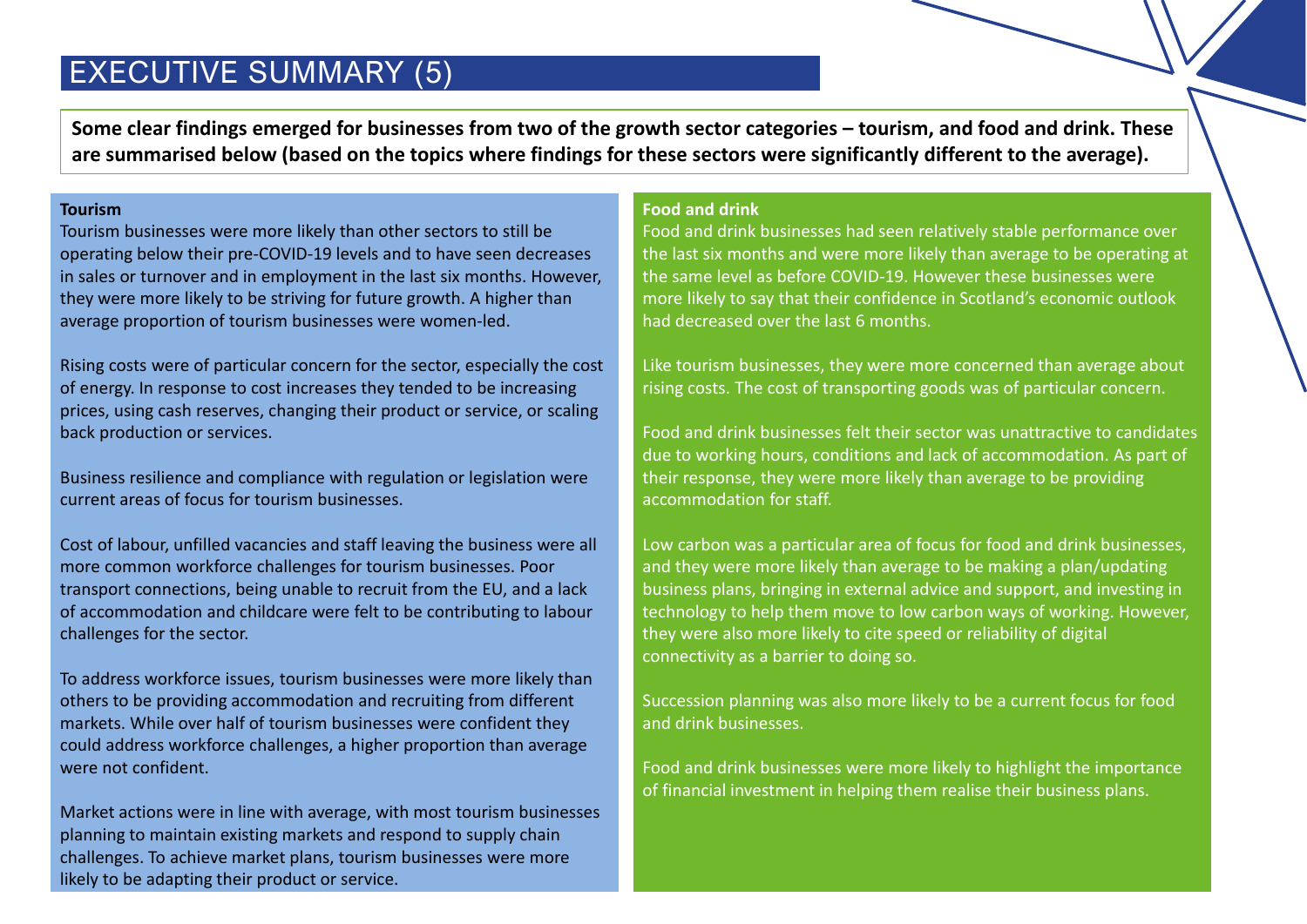# EXECUTIVE SUMMARY (5)

**Some clear findings emerged for businesses from two of the growth sector categories – tourism, and food and drink. These are summarised below (based on the topics where findings for these sectors were significantly different to the average).**

### Tourism

Tourism businesses were more likely than other sectors to still be operating below their pre-COVID-19 levels and to have seen decreases in sales or turnover and in employment in the last six months. However, they were more likely to be striving for future growth. A higher than average proportion of tourism businesses were women-led.

Rising costs were of particular concern for the sector, especially the cost of energy. In response to cost increases they tended to be increasing prices, using cash reserves, changing their product or service, or scaling back production or services.

Business resilience and compliance with regulation or legislation were current areas of focus for tourism businesses.

Cost of labour, unfilled vacancies and staff leaving the business were all more common workforce challenges for tourism businesses. Poor transport connections, being unable to recruit from the EU, and a lack of accommodation and childcare were felt to be contributing to labour challenges for the sector.

To address workforce issues, tourism businesses were more likely than others to be providing accommodation and recruiting from different markets. While over half of tourism businesses were confident they could address workforce challenges, a higher proportion than average were not confident.

Market actions were in line with average, with most tourism businesses planning to maintain existing markets and respond to supply chain challenges. To achieve market plans, tourism businesses were more likely to be adapting their product or service.

### Food and drink

Food and drink businesses had seen relatively stable performance over the last six months and were more likely than average to be operating at the same level as before COVID-19. However these businesses were more likely to say that their confidence in Scotland's economic outlook had decreased over the last 6 months.

Like tourism businesses, they were more concerned than average about rising costs. The cost of transporting goods was of particular concern.

Food and drink businesses felt their sector was unattractive to candidates due to working hours, conditions and lack of accommodation. As part of their response, they were more likely than average to be providing accommodation for staff.

Low carbon was a particular area of focus for food and drink businesses, and they were more likely than average to be making a plan/updating business plans, bringing in external advice and support, and investing in technology to help them move to low carbon ways of working. However, they were also more likely to cite speed or reliability of digital connectivity as a barrier to doing so.

Succession planning was also more likely to be a current focus for food and drink businesses.

Food and drink businesses were more likely to highlight the importance of financial investment in helping them realise their business plans.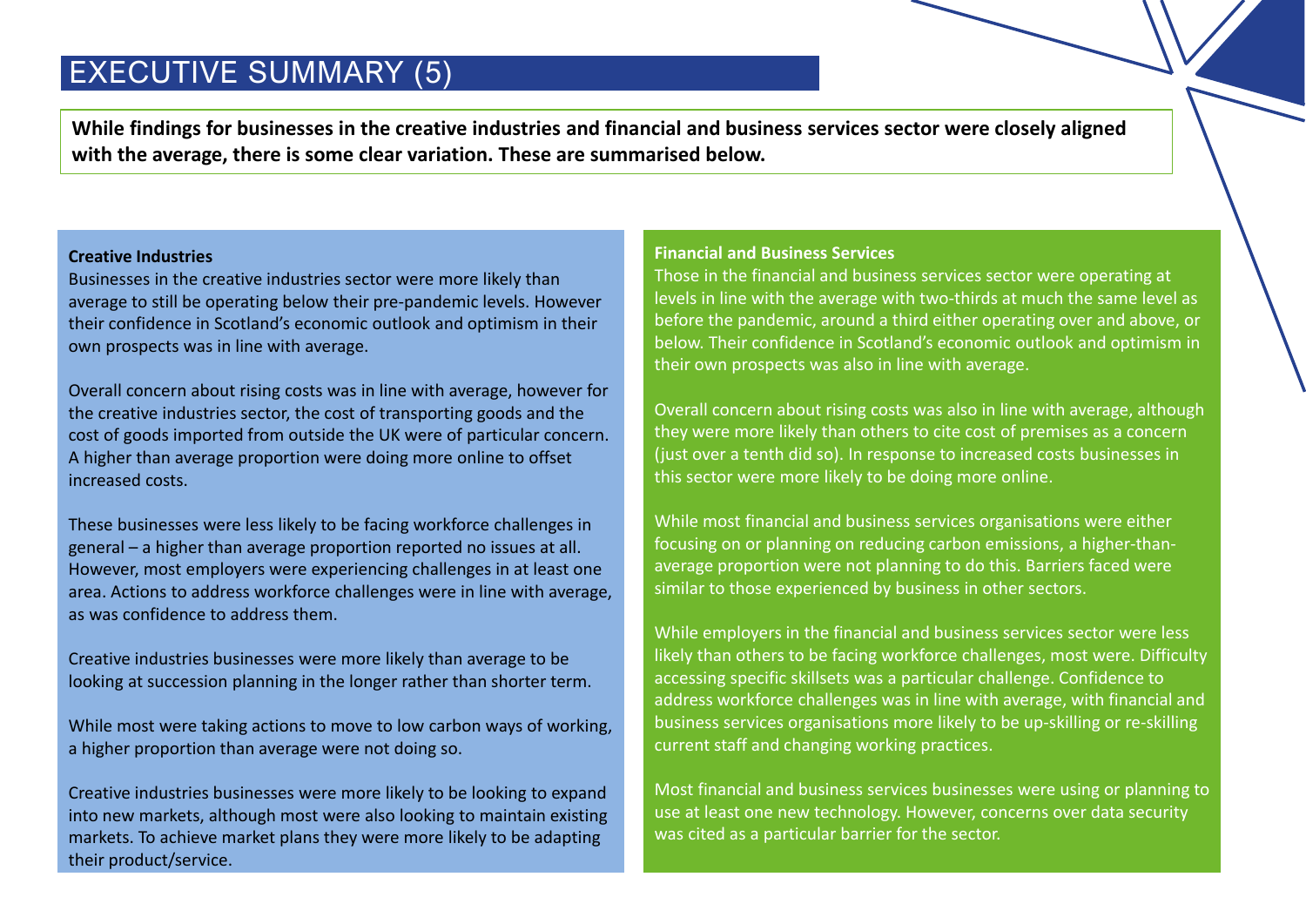# EXECUTIVE SUMMARY (5)

**While findings for businesses in the creative industries and financial and business services sector were closely aligned with the average, there is some clear variation. These are summarised below.**

**Creative Industries**

Businesses in the creative industries sector were more likely than average to still be operating below their pre-pandemic levels. However their confidence in Scotland's economic outlook and optimism in their own prospects was in line with average.

Overall concern about rising costs was in line with average, however for the creative industries sector, the cost of transporting goods and the cost of goods imported from outside the UK were of particular concern. A higher than average proportion were doing more online to offset increased costs.

These businesses were less likely to be facing workforce challenges in general – a higher than average proportion reported no issues at all. However, most employers were experiencing challenges in at least one area. Actions to address workforce challenges were in line with average, as was confidence to address them.

Creative industries businesses were more likely than average to be looking at succession planning in the longer rather than shorter term.

While most were taking actions to move to low carbon ways of working, a higher proportion than average were not doing so.

Creative industries businesses were more likely to be looking to expand into new markets, although most were also looking to maintain existing markets. To achieve market plans they were more likely to be adapting their product/service.

**Financial and Business Services**

Those in the financial and business services sector were operating at levels in line with the average with two-thirds at much the same level as before the pandemic, around a third either operating over and above, or below. Their confidence in Scotland's economic outlook and optimism in their own prospects was also in line with average.

Overall concern about rising costs was also in line with average, although they were more likely than others to cite cost of premises as a concern (just over a tenth did so). In response to increased costs businesses in this sector were more likely to be doing more online.

While most financial and business services organisations were either focusing on or planning on reducing carbon emissions, a higher-than-average proportion were not planning to do this. Barriers faced were similar to those experienced by business in other sectors.

While employers in the financial and business services sector were less likely than others to be facing workforce challenges, most were. Difficulty accessing specific skillsets was a particular challenge. Confidence to address workforce challenges was in line with average, with financial and business services organisations more likely to be up-skilling or re-skilling current staff and changing working practices.

Most financial and business services businesses were using or planning to use at least one new technology. However, concerns over data security was cited as a particular barrier for the sector.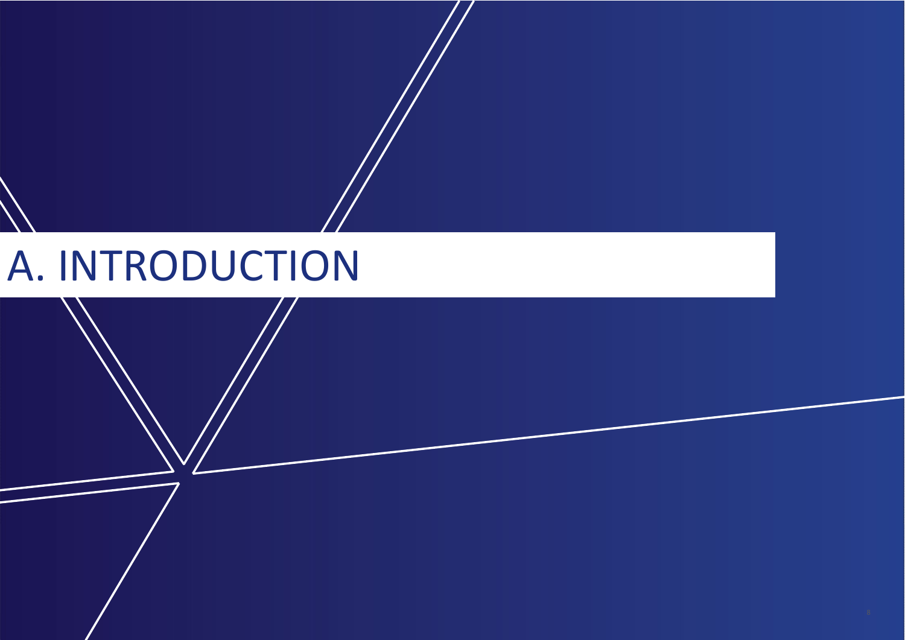# A. INTRODUCTION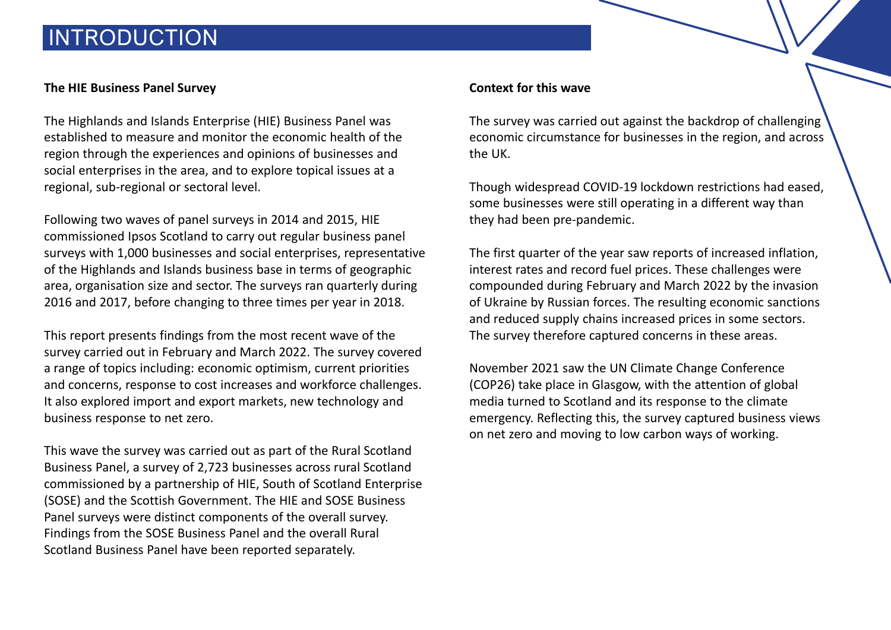# INTRODUCTION

### The HIE Business Panel Survey

The Highlands and Islands Enterprise (HIE) Business Panel was established to measure and monitor the economic health of the region through the experiences and opinions of businesses and social enterprises in the area, and to explore topical issues at a regional, sub-regional or sectoral level.

Following two waves of panel surveys in 2014 and 2015, HIE commissioned Ipsos Scotland to carry out regular business panel surveys with 1,000 businesses and social enterprises, representative of the Highlands and Islands business base in terms of geographic area, organisation size and sector. The surveys ran quarterly during 2016 and 2017, before changing to three times per year in 2018.

This report presents findings from the most recent wave of the survey carried out in February and March 2022. The survey covered a range of topics including: economic optimism, current priorities and concerns, response to cost increases and workforce challenges. It also explored import and export markets, new technology and business response to net zero.

This wave the survey was carried out as part of the Rural Scotland Business Panel, a survey of 2,723 businesses across rural Scotland commissioned by a partnership of HIE, South of Scotland Enterprise (SOSE) and the Scottish Government. The HIE and SOSE Business Panel surveys were distinct components of the overall survey. Findings from the SOSE Business Panel and the overall Rural Scotland Business Panel have been reported separately.

### Context for this wave

The survey was carried out against the backdrop of challenging economic circumstance for businesses in the region, and across the UK.

Though widespread COVID-19 lockdown restrictions had eased, some businesses were still operating in a different way than they had been pre-pandemic.

The first quarter of the year saw reports of increased inflation, interest rates and record fuel prices. These challenges were compounded during February and March 2022 by the invasion of Ukraine by Russian forces. The resulting economic sanctions and reduced supply chains increased prices in some sectors. The survey therefore captured concerns in these areas.

November 2021 saw the UN Climate Change Conference (COP26) take place in Glasgow, with the attention of global media turned to Scotland and its response to the climate emergency. Reflecting this, the survey captured business views on net zero and moving to low carbon ways of working.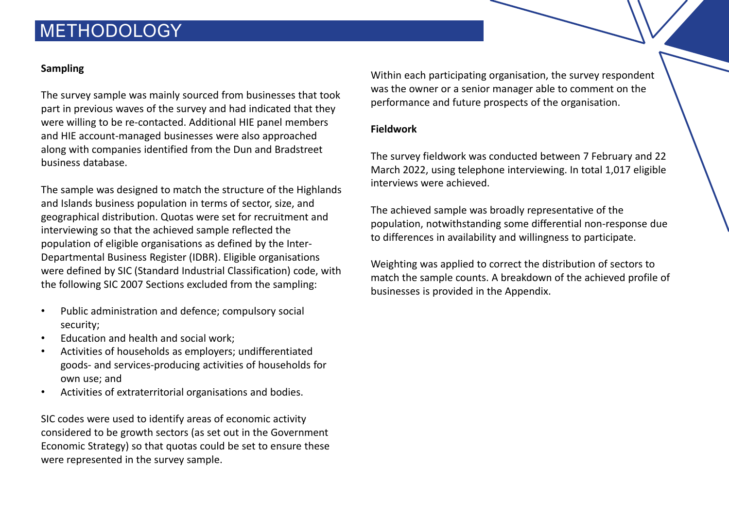# METHODOLOGY

### Sampling

The survey sample was mainly sourced from businesses that took part in previous waves of the survey and had indicated that they were willing to be re-contacted. Additional HIE panel members and HIE account-managed businesses were also approached along with companies identified from the Dun and Bradstreet business database.

The sample was designed to match the structure of the Highlands and Islands business population in terms of sector, size, and geographical distribution. Quotas were set for recruitment and interviewing so that the achieved sample reflected the population of eligible organisations as defined by the Inter-Departmental Business Register (IDBR). Eligible organisations were defined by SIC (Standard Industrial Classification) code, with the following SIC 2007 Sections excluded from the sampling:

- Public administration and defence; compulsory social security;
- Education and health and social work;
- Activities of households as employers; undifferentiated goods- and services-producing activities of households for own use; and
- Activities of extraterritorial organisations and bodies.

SIC codes were used to identify areas of economic activity considered to be growth sectors (as set out in the Government Economic Strategy) so that quotas could be set to ensure these were represented in the survey sample.

Within each participating organisation, the survey respondent was the owner or a senior manager able to comment on the performance and future prospects of the organisation.

### Fieldwork

The survey fieldwork was conducted between 7 February and 22 March 2022, using telephone interviewing. In total 1,017 eligible interviews were achieved.

The achieved sample was broadly representative of the population, notwithstanding some differential non-response due to differences in availability and willingness to participate.

Weighting was applied to correct the distribution of sectors to match the sample counts. A breakdown of the achieved profile of businesses is provided in the Appendix.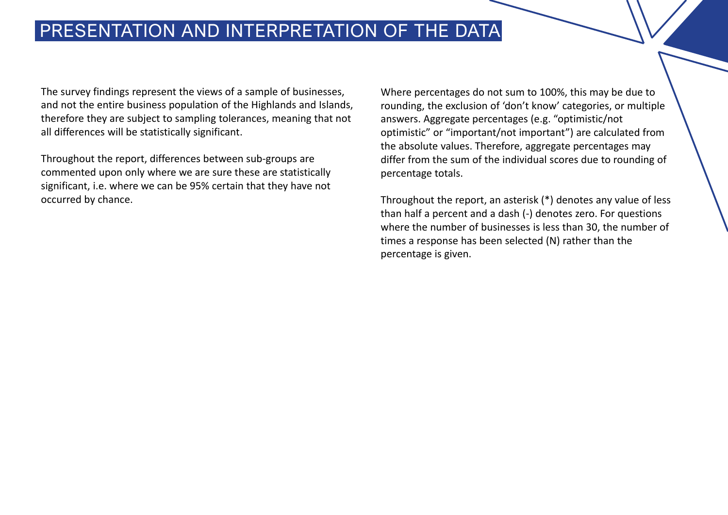# PRESENTATION AND INTERPRETATION OF THE DATA

The survey findings represent the views of a sample of businesses, and not the entire business population of the Highlands and Islands, therefore they are subject to sampling tolerances, meaning that not all differences will be statistically significant.

Throughout the report, differences between sub-groups are commented upon only where we are sure these are statistically significant, i.e. where we can be 95% certain that they have not occurred by chance.

Where percentages do not sum to 100%, this may be due to rounding, the exclusion of 'don't know' categories, or multiple answers. Aggregate percentages (e.g. "optimistic/not optimistic" or "important/not important") are calculated from the absolute values. Therefore, aggregate percentages may differ from the sum of the individual scores due to rounding of percentage totals.

Throughout the report, an asterisk (*) denotes any value of less than half a percent and a dash (-) denotes zero. For questions where the number of businesses is less than 30, the number of times a response has been selected (N) rather than the percentage is given.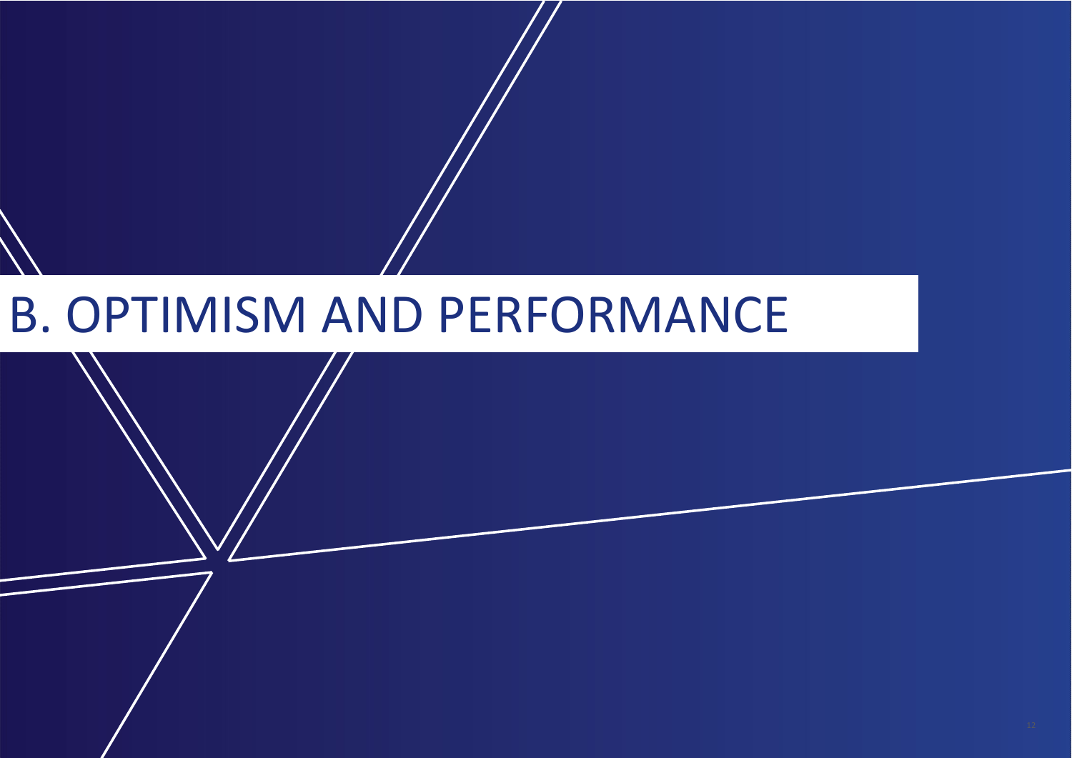# B. OPTIMISM AND PERFORMANCE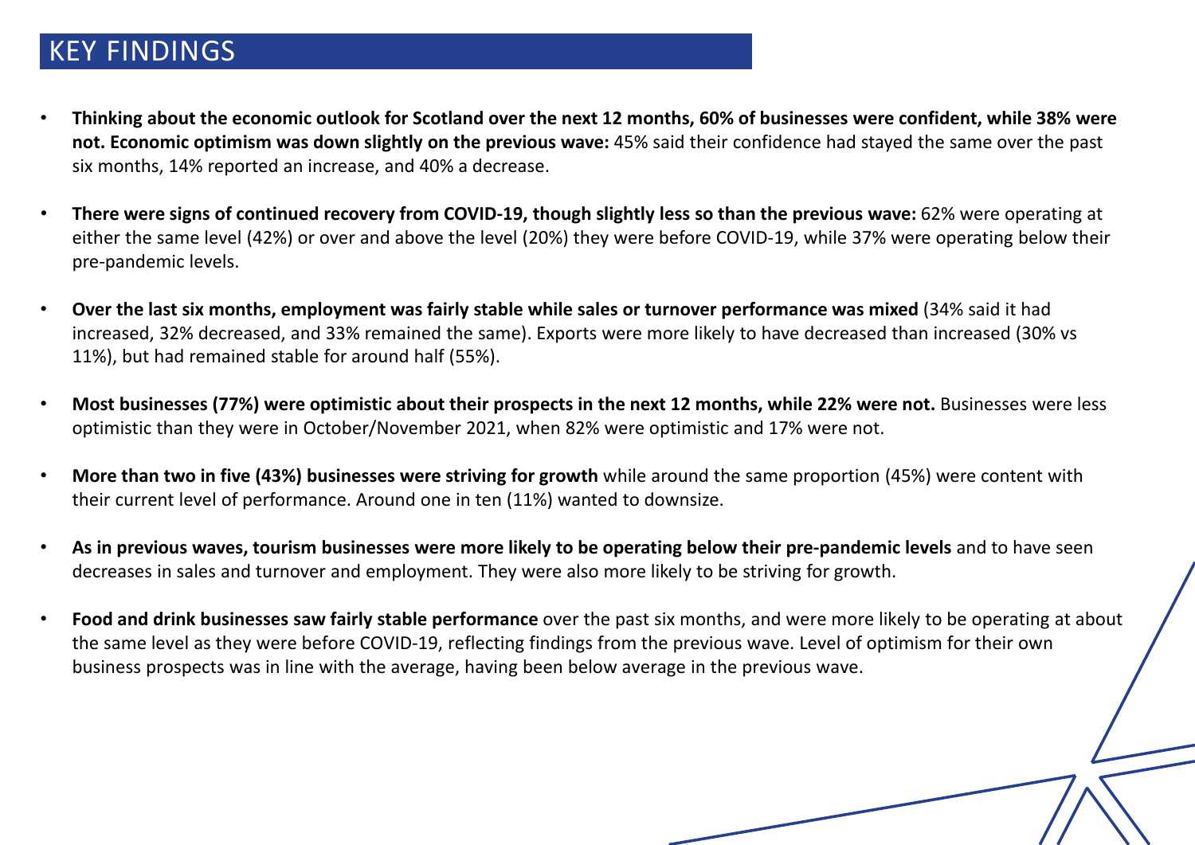## KEY FINDINGS

- **Thinking about the economic outlook for Scotland over the next 12 months, 60% of businesses were confident, while 38% were not. Economic optimism was down slightly on the previous wave:** 45% said their confidence had stayed the same over the past six months, 14% reported an increase, and 40% a decrease.
- **There were signs of continued recovery from COVID-19, though slightly less so than the previous wave:** 62% were operating at either the same level (42%) or over and above the level (20%) they were before COVID-19, while 37% were operating below their pre-pandemic levels.
- **Over the last six months, employment was fairly stable while sales or turnover performance was mixed** (34% said it had increased, 32% decreased, and 33% remained the same). Exports were more likely to have decreased than increased (30% vs 11%), but had remained stable for around half (55%).
- **Most businesses (77%) were optimistic about their prospects in the next 12 months, while 22% were not.** Businesses were less optimistic than they were in October/November 2021, when 82% were optimistic and 17% were not.
- **More than two in five (43%) businesses were striving for growth** while around the same proportion (45%) were content with their current level of performance. Around one in ten (11%) wanted to downsize.
- **As in previous waves, tourism businesses were more likely to be operating below their pre-pandemic levels** and to have seen decreases in sales and turnover and employment. They were also more likely to be striving for growth.
- **Food and drink businesses saw fairly stable performance** over the past six months, and were more likely to be operating at about the same level as they were before COVID-19, reflecting findings from the previous wave. Level of optimism for their own business prospects was in line with the average, having been below average in the previous wave.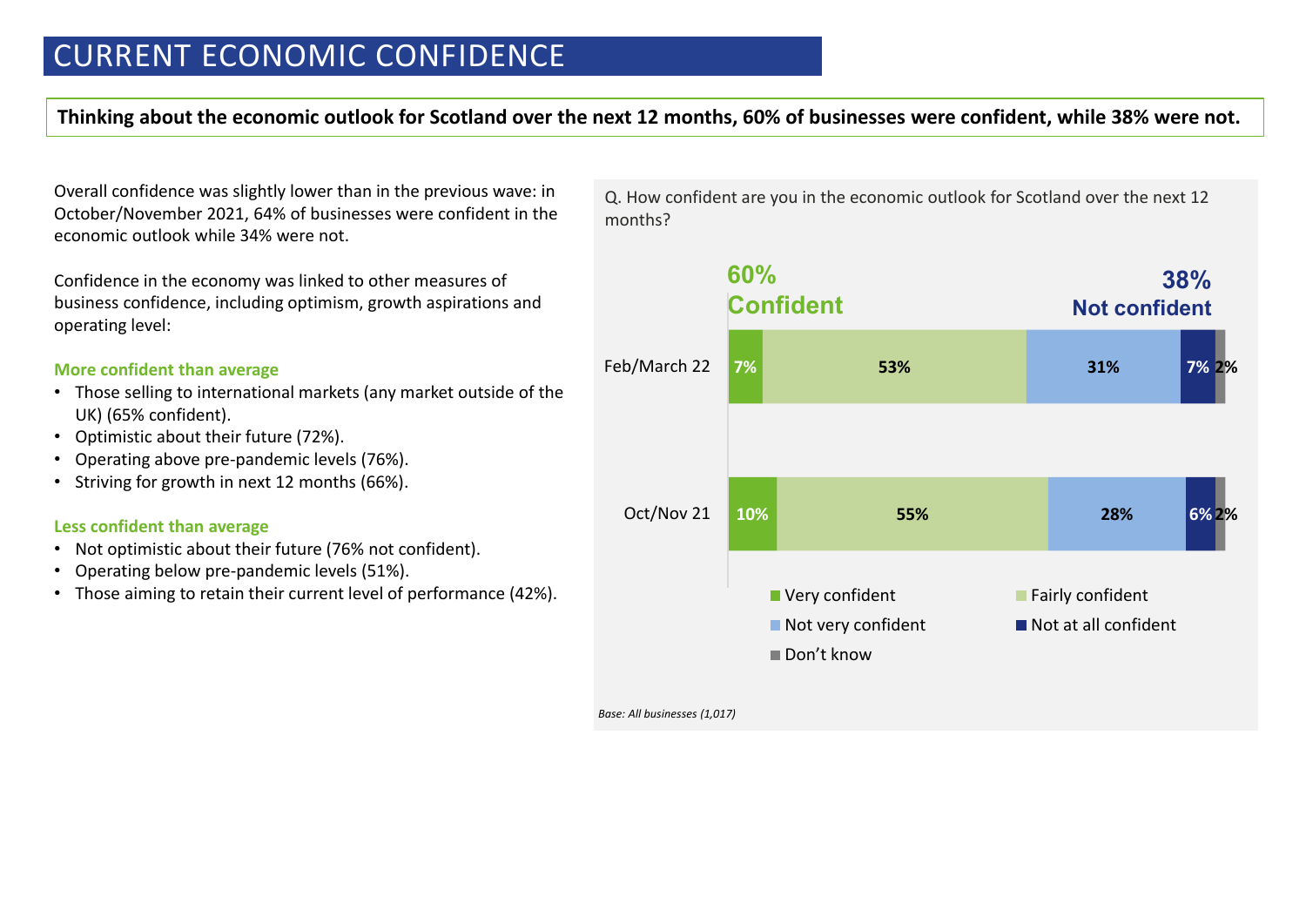# CURRENT ECONOMIC CONFIDENCE

**Thinking about the economic outlook for Scotland over the next 12 months, 60% of businesses were confident, while 38% were not.**

Overall confidence was slightly lower than in the previous wave: in October/November 2021, 64% of businesses were confident in the economic outlook while 34% were not.

Confidence in the economy was linked to other measures of business confidence, including optimism, growth aspirations and operating level:

**More confident than average**

- Those selling to international markets (any market outside of the UK) (65% confident).
- Optimistic about their future (72%).
- Operating above pre-pandemic levels (76%).
- Striving for growth in next 12 months (66%).

**Less confident than average**

- Not optimistic about their future (76% not confident).
- Operating below pre-pandemic levels (51%).
- Those aiming to retain their current level of performance (42%).

Q. How confident are you in the economic outlook for Scotland over the next 12 months?

| | Very confident | Fairly confident | Not very confident | Not at all confident | Don't know |
|---|---|---|---|---|---|
| Feb/March 22 | 7% | 53% | 31% | 7% | 2% |
| Oct/Nov 21 | 10% | 55% | 28% | 6% | 2% |

Feb/March 22: 60% Confident; 38% Not confident

*Base: All businesses (1,017)*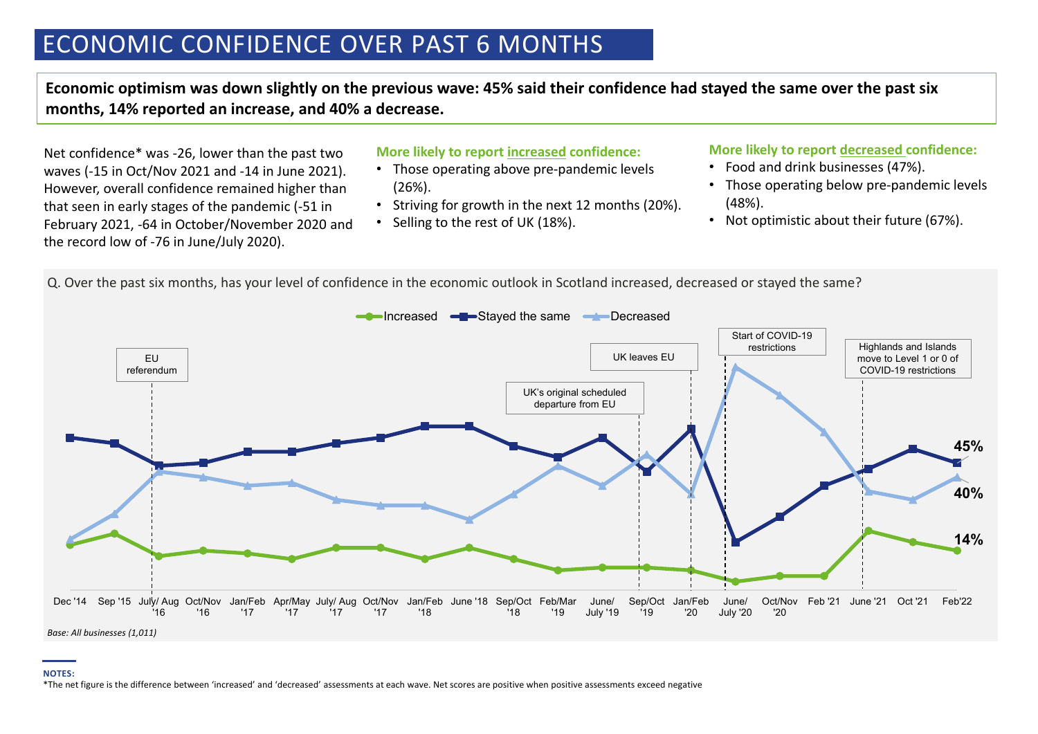# ECONOMIC CONFIDENCE OVER PAST 6 MONTHS

**Economic optimism was down slightly on the previous wave: 45% said their confidence had stayed the same over the past six months, 14% reported an increase, and 40% a decrease.**

Net confidence* was -26, lower than the past two waves (-15 in Oct/Nov 2021 and -14 in June 2021). However, overall confidence remained higher than that seen in early stages of the pandemic (-51 in February 2021, -64 in October/November 2020 and the record low of -76 in June/July 2020).

**More likely to report increased confidence:**

- Those operating above pre-pandemic levels (26%).
- Striving for growth in the next 12 months (20%).
- Selling to the rest of UK (18%).

**More likely to report decreased confidence:**

- Food and drink businesses (47%).
- Those operating below pre-pandemic levels (48%).
- Not optimistic about their future (67%).

Q. Over the past six months, has your level of confidence in the economic outlook in Scotland increased, decreased or stayed the same?

Increased | Stayed the same | Decreased

EU referendum | UK's original scheduled departure from EU | UK leaves EU | Start of COVID-19 restrictions | Highlands and Islands move to Level 1 or 0 of COVID-19 restrictions

45% | 40% | 14%

Dec '14 | Sep '15 | July/ Aug '16 | Oct/Nov '16 | Jan/Feb '17 | Apr/May '17 | July/ Aug '17 | Oct/Nov '17 | Jan/Feb '18 | June '18 | Sep/Oct '18 | Feb/Mar '19 | June/ July '19 | Sep/Oct '19 | Jan/Feb '20 | June/ July '20 | Oct/Nov '20 | Feb '21 | June '21 | Oct '21 | Feb'22

*Base: All businesses (1,011)*

**NOTES:**

*The net figure is the difference between 'increased' and 'decreased' assessments at each wave. Net scores are positive when positive assessments exceed negative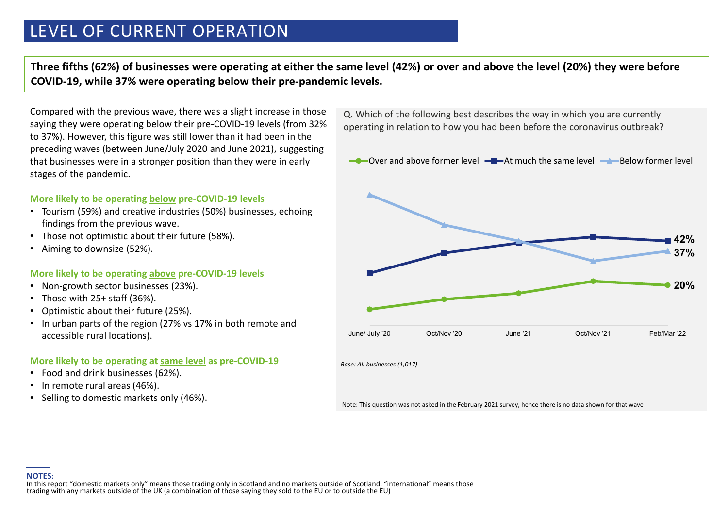# LEVEL OF CURRENT OPERATION

**Three fifths (62%) of businesses were operating at either the same level (42%) or over and above the level (20%) they were before COVID-19, while 37% were operating below their pre-pandemic levels.**

Compared with the previous wave, there was a slight increase in those saying they were operating below their pre-COVID-19 levels (from 32% to 37%). However, this figure was still lower than it had been in the preceding waves (between June/July 2020 and June 2021), suggesting that businesses were in a stronger position than they were in early stages of the pandemic.

**More likely to be operating below pre-COVID-19 levels**

- Tourism (59%) and creative industries (50%) businesses, echoing findings from the previous wave.
- Those not optimistic about their future (58%).
- Aiming to downsize (52%).

**More likely to be operating above pre-COVID-19 levels**

- Non-growth sector businesses (23%).
- Those with 25+ staff (36%).
- Optimistic about their future (25%).
- In urban parts of the region (27% vs 17% in both remote and accessible rural locations).

**More likely to be operating at same level as pre-COVID-19**

- Food and drink businesses (62%).
- In remote rural areas (46%).
- Selling to domestic markets only (46%).

Q. Which of the following best describes the way in which you are currently operating in relation to how you had been before the coronavirus outbreak?

Over and above former level | At much the same level | Below former level

| | June/ July '20 | Oct/Nov '20 | June '21 | Oct/Nov '21 | Feb/Mar '22 |
|---|---|---|---|---|---|
| Over and above former level | | | | | 20% |
| At much the same level | | | | | 42% |
| Below former level | | | | | 37% |

*Base: All businesses (1,017)*

Note: This question was not asked in the February 2021 survey, hence there is no data shown for that wave

**NOTES:**
In this report "domestic markets only" means those trading only in Scotland and no markets outside of Scotland; "international" means those trading with any markets outside of the UK (a combination of those saying they sold to the EU or to outside the EU)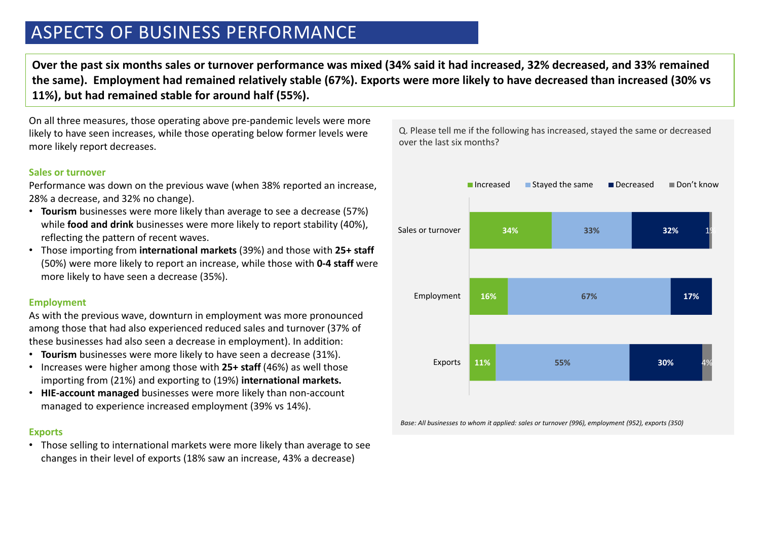# ASPECTS OF BUSINESS PERFORMANCE

**Over the past six months sales or turnover performance was mixed (34% said it had increased, 32% decreased, and 33% remained the same). Employment had remained relatively stable (67%). Exports were more likely to have decreased than increased (30% vs 11%), but had remained stable for around half (55%).**

On all three measures, those operating above pre-pandemic levels were more likely to have seen increases, while those operating below former levels were more likely report decreases.

### Sales or turnover

Performance was down on the previous wave (when 38% reported an increase, 28% a decrease, and 32% no change).

- **Tourism** businesses were more likely than average to see a decrease (57%) while **food and drink** businesses were more likely to report stability (40%), reflecting the pattern of recent waves.
- Those importing from **international markets** (39%) and those with **25+ staff** (50%) were more likely to report an increase, while those with **0-4 staff** were more likely to have seen a decrease (35%).

### Employment

As with the previous wave, downturn in employment was more pronounced among those that had also experienced reduced sales and turnover (37% of these businesses had also seen a decrease in employment). In addition:

- **Tourism** businesses were more likely to have seen a decrease (31%).
- Increases were higher among those with **25+ staff** (46%) as well those importing from (21%) and exporting to (19%) **international markets.**
- **HIE-account managed** businesses were more likely than non-account managed to experience increased employment (39% vs 14%).

### Exports

- Those selling to international markets were more likely than average to see changes in their level of exports (18% saw an increase, 43% a decrease)

Q. Please tell me if the following has increased, stayed the same or decreased over the last six months?

| | Increased | Stayed the same | Decreased | Don't know |
|---|---|---|---|---|
| Sales or turnover | 34% | 33% | 32% | 1% |
| Employment | 16% | 67% | 17% | |
| Exports | 11% | 55% | 30% | 4% |

*Base: All businesses to whom it applied: sales or turnover (996), employment (952), exports (350)*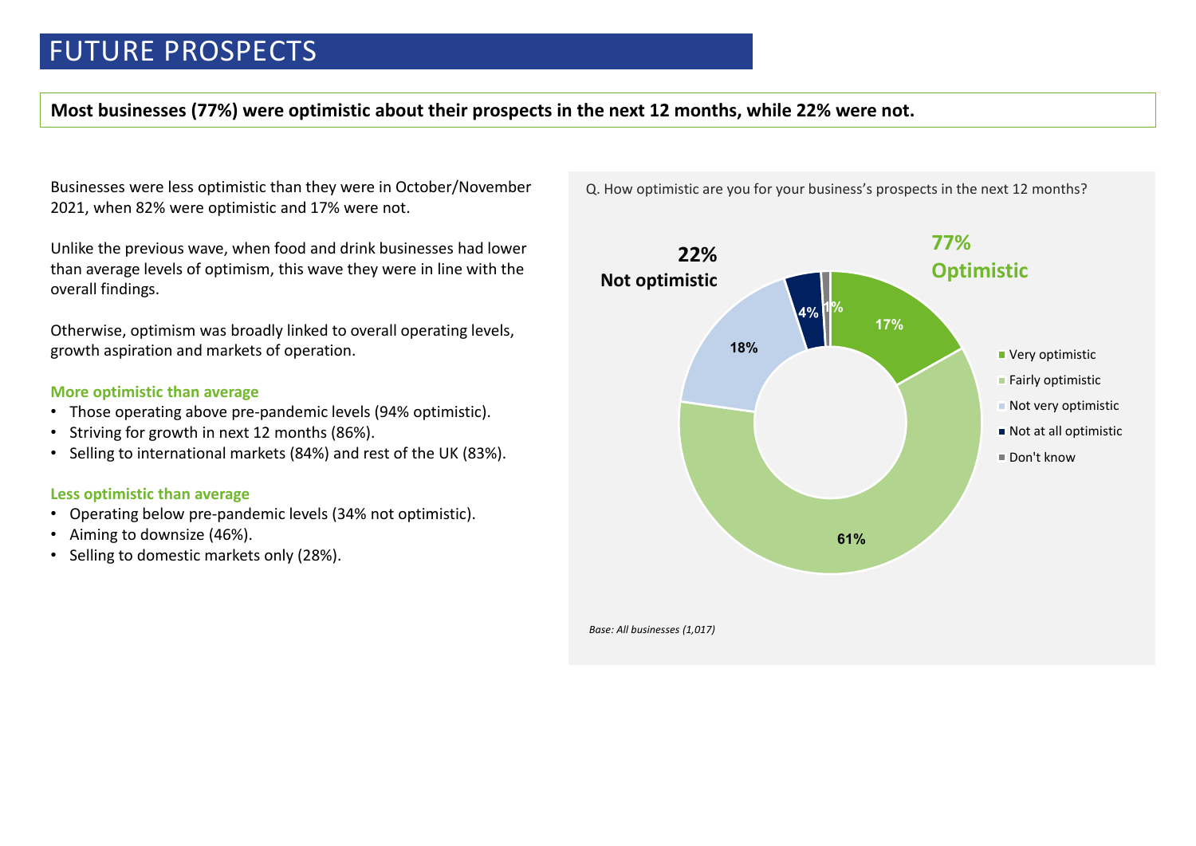# FUTURE PROSPECTS

**Most businesses (77%) were optimistic about their prospects in the next 12 months, while 22% were not.**

Businesses were less optimistic than they were in October/November 2021, when 82% were optimistic and 17% were not.

Unlike the previous wave, when food and drink businesses had lower than average levels of optimism, this wave they were in line with the overall findings.

Otherwise, optimism was broadly linked to overall operating levels, growth aspiration and markets of operation.

**More optimistic than average**

- Those operating above pre-pandemic levels (94% optimistic).
- Striving for growth in next 12 months (86%).
- Selling to international markets (84%) and rest of the UK (83%).

**Less optimistic than average**

- Operating below pre-pandemic levels (34% not optimistic).
- Aiming to downsize (46%).
- Selling to domestic markets only (28%).

Q. How optimistic are you for your business's prospects in the next 12 months?

| Response | % |
|---|---|
| Very optimistic | 17% |
| Fairly optimistic | 61% |
| Not very optimistic | 18% |
| Not at all optimistic | 4% |
| Don't know | 1% |

**77% Optimistic**

**22% Not optimistic**

*Base: All businesses (1,017)*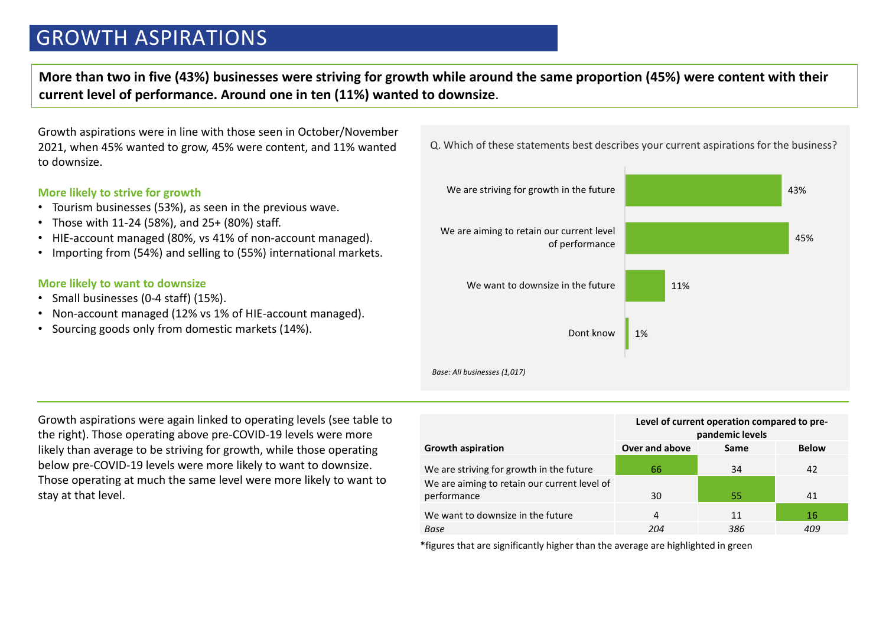# GROWTH ASPIRATIONS

**More than two in five (43%) businesses were striving for growth while around the same proportion (45%) were content with their current level of performance. Around one in ten (11%) wanted to downsize.**

Growth aspirations were in line with those seen in October/November 2021, when 45% wanted to grow, 45% were content, and 11% wanted to downsize.

### More likely to strive for growth

- Tourism businesses (53%), as seen in the previous wave.
- Those with 11-24 (58%), and 25+ (80%) staff.
- HIE-account managed (80%, vs 41% of non-account managed).
- Importing from (54%) and selling to (55%) international markets.

### More likely to want to downsize

- Small businesses (0-4 staff) (15%).
- Non-account managed (12% vs 1% of HIE-account managed).
- Sourcing goods only from domestic markets (14%).

Q. Which of these statements best describes your current aspirations for the business?

| Statement | % |
|---|---|
| We are striving for growth in the future | 43% |
| We are aiming to retain our current level of performance | 45% |
| We want to downsize in the future | 11% |
| Dont know | 1% |

*Base: All businesses (1,017)*

Growth aspirations were again linked to operating levels (see table to the right). Those operating above pre-COVID-19 levels were more likely than average to be striving for growth, while those operating below pre-COVID-19 levels were more likely to want to downsize. Those operating at much the same level were more likely to want to stay at that level.

| | Level of current operation compared to pre-pandemic levels | | |
|---|---|---|---|
| **Growth aspiration** | **Over and above** | **Same** | **Below** |
| We are striving for growth in the future | 66 | 34 | 42 |
| We are aiming to retain our current level of performance | 30 | 55 | 41 |
| We want to downsize in the future | 4 | 11 | 16 |
| *Base* | *204* | *386* | *409* |

*figures that are significantly higher than the average are highlighted in green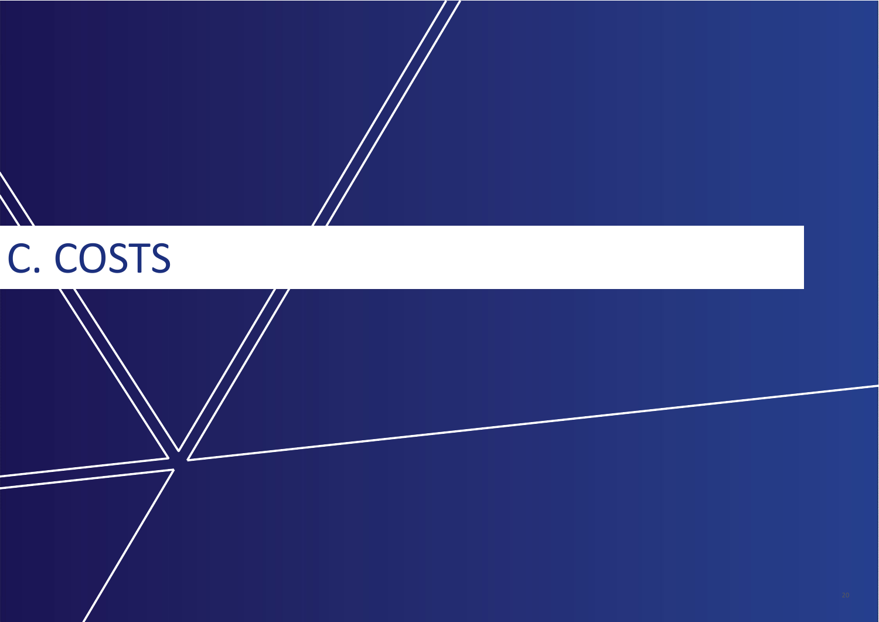# C. COSTS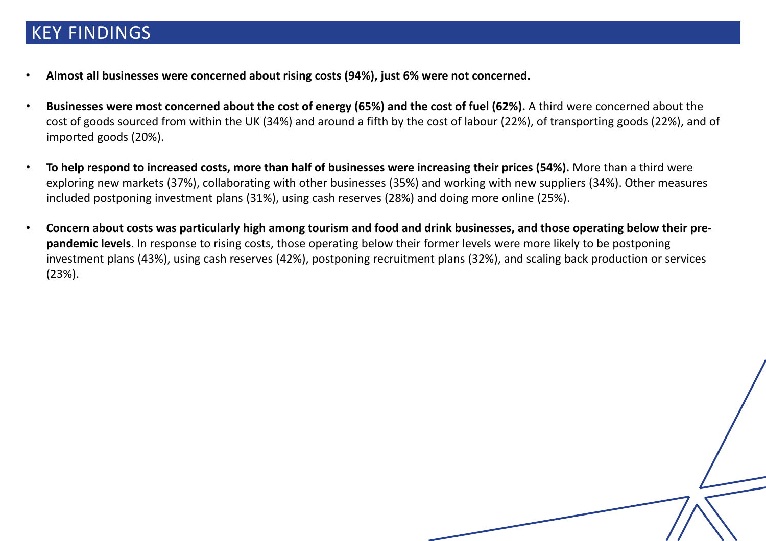# KEY FINDINGS

- **Almost all businesses were concerned about rising costs (94%), just 6% were not concerned.**
- **Businesses were most concerned about the cost of energy (65%) and the cost of fuel (62%).** A third were concerned about the cost of goods sourced from within the UK (34%) and around a fifth by the cost of labour (22%), of transporting goods (22%), and of imported goods (20%).
- **To help respond to increased costs, more than half of businesses were increasing their prices (54%).** More than a third were exploring new markets (37%), collaborating with other businesses (35%) and working with new suppliers (34%). Other measures included postponing investment plans (31%), using cash reserves (28%) and doing more online (25%).
- **Concern about costs was particularly high among tourism and food and drink businesses, and those operating below their pre-pandemic levels**. In response to rising costs, those operating below their former levels were more likely to be postponing investment plans (43%), using cash reserves (42%), postponing recruitment plans (32%), and scaling back production or services (23%).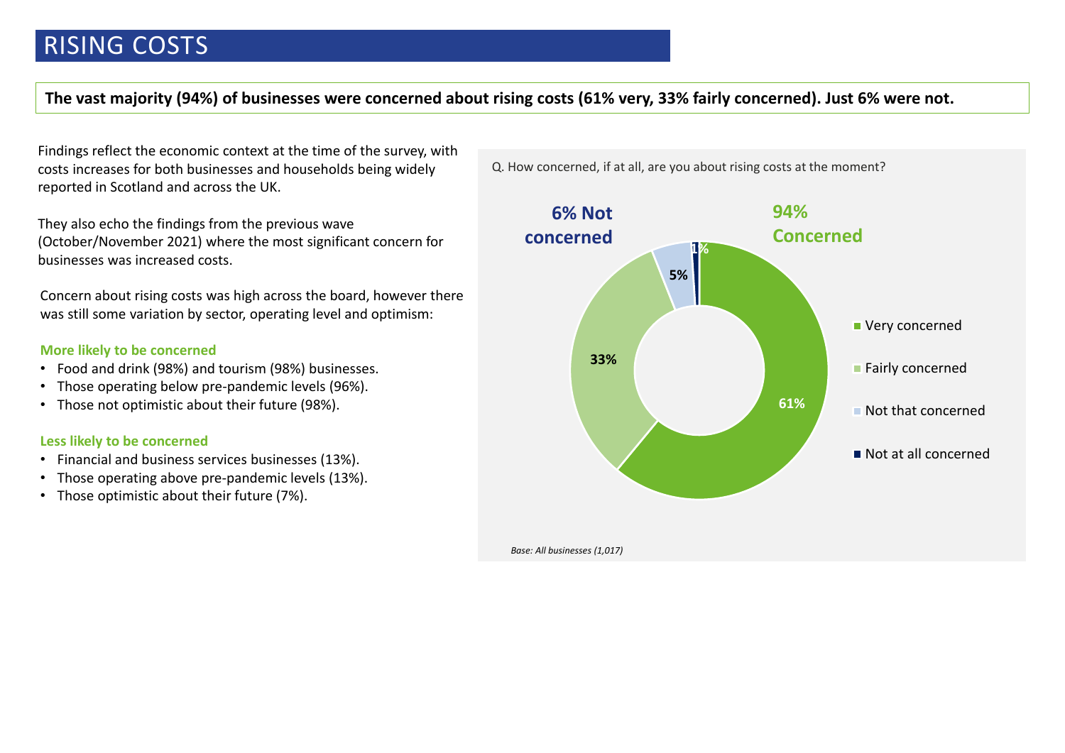# RISING COSTS

**The vast majority (94%) of businesses were concerned about rising costs (61% very, 33% fairly concerned). Just 6% were not.**

Findings reflect the economic context at the time of the survey, with costs increases for both businesses and households being widely reported in Scotland and across the UK.

They also echo the findings from the previous wave (October/November 2021) where the most significant concern for businesses was increased costs.

Concern about rising costs was high across the board, however there was still some variation by sector, operating level and optimism:

**More likely to be concerned**

- Food and drink (98%) and tourism (98%) businesses.
- Those operating below pre-pandemic levels (96%).
- Those not optimistic about their future (98%).

**Less likely to be concerned**

- Financial and business services businesses (13%).
- Those operating above pre-pandemic levels (13%).
- Those optimistic about their future (7%).

Q. How concerned, if at all, are you about rising costs at the moment?

**6% Not concerned** | **94% Concerned**

| Response | % |
|---|---|
| Very concerned | 61% |
| Fairly concerned | 33% |
| Not that concerned | 5% |
| Not at all concerned | 1% |

*Base: All businesses (1,017)*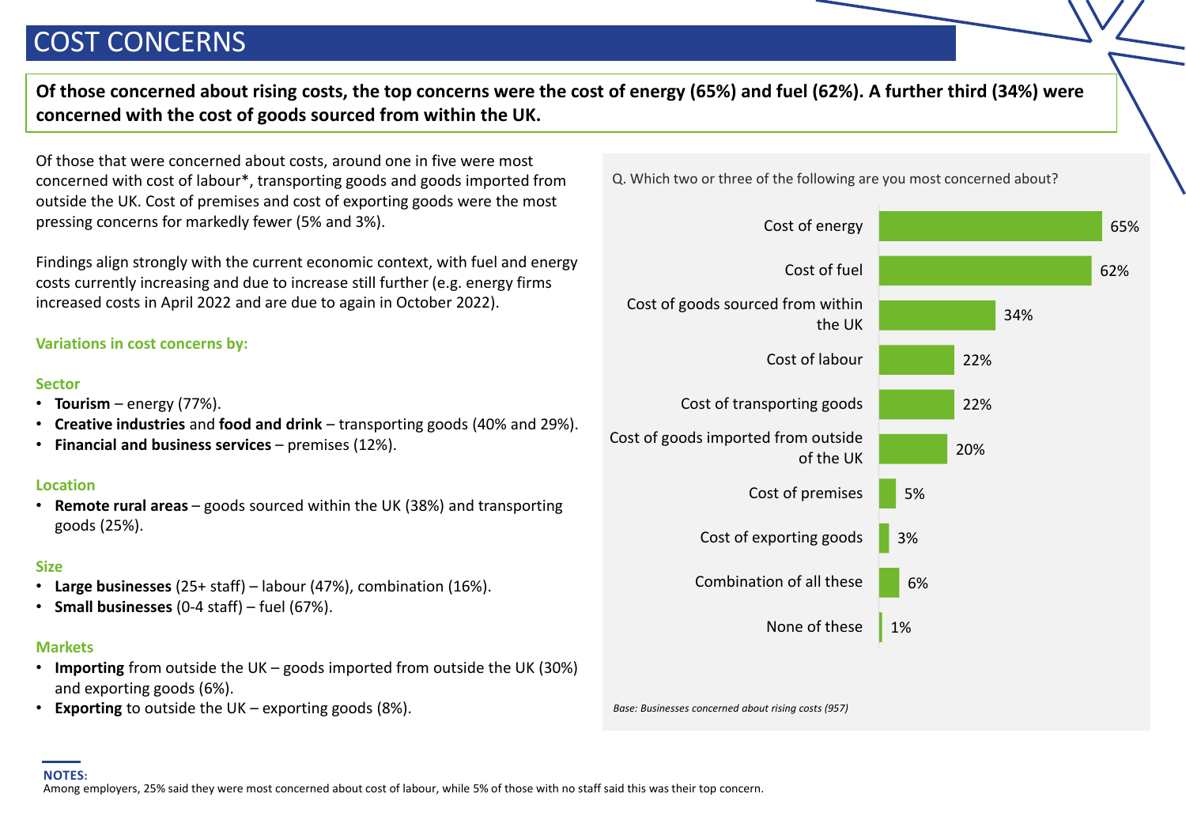# COST CONCERNS

**Of those concerned about rising costs, the top concerns were the cost of energy (65%) and fuel (62%). A further third (34%) were concerned with the cost of goods sourced from within the UK.**

Of those that were concerned about costs, around one in five were most concerned with cost of labour*, transporting goods and goods imported from outside the UK. Cost of premises and cost of exporting goods were the most pressing concerns for markedly fewer (5% and 3%).

Findings align strongly with the current economic context, with fuel and energy costs currently increasing and due to increase still further (e.g. energy firms increased costs in April 2022 and are due to again in October 2022).

### Variations in cost concerns by:

**Sector**

- **Tourism** – energy (77%).
- **Creative industries** and **food and drink** – transporting goods (40% and 29%).
- **Financial and business services** – premises (12%).

**Location**

- **Remote rural areas** – goods sourced within the UK (38%) and transporting goods (25%).

**Size**

- **Large businesses** (25+ staff) – labour (47%), combination (16%).
- **Small businesses** (0-4 staff) – fuel (67%).

**Markets**

- **Importing** from outside the UK – goods imported from outside the UK (30%) and exporting goods (6%).
- **Exporting** to outside the UK – exporting goods (8%).

Q. Which two or three of the following are you most concerned about?

| Concern | % |
|---|---|
| Cost of energy | 65% |
| Cost of fuel | 62% |
| Cost of goods sourced from within the UK | 34% |
| Cost of labour | 22% |
| Cost of transporting goods | 22% |
| Cost of goods imported from outside of the UK | 20% |
| Cost of premises | 5% |
| Cost of exporting goods | 3% |
| Combination of all these | 6% |
| None of these | 1% |

*Base: Businesses concerned about rising costs (957)*

**NOTES:**
Among employers, 25% said they were most concerned about cost of labour, while 5% of those with no staff said this was their top concern.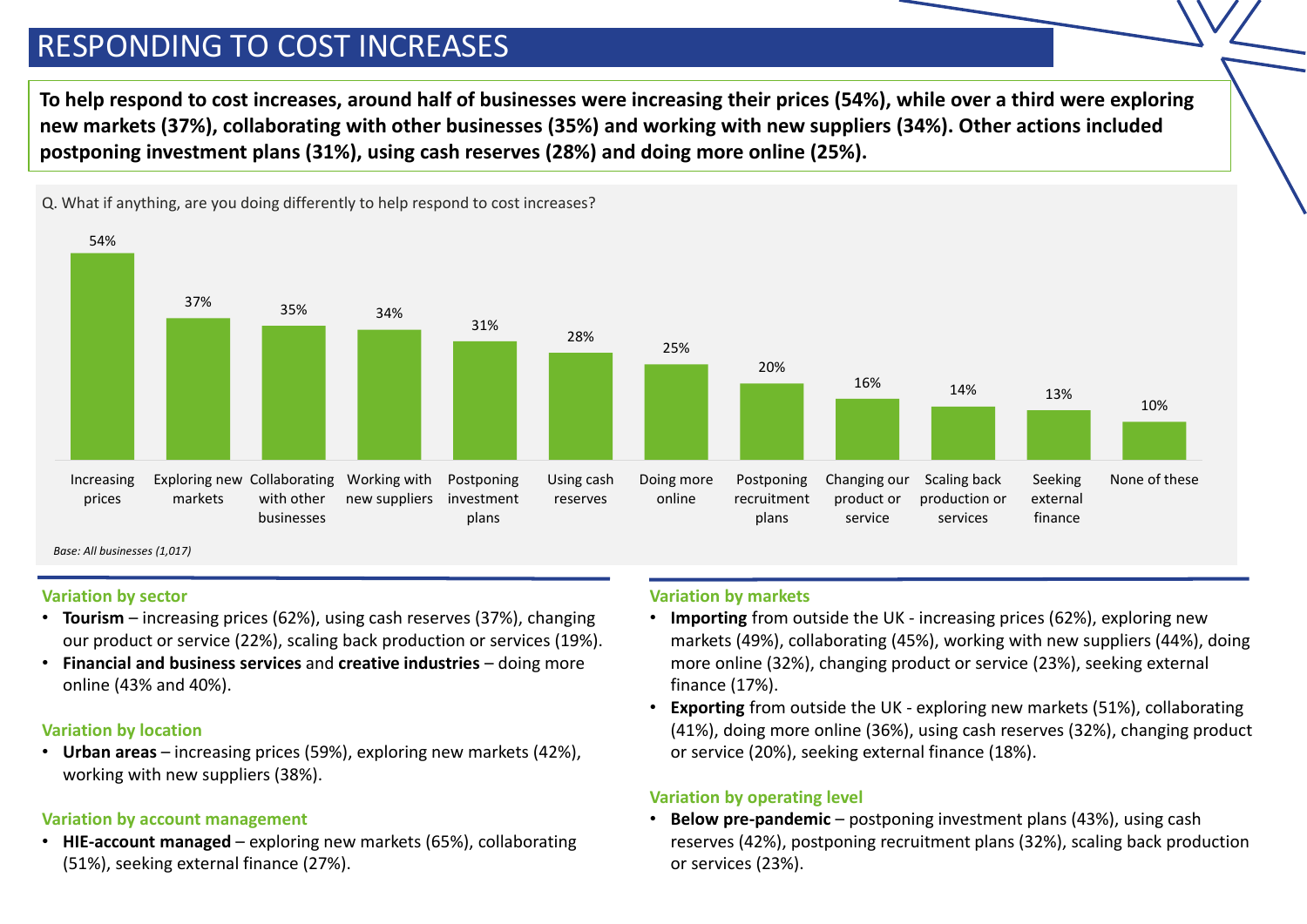# RESPONDING TO COST INCREASES

**To help respond to cost increases, around half of businesses were increasing their prices (54%), while over a third were exploring new markets (37%), collaborating with other businesses (35%) and working with new suppliers (34%). Other actions included postponing investment plans (31%), using cash reserves (28%) and doing more online (25%).**

Q. What if anything, are you doing differently to help respond to cost increases?

| Response | % |
|---|---|
| Increasing prices | 54% |
| Exploring new markets | 37% |
| Collaborating with other businesses | 35% |
| Working with new suppliers | 34% |
| Postponing investment plans | 31% |
| Using cash reserves | 28% |
| Doing more online | 25% |
| Postponing recruitment plans | 20% |
| Changing our product or service | 16% |
| Scaling back production or services | 14% |
| Seeking external finance | 13% |
| None of these | 10% |

*Base: All businesses (1,017)*

### Variation by sector

- **Tourism** – increasing prices (62%), using cash reserves (37%), changing our product or service (22%), scaling back production or services (19%).
- **Financial and business services** and **creative industries** – doing more online (43% and 40%).

### Variation by location

- **Urban areas** – increasing prices (59%), exploring new markets (42%), working with new suppliers (38%).

### Variation by account management

- **HIE-account managed** – exploring new markets (65%), collaborating (51%), seeking external finance (27%).

### Variation by markets

- **Importing** from outside the UK - increasing prices (62%), exploring new markets (49%), collaborating (45%), working with new suppliers (44%), doing more online (32%), changing product or service (23%), seeking external finance (17%).
- **Exporting** from outside the UK - exploring new markets (51%), collaborating (41%), doing more online (36%), using cash reserves (32%), changing product or service (20%), seeking external finance (18%).

### Variation by operating level

- **Below pre-pandemic** – postponing investment plans (43%), using cash reserves (42%), postponing recruitment plans (32%), scaling back production or services (23%).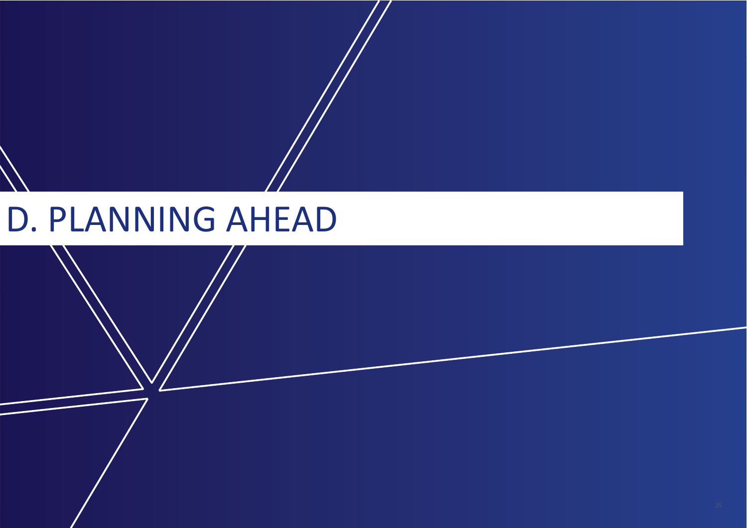# D. PLANNING AHEAD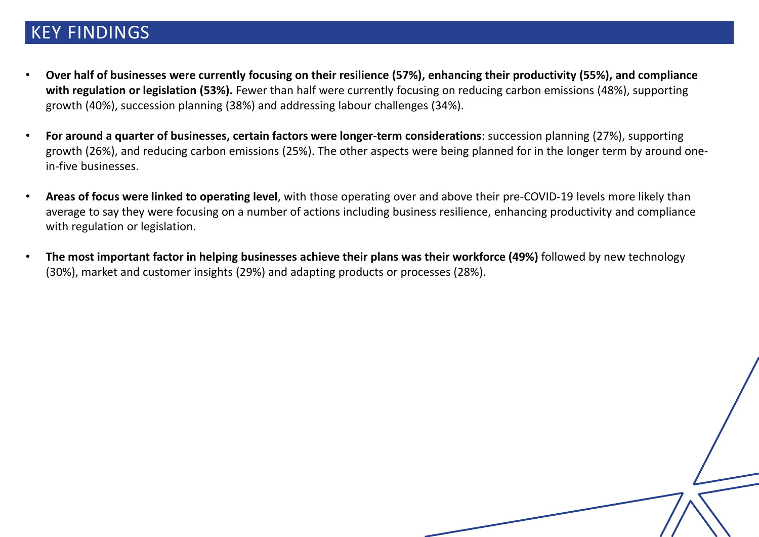# KEY FINDINGS

- **Over half of businesses were currently focusing on their resilience (57%), enhancing their productivity (55%), and compliance with regulation or legislation (53%).** Fewer than half were currently focusing on reducing carbon emissions (48%), supporting growth (40%), succession planning (38%) and addressing labour challenges (34%).

- **For around a quarter of businesses, certain factors were longer-term considerations**: succession planning (27%), supporting growth (26%), and reducing carbon emissions (25%). The other aspects were being planned for in the longer term by around one-in-five businesses.

- **Areas of focus were linked to operating level**, with those operating over and above their pre-COVID-19 levels more likely than average to say they were focusing on a number of actions including business resilience, enhancing productivity and compliance with regulation or legislation.

- **The most important factor in helping businesses achieve their plans was their workforce (49%)** followed by new technology (30%), market and customer insights (29%) and adapting products or processes (28%).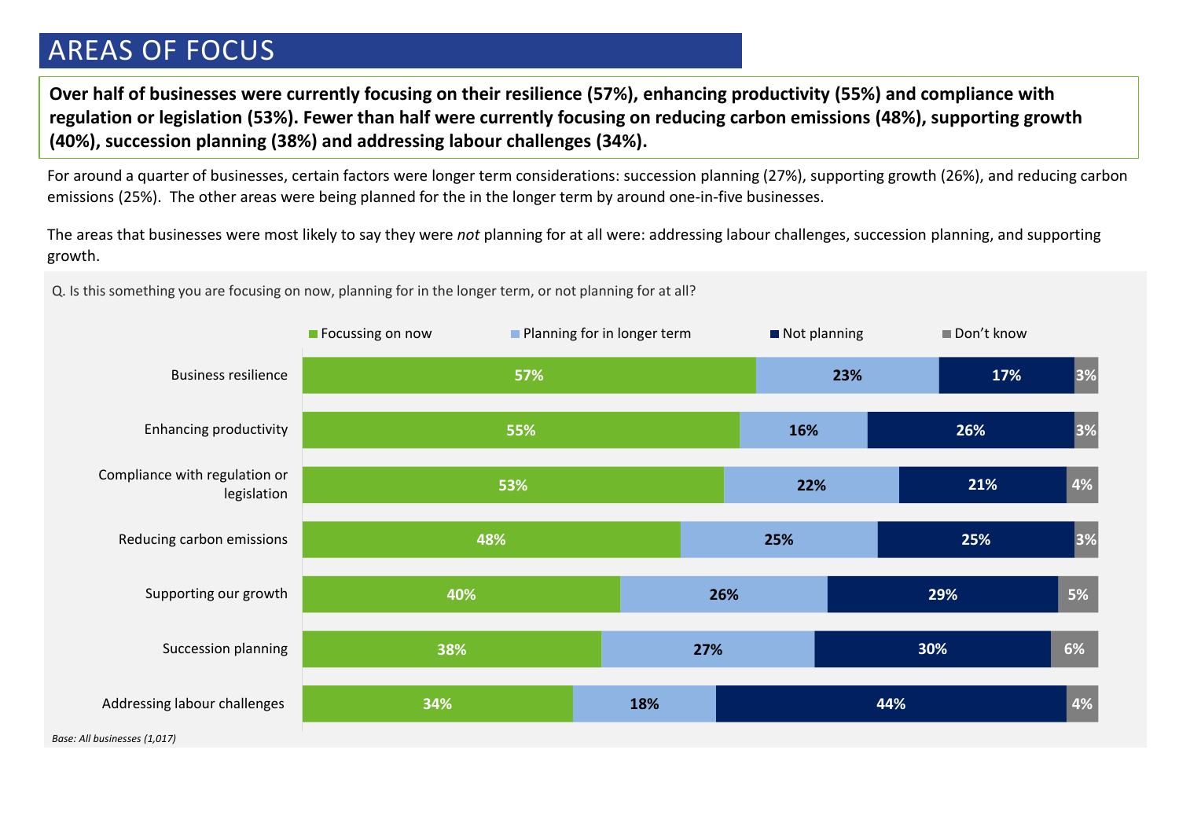# AREAS OF FOCUS

**Over half of businesses were currently focusing on their resilience (57%), enhancing productivity (55%) and compliance with regulation or legislation (53%). Fewer than half were currently focusing on reducing carbon emissions (48%), supporting growth (40%), succession planning (38%) and addressing labour challenges (34%).**

For around a quarter of businesses, certain factors were longer term considerations: succession planning (27%), supporting growth (26%), and reducing carbon emissions (25%). The other areas were being planned for the in the longer term by around one-in-five businesses.

The areas that businesses were most likely to say they were *not* planning for at all were: addressing labour challenges, succession planning, and supporting growth.

Q. Is this something you are focusing on now, planning for in the longer term, or not planning for at all?

| | Focussing on now | Planning for in longer term | Not planning | Don't know |
|---|---|---|---|---|
| Business resilience | 57% | 23% | 17% | 3% |
| Enhancing productivity | 55% | 16% | 26% | 3% |
| Compliance with regulation or legislation | 53% | 22% | 21% | 4% |
| Reducing carbon emissions | 48% | 25% | 25% | 3% |
| Supporting our growth | 40% | 26% | 29% | 5% |
| Succession planning | 38% | 27% | 30% | 6% |
| Addressing labour challenges | 34% | 18% | 44% | 4% |

*Base: All businesses (1,017)*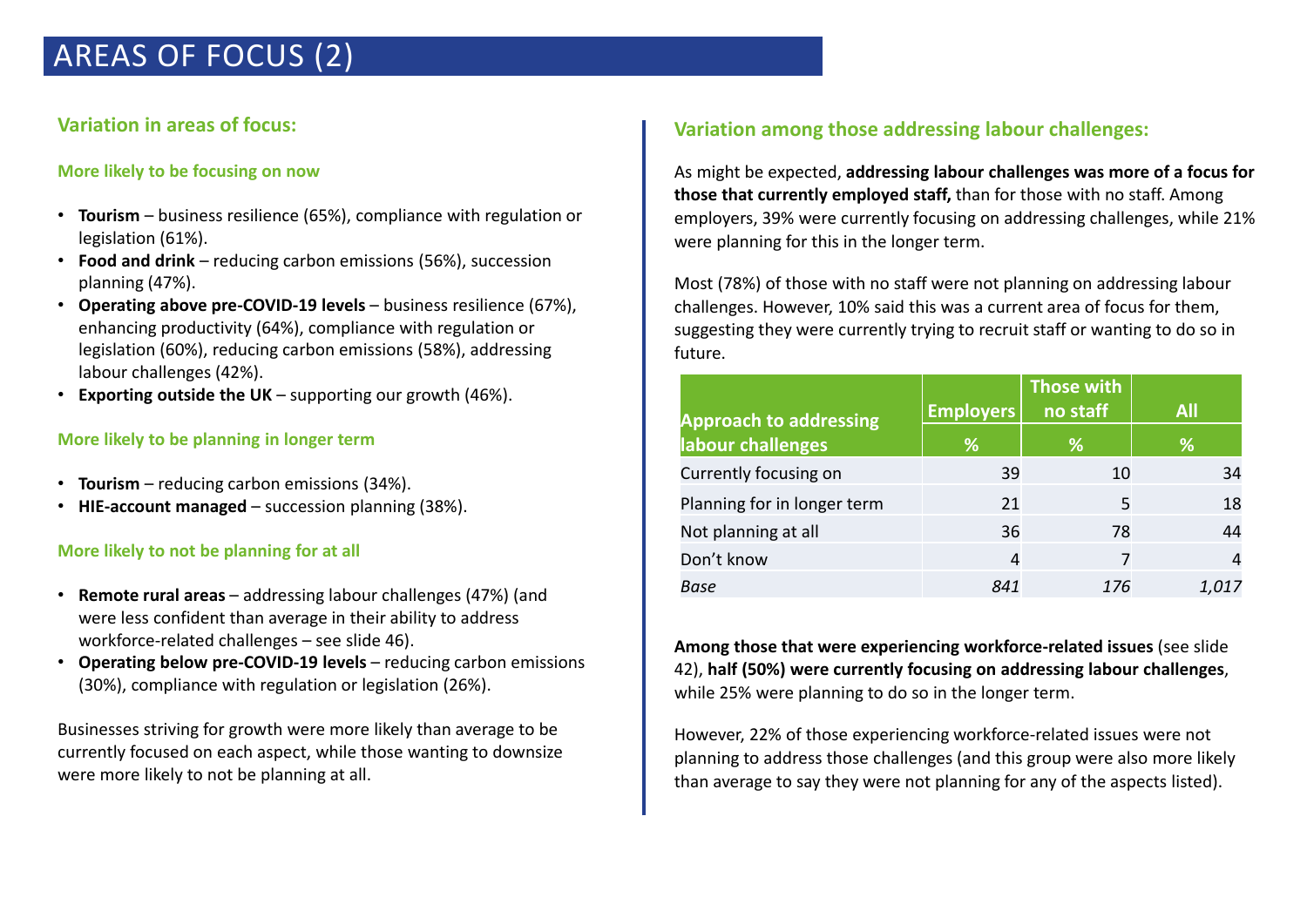# AREAS OF FOCUS (2)

## Variation in areas of focus:

### More likely to be focusing on now

- **Tourism** – business resilience (65%), compliance with regulation or legislation (61%).
- **Food and drink** – reducing carbon emissions (56%), succession planning (47%).
- **Operating above pre-COVID-19 levels** – business resilience (67%), enhancing productivity (64%), compliance with regulation or legislation (60%), reducing carbon emissions (58%), addressing labour challenges (42%).
- **Exporting outside the UK** – supporting our growth (46%).

### More likely to be planning in longer term

- **Tourism** – reducing carbon emissions (34%).
- **HIE-account managed** – succession planning (38%).

### More likely to not be planning for at all

- **Remote rural areas** – addressing labour challenges (47%) (and were less confident than average in their ability to address workforce-related challenges – see slide 46).
- **Operating below pre-COVID-19 levels** – reducing carbon emissions (30%), compliance with regulation or legislation (26%).

Businesses striving for growth were more likely than average to be currently focused on each aspect, while those wanting to downsize were more likely to not be planning at all.

## Variation among those addressing labour challenges:

As might be expected, **addressing labour challenges was more of a focus for those that currently employed staff,** than for those with no staff. Among employers, 39% were currently focusing on addressing challenges, while 21% were planning for this in the longer term.

Most (78%) of those with no staff were not planning on addressing labour challenges. However, 10% said this was a current area of focus for them, suggesting they were currently trying to recruit staff or wanting to do so in future.

| Approach to addressing labour challenges | Employers % | Those with no staff % | All % |
|---|---|---|---|
| Currently focusing on | 39 | 10 | 34 |
| Planning for in longer term | 21 | 5 | 18 |
| Not planning at all | 36 | 78 | 44 |
| Don't know | 4 | 7 | 4 |
| *Base* | *841* | *176* | *1,017* |

**Among those that were experiencing workforce-related issues** (see slide 42), **half (50%) were currently focusing on addressing labour challenges**, while 25% were planning to do so in the longer term.

However, 22% of those experiencing workforce-related issues were not planning to address those challenges (and this group were also more likely than average to say they were not planning for any of the aspects listed).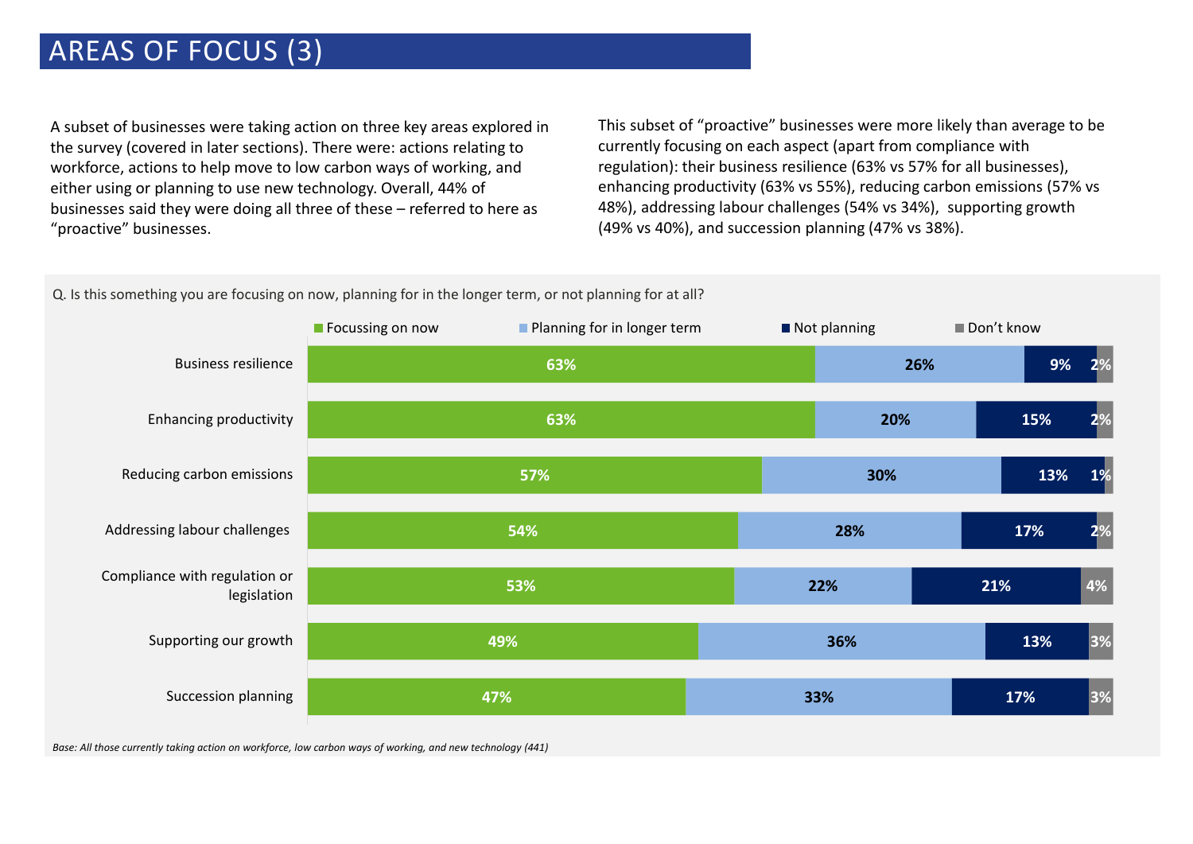# AREAS OF FOCUS (3)

A subset of businesses were taking action on three key areas explored in the survey (covered in later sections). There were: actions relating to workforce, actions to help move to low carbon ways of working, and either using or planning to use new technology. Overall, 44% of businesses said they were doing all three of these – referred to here as "proactive" businesses.

This subset of "proactive" businesses were more likely than average to be currently focusing on each aspect (apart from compliance with regulation): their business resilience (63% vs 57% for all businesses), enhancing productivity (63% vs 55%), reducing carbon emissions (57% vs 48%), addressing labour challenges (54% vs 34%), supporting growth (49% vs 40%), and succession planning (47% vs 38%).

Q. Is this something you are focusing on now, planning for in the longer term, or not planning for at all?

| | Focussing on now | Planning for in longer term | Not planning | Don't know |
|---|---|---|---|---|
| Business resilience | 63% | 26% | 9% | 2% |
| Enhancing productivity | 63% | 20% | 15% | 2% |
| Reducing carbon emissions | 57% | 30% | 13% | 1% |
| Addressing labour challenges | 54% | 28% | 17% | 2% |
| Compliance with regulation or legislation | 53% | 22% | 21% | 4% |
| Supporting our growth | 49% | 36% | 13% | 3% |
| Succession planning | 47% | 33% | 17% | 3% |

*Base: All those currently taking action on workforce, low carbon ways of working, and new technology (441)*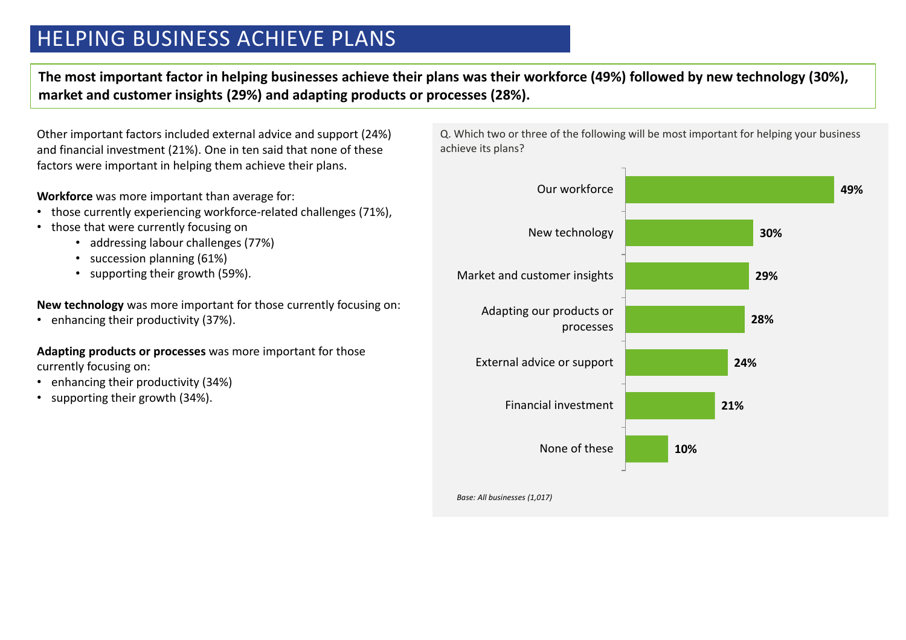# HELPING BUSINESS ACHIEVE PLANS

**The most important factor in helping businesses achieve their plans was their workforce (49%) followed by new technology (30%), market and customer insights (29%) and adapting products or processes (28%).**

Other important factors included external advice and support (24%) and financial investment (21%). One in ten said that none of these factors were important in helping them achieve their plans.

**Workforce** was more important than average for:

- those currently experiencing workforce-related challenges (71%),
- those that were currently focusing on
  - addressing labour challenges (77%)
  - succession planning (61%)
  - supporting their growth (59%).

**New technology** was more important for those currently focusing on:

- enhancing their productivity (37%).

**Adapting products or processes** was more important for those currently focusing on:

- enhancing their productivity (34%)
- supporting their growth (34%).

Q. Which two or three of the following will be most important for helping your business achieve its plans?

| Factor | % |
|---|---|
| Our workforce | 49% |
| New technology | 30% |
| Market and customer insights | 29% |
| Adapting our products or processes | 28% |
| External advice or support | 24% |
| Financial investment | 21% |
| None of these | 10% |

*Base: All businesses (1,017)*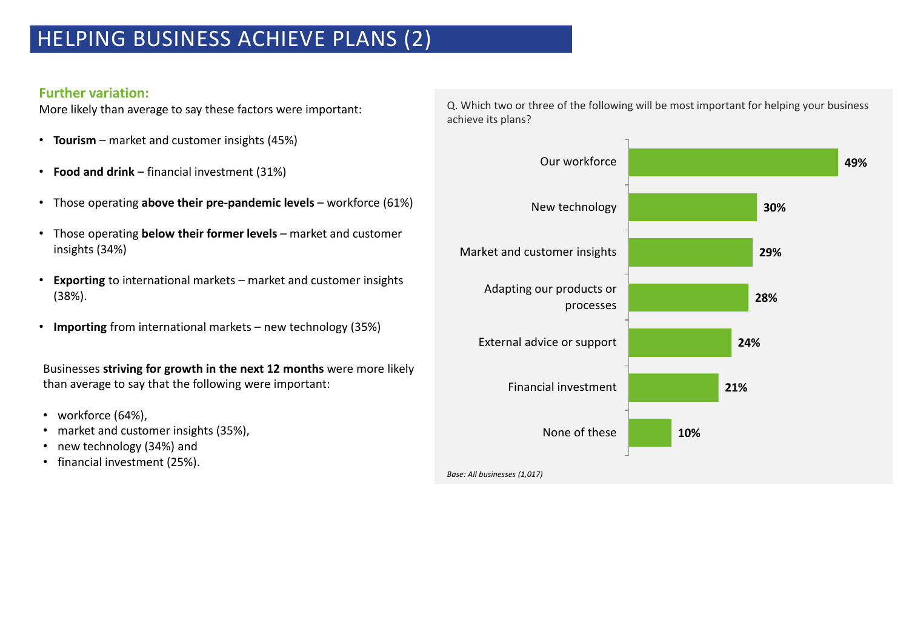# HELPING BUSINESS ACHIEVE PLANS (2)

**Further variation:**

More likely than average to say these factors were important:

- **Tourism** – market and customer insights (45%)
- **Food and drink** – financial investment (31%)
- Those operating **above their pre-pandemic levels** – workforce (61%)
- Those operating **below their former levels** – market and customer insights (34%)
- **Exporting** to international markets – market and customer insights (38%).
- **Importing** from international markets – new technology (35%)

Businesses **striving for growth in the next 12 months** were more likely than average to say that the following were important:

- workforce (64%),
- market and customer insights (35%),
- new technology (34%) and
- financial investment (25%).

Q. Which two or three of the following will be most important for helping your business achieve its plans?

| Factor | % |
|---|---|
| Our workforce | 49% |
| New technology | 30% |
| Market and customer insights | 29% |
| Adapting our products or processes | 28% |
| External advice or support | 24% |
| Financial investment | 21% |
| None of these | 10% |

*Base: All businesses (1,017)*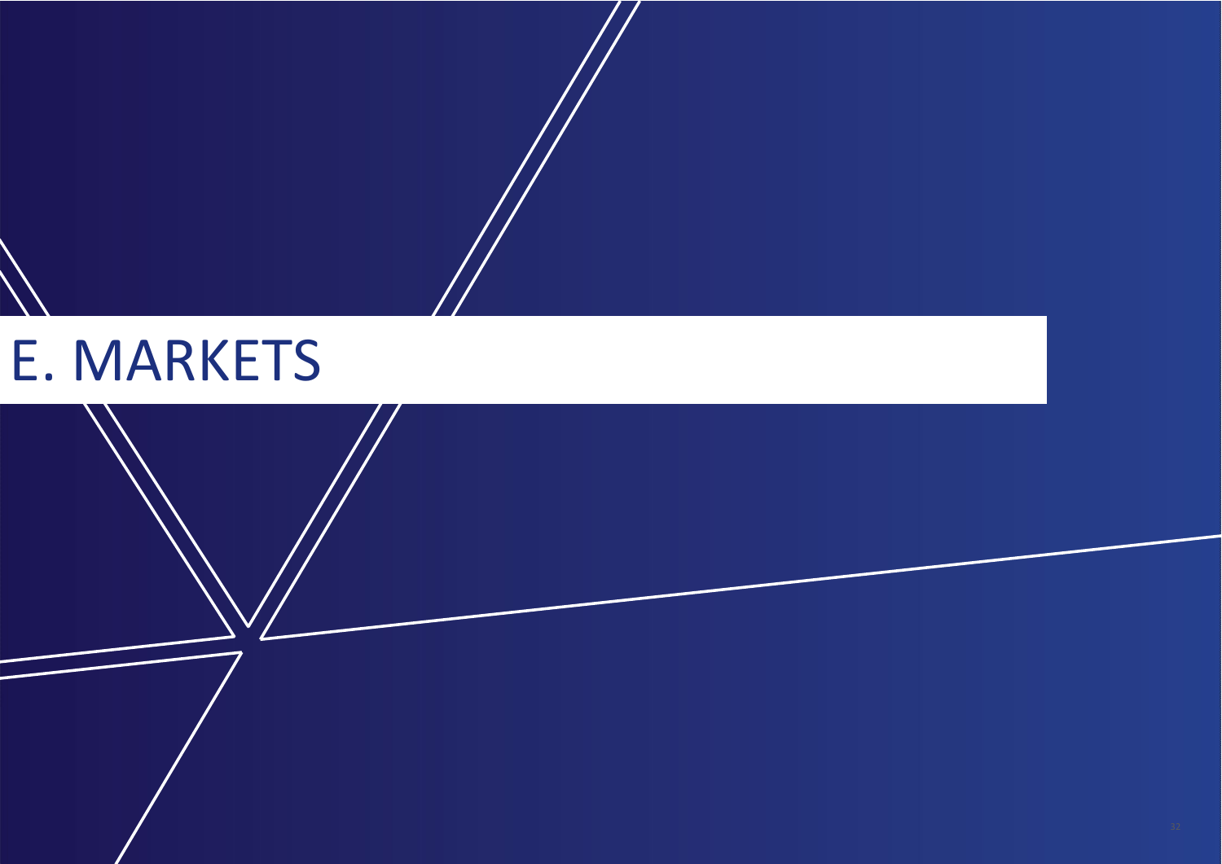# E. MARKETS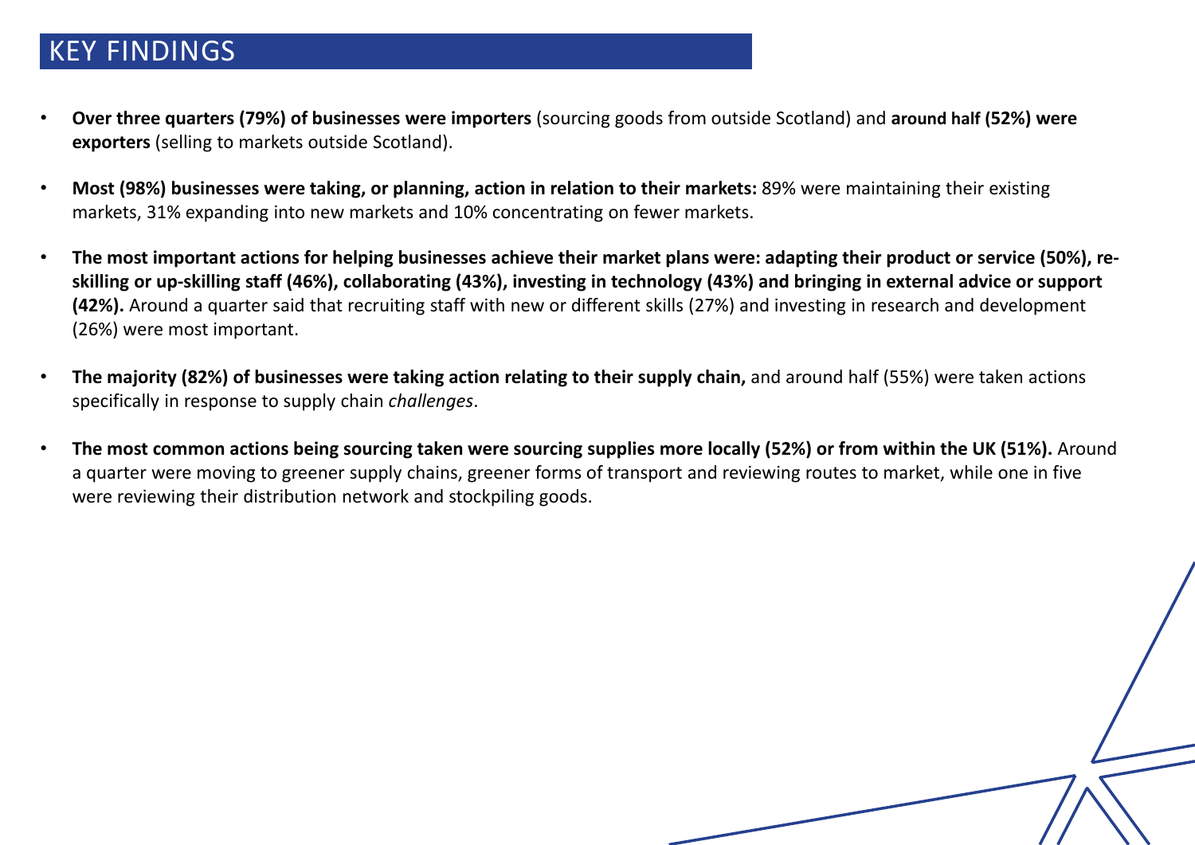# KEY FINDINGS

- **Over three quarters (79%) of businesses were importers** (sourcing goods from outside Scotland) and **around half (52%) were exporters** (selling to markets outside Scotland).
- **Most (98%) businesses were taking, or planning, action in relation to their markets:** 89% were maintaining their existing markets, 31% expanding into new markets and 10% concentrating on fewer markets.
- **The most important actions for helping businesses achieve their market plans were: adapting their product or service (50%), re-skilling or up-skilling staff (46%), collaborating (43%), investing in technology (43%) and bringing in external advice or support (42%).** Around a quarter said that recruiting staff with new or different skills (27%) and investing in research and development (26%) were most important.
- **The majority (82%) of businesses were taking action relating to their supply chain,** and around half (55%) were taken actions specifically in response to supply chain *challenges*.
- **The most common actions being sourcing taken were sourcing supplies more locally (52%) or from within the UK (51%).** Around a quarter were moving to greener supply chains, greener forms of transport and reviewing routes to market, while one in five were reviewing their distribution network and stockpiling goods.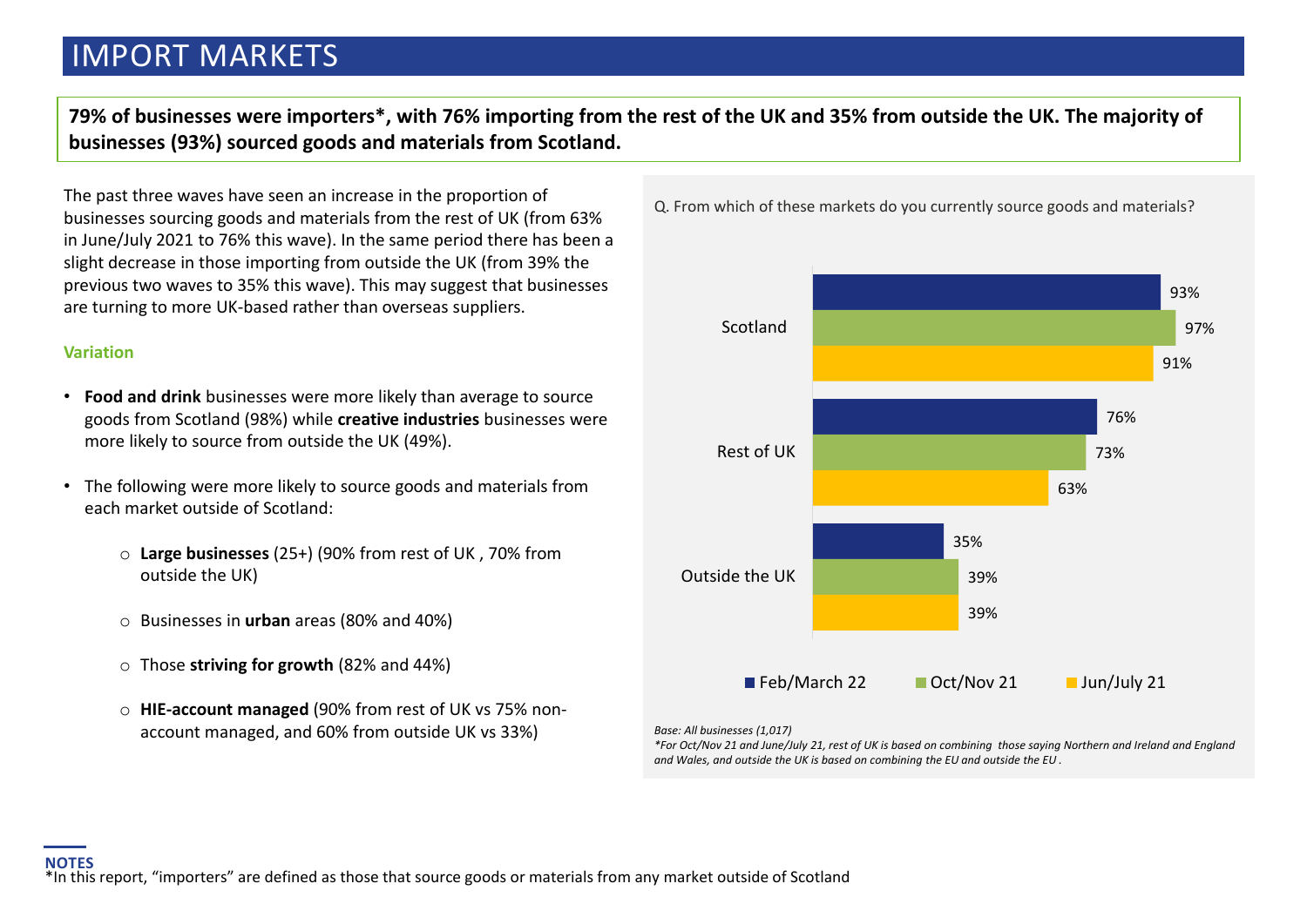# IMPORT MARKETS

**79% of businesses were importers*, with 76% importing from the rest of the UK and 35% from outside the UK. The majority of businesses (93%) sourced goods and materials from Scotland.**

The past three waves have seen an increase in the proportion of businesses sourcing goods and materials from the rest of UK (from 63% in June/July 2021 to 76% this wave). In the same period there has been a slight decrease in those importing from outside the UK (from 39% the previous two waves to 35% this wave). This may suggest that businesses are turning to more UK-based rather than overseas suppliers.

### Variation

- **Food and drink** businesses were more likely than average to source goods from Scotland (98%) while **creative industries** businesses were more likely to source from outside the UK (49%).
- The following were more likely to source goods and materials from each market outside of Scotland:
  - **Large businesses** (25+) (90% from rest of UK , 70% from outside the UK)
  - Businesses in **urban** areas (80% and 40%)
  - Those **striving for growth** (82% and 44%)
  - **HIE-account managed** (90% from rest of UK vs 75% non-account managed, and 60% from outside UK vs 33%)

Q. From which of these markets do you currently source goods and materials?

| Market | Feb/March 22 | Oct/Nov 21 | Jun/July 21 |
|---|---|---|---|
| Scotland | 93% | 97% | 91% |
| Rest of UK | 76% | 73% | 63% |
| Outside the UK | 35% | 39% | 39% |

*Base: All businesses (1,017)*

**For Oct/Nov 21 and June/July 21, rest of UK is based on combining those saying Northern and Ireland and England and Wales, and outside the UK is based on combining the EU and outside the EU .*

**NOTES**

*In this report, "importers" are defined as those that source goods or materials from any market outside of Scotland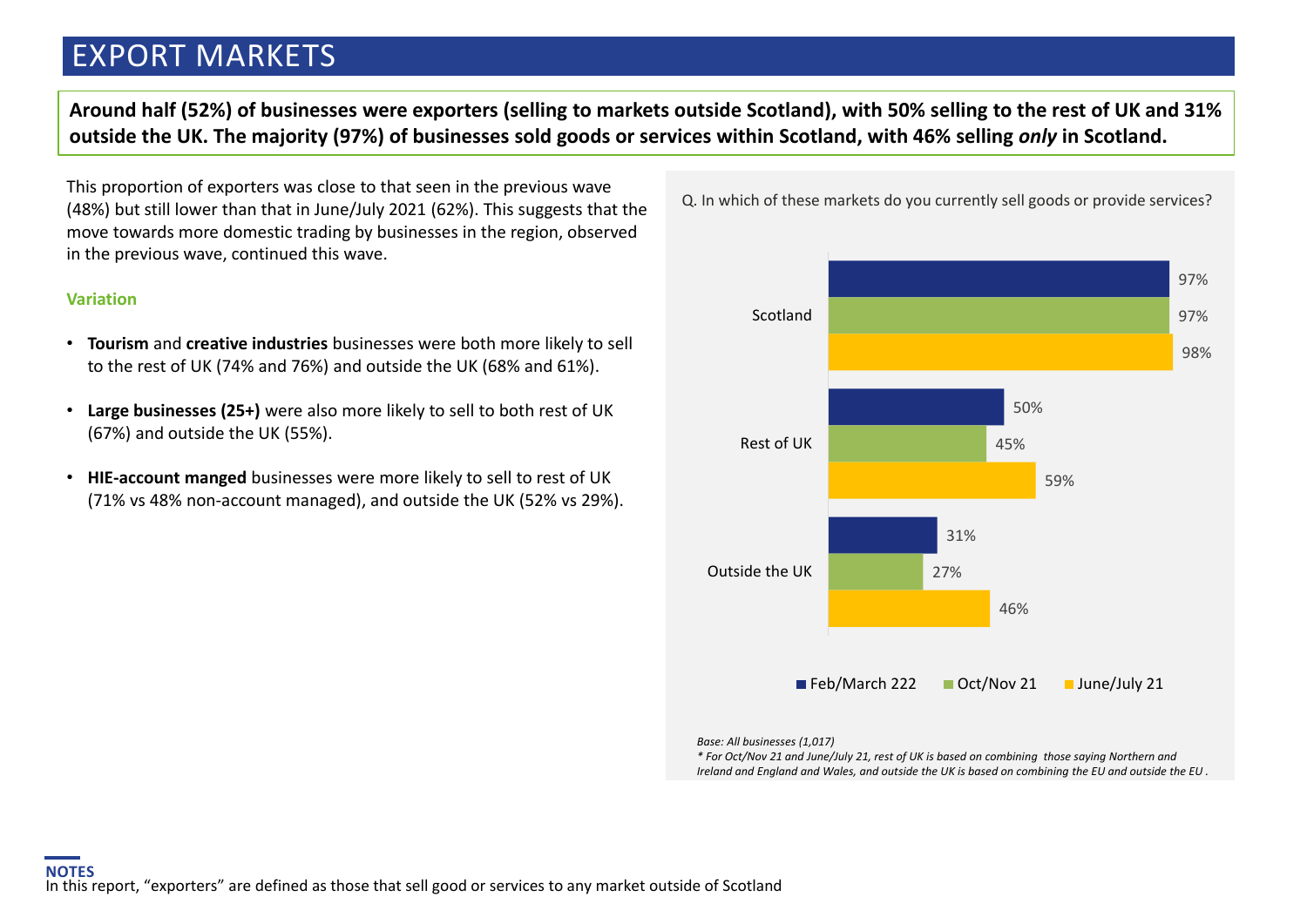# EXPORT MARKETS

**Around half (52%) of businesses were exporters (selling to markets outside Scotland), with 50% selling to the rest of UK and 31% outside the UK. The majority (97%) of businesses sold goods or services within Scotland, with 46% selling *only* in Scotland.**

This proportion of exporters was close to that seen in the previous wave (48%) but still lower than that in June/July 2021 (62%). This suggests that the move towards more domestic trading by businesses in the region, observed in the previous wave, continued this wave.

### Variation

- **Tourism** and **creative industries** businesses were both more likely to sell to the rest of UK (74% and 76%) and outside the UK (68% and 61%).
- **Large businesses (25+)** were also more likely to sell to both rest of UK (67%) and outside the UK (55%).
- **HIE-account manged** businesses were more likely to sell to rest of UK (71% vs 48% non-account managed), and outside the UK (52% vs 29%).

Q. In which of these markets do you currently sell goods or provide services?

| | Feb/March 222 | Oct/Nov 21 | June/July 21 |
|---|---|---|---|
| Scotland | 97% | 97% | 98% |
| Rest of UK | 50% | 45% | 59% |
| Outside the UK | 31% | 27% | 46% |

*Base: All businesses (1,017)*

*\* For Oct/Nov 21 and June/July 21, rest of UK is based on combining those saying Northern and Ireland and England and Wales, and outside the UK is based on combining the EU and outside the EU .*

**NOTES**

In this report, "exporters" are defined as those that sell good or services to any market outside of Scotland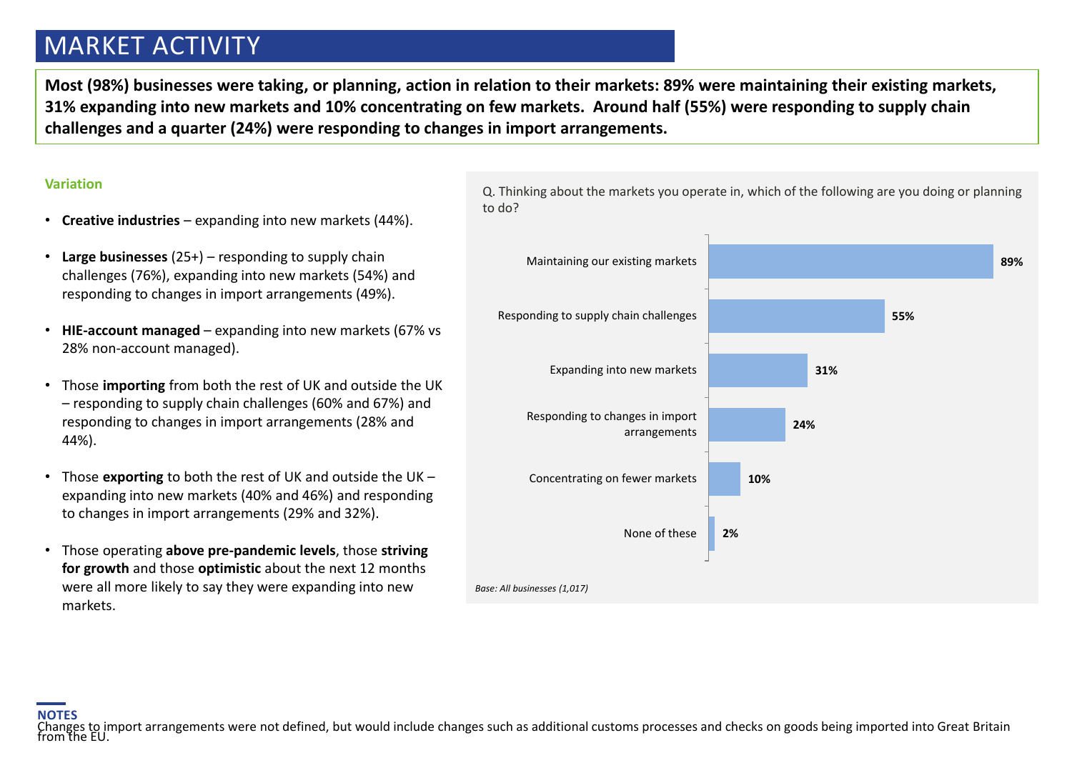# MARKET ACTIVITY

**Most (98%) businesses were taking, or planning, action in relation to their markets: 89% were maintaining their existing markets, 31% expanding into new markets and 10% concentrating on few markets. Around half (55%) were responding to supply chain challenges and a quarter (24%) were responding to changes in import arrangements.**

### Variation

- **Creative industries** – expanding into new markets (44%).
- **Large businesses** (25+) – responding to supply chain challenges (76%), expanding into new markets (54%) and responding to changes in import arrangements (49%).
- **HIE-account managed** – expanding into new markets (67% vs 28% non-account managed).
- Those **importing** from both the rest of UK and outside the UK – responding to supply chain challenges (60% and 67%) and responding to changes in import arrangements (28% and 44%).
- Those **exporting** to both the rest of UK and outside the UK – expanding into new markets (40% and 46%) and responding to changes in import arrangements (29% and 32%).
- Those operating **above pre-pandemic levels**, those **striving for growth** and those **optimistic** about the next 12 months were all more likely to say they were expanding into new markets.

Q. Thinking about the markets you operate in, which of the following are you doing or planning to do?

| Response | % |
|---|---|
| Maintaining our existing markets | 89% |
| Responding to supply chain challenges | 55% |
| Expanding into new markets | 31% |
| Responding to changes in import arrangements | 24% |
| Concentrating on fewer markets | 10% |
| None of these | 2% |

*Base: All businesses (1,017)*

**NOTES**
Changes to import arrangements were not defined, but would include changes such as additional customs processes and checks on goods being imported into Great Britain from the EU.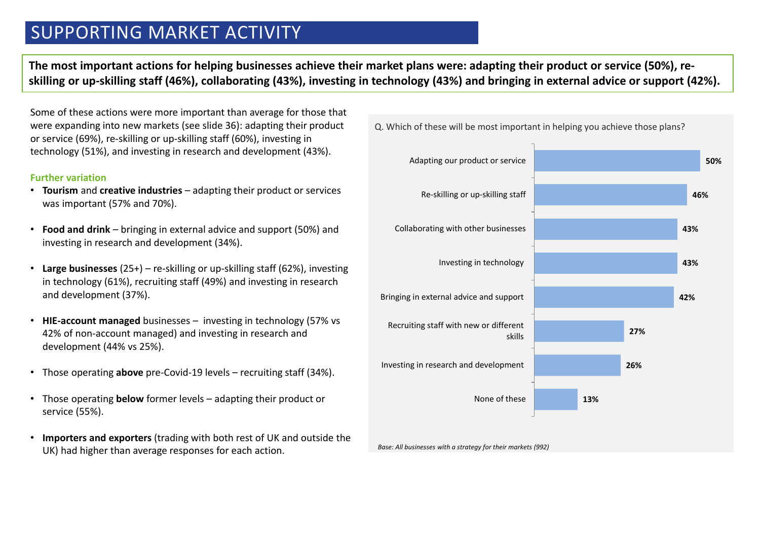# SUPPORTING MARKET ACTIVITY

**The most important actions for helping businesses achieve their market plans were: adapting their product or service (50%), re-skilling or up-skilling staff (46%), collaborating (43%), investing in technology (43%) and bringing in external advice or support (42%).**

Some of these actions were more important than average for those that were expanding into new markets (see slide 36): adapting their product or service (69%), re-skilling or up-skilling staff (60%), investing in technology (51%), and investing in research and development (43%).

### Further variation

- **Tourism** and **creative industries** – adapting their product or services was important (57% and 70%).
- **Food and drink** – bringing in external advice and support (50%) and investing in research and development (34%).
- **Large businesses** (25+) – re-skilling or up-skilling staff (62%), investing in technology (61%), recruiting staff (49%) and investing in research and development (37%).
- **HIE-account managed** businesses – investing in technology (57% vs 42% of non-account managed) and investing in research and development (44% vs 25%).
- Those operating **above** pre-Covid-19 levels – recruiting staff (34%).
- Those operating **below** former levels – adapting their product or service (55%).
- **Importers and exporters** (trading with both rest of UK and outside the UK) had higher than average responses for each action.

Q. Which of these will be most important in helping you achieve those plans?

| Action | % |
|---|---|
| Adapting our product or service | 50% |
| Re-skilling or up-skilling staff | 46% |
| Collaborating with other businesses | 43% |
| Investing in technology | 43% |
| Bringing in external advice and support | 42% |
| Recruiting staff with new or different skills | 27% |
| Investing in research and development | 26% |
| None of these | 13% |

*Base: All businesses with a strategy for their markets (992)*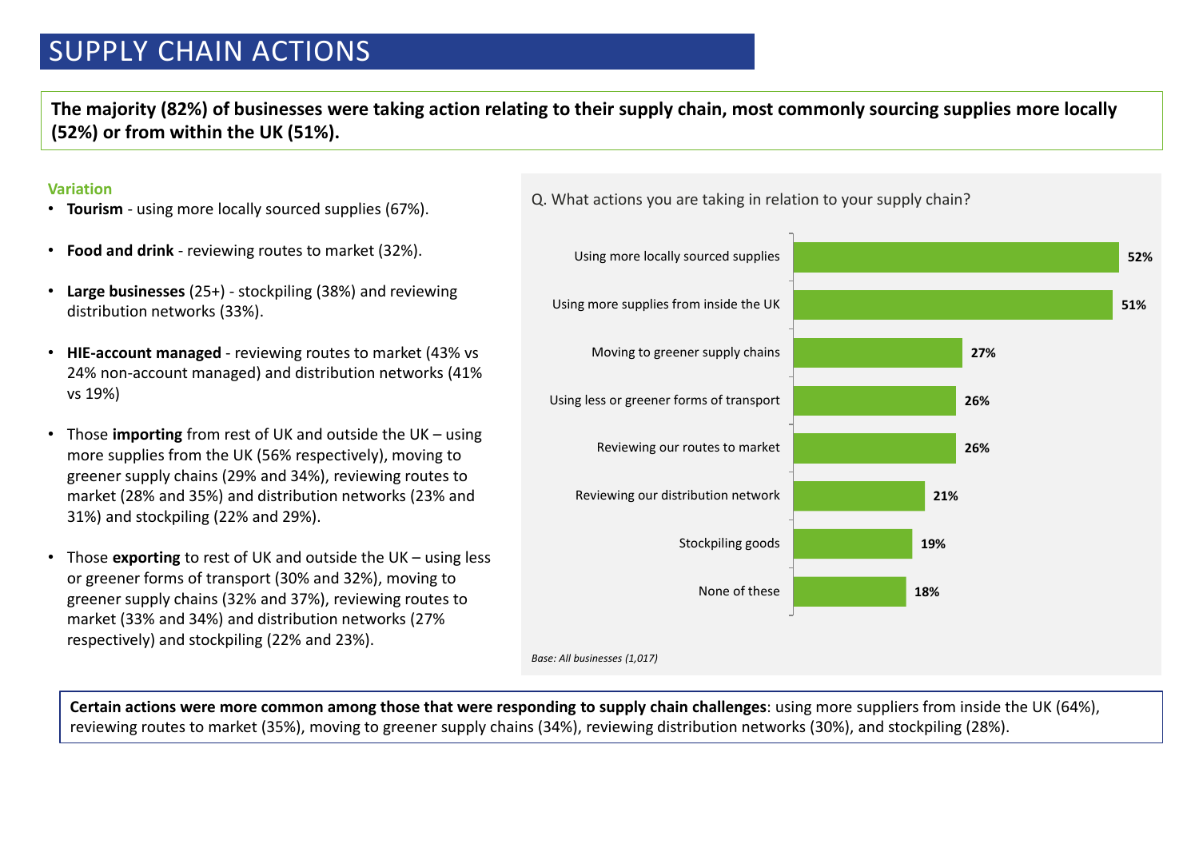# SUPPLY CHAIN ACTIONS

**The majority (82%) of businesses were taking action relating to their supply chain, most commonly sourcing supplies more locally (52%) or from within the UK (51%).**

**Variation**

- **Tourism** - using more locally sourced supplies (67%).
- **Food and drink** - reviewing routes to market (32%).
- **Large businesses** (25+) - stockpiling (38%) and reviewing distribution networks (33%).
- **HIE-account managed** - reviewing routes to market (43% vs 24% non-account managed) and distribution networks (41% vs 19%)
- Those **importing** from rest of UK and outside the UK – using more supplies from the UK (56% respectively), moving to greener supply chains (29% and 34%), reviewing routes to market (28% and 35%) and distribution networks (23% and 31%) and stockpiling (22% and 29%).
- Those **exporting** to rest of UK and outside the UK – using less or greener forms of transport (30% and 32%), moving to greener supply chains (32% and 37%), reviewing routes to market (33% and 34%) and distribution networks (27% respectively) and stockpiling (22% and 23%).

Q. What actions you are taking in relation to your supply chain?

| Action | % |
|---|---|
| Using more locally sourced supplies | 52% |
| Using more supplies from inside the UK | 51% |
| Moving to greener supply chains | 27% |
| Using less or greener forms of transport | 26% |
| Reviewing our routes to market | 26% |
| Reviewing our distribution network | 21% |
| Stockpiling goods | 19% |
| None of these | 18% |

*Base: All businesses (1,017)*

**Certain actions were more common among those that were responding to supply chain challenges**: using more suppliers from inside the UK (64%), reviewing routes to market (35%), moving to greener supply chains (34%), reviewing distribution networks (30%), and stockpiling (28%).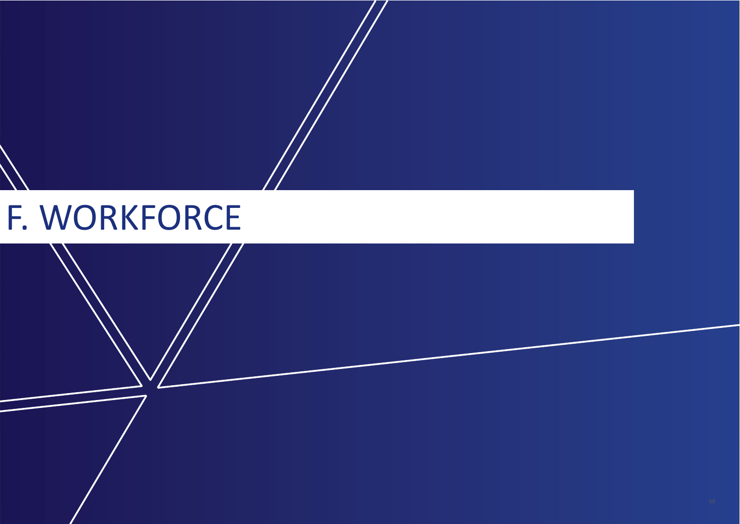# F. WORKFORCE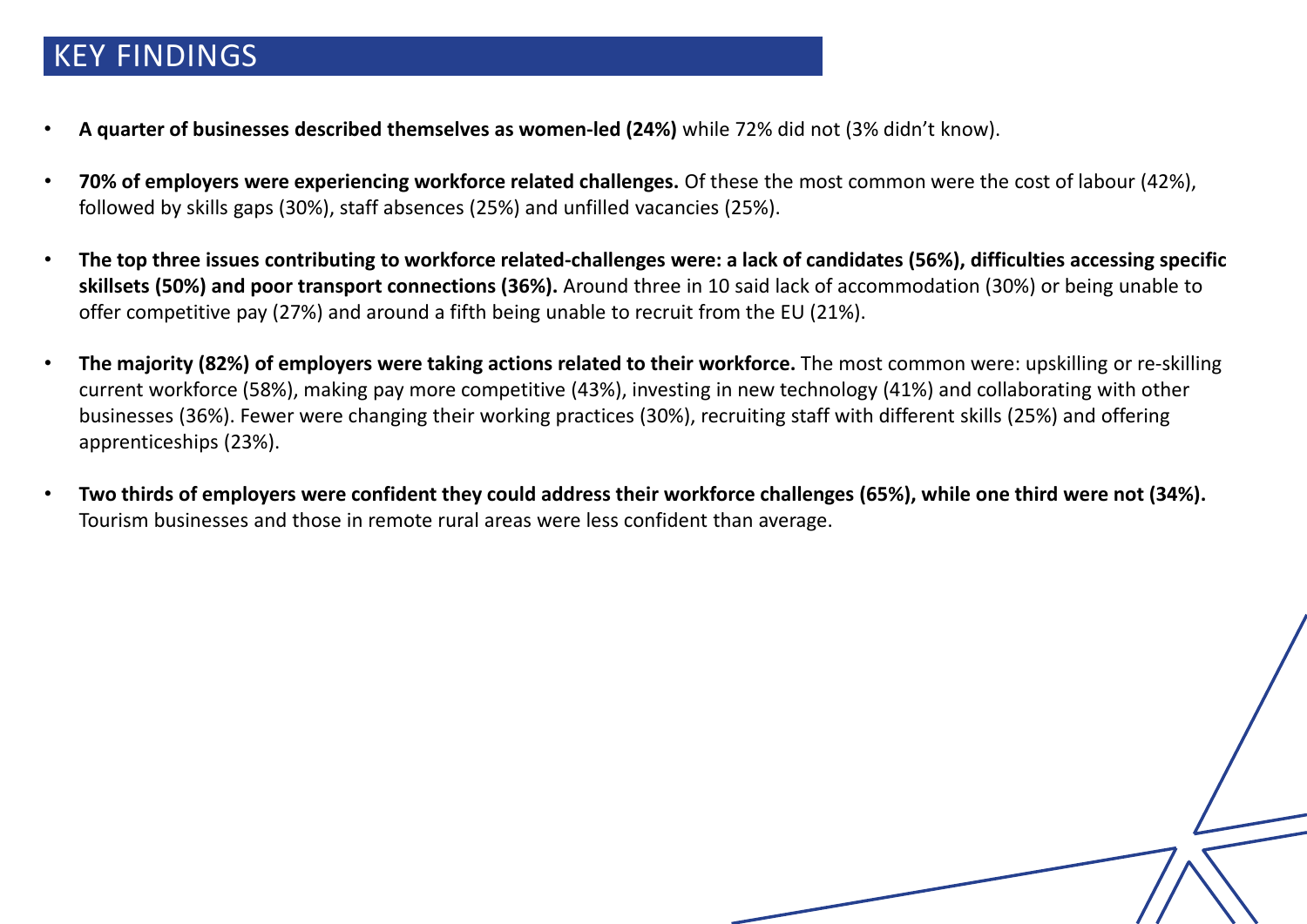# KEY FINDINGS

- **A quarter of businesses described themselves as women-led (24%)** while 72% did not (3% didn't know).

- **70% of employers were experiencing workforce related challenges.** Of these the most common were the cost of labour (42%), followed by skills gaps (30%), staff absences (25%) and unfilled vacancies (25%).

- **The top three issues contributing to workforce related-challenges were: a lack of candidates (56%), difficulties accessing specific skillsets (50%) and poor transport connections (36%).** Around three in 10 said lack of accommodation (30%) or being unable to offer competitive pay (27%) and around a fifth being unable to recruit from the EU (21%).

- **The majority (82%) of employers were taking actions related to their workforce.** The most common were: upskilling or re-skilling current workforce (58%), making pay more competitive (43%), investing in new technology (41%) and collaborating with other businesses (36%). Fewer were changing their working practices (30%), recruiting staff with different skills (25%) and offering apprenticeships (23%).

- **Two thirds of employers were confident they could address their workforce challenges (65%), while one third were not (34%).** Tourism businesses and those in remote rural areas were less confident than average.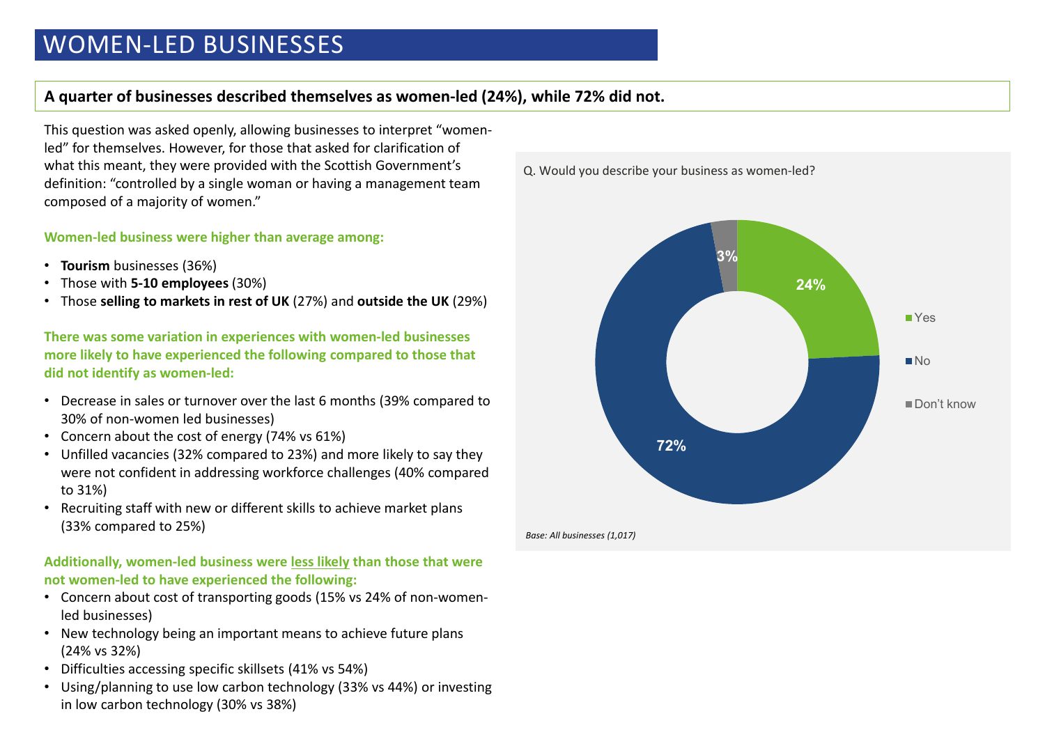# WOMEN-LED BUSINESSES

**A quarter of businesses described themselves as women-led (24%), while 72% did not.**

This question was asked openly, allowing businesses to interpret "women-led" for themselves. However, for those that asked for clarification of what this meant, they were provided with the Scottish Government's definition: "controlled by a single woman or having a management team composed of a majority of women."

**Women-led business were higher than average among:**

- **Tourism** businesses (36%)
- Those with **5-10 employees** (30%)
- Those **selling to markets in rest of UK** (27%) and **outside the UK** (29%)

**There was some variation in experiences with women-led businesses more likely to have experienced the following compared to those that did not identify as women-led:**

- Decrease in sales or turnover over the last 6 months (39% compared to 30% of non-women led businesses)
- Concern about the cost of energy (74% vs 61%)
- Unfilled vacancies (32% compared to 23%) and more likely to say they were not confident in addressing workforce challenges (40% compared to 31%)
- Recruiting staff with new or different skills to achieve market plans (33% compared to 25%)

**Additionally, women-led business were less likely than those that were not women-led to have experienced the following:**

- Concern about cost of transporting goods (15% vs 24% of non-women-led businesses)
- New technology being an important means to achieve future plans (24% vs 32%)
- Difficulties accessing specific skillsets (41% vs 54%)
- Using/planning to use low carbon technology (33% vs 44%) or investing in low carbon technology (30% vs 38%)

Q. Would you describe your business as women-led?

| Response | % |
|---|---|
| Yes | 24% |
| No | 72% |
| Don't know | 3% |

*Base: All businesses (1,017)*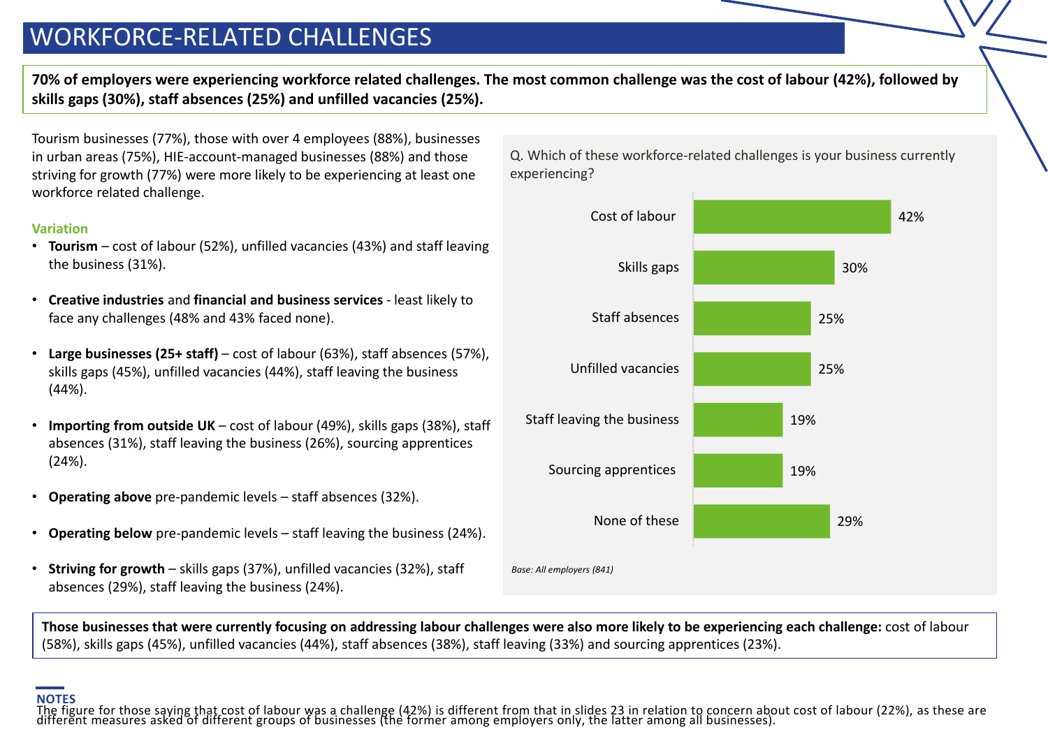# WORKFORCE-RELATED CHALLENGES

**70% of employers were experiencing workforce related challenges. The most common challenge was the cost of labour (42%), followed by skills gaps (30%), staff absences (25%) and unfilled vacancies (25%).**

Tourism businesses (77%), those with over 4 employees (88%), businesses in urban areas (75%), HIE-account-managed businesses (88%) and those striving for growth (77%) were more likely to be experiencing at least one workforce related challenge.

### Variation

- **Tourism** – cost of labour (52%), unfilled vacancies (43%) and staff leaving the business (31%).
- **Creative industries** and **financial and business services** - least likely to face any challenges (48% and 43% faced none).
- **Large businesses (25+ staff)** – cost of labour (63%), staff absences (57%), skills gaps (45%), unfilled vacancies (44%), staff leaving the business (44%).
- **Importing from outside UK** – cost of labour (49%), skills gaps (38%), staff absences (31%), staff leaving the business (26%), sourcing apprentices (24%).
- **Operating above** pre-pandemic levels – staff absences (32%).
- **Operating below** pre-pandemic levels – staff leaving the business (24%).
- **Striving for growth** – skills gaps (37%), unfilled vacancies (32%), staff absences (29%), staff leaving the business (24%).

Q. Which of these workforce-related challenges is your business currently experiencing?

| Challenge | % |
|---|---|
| Cost of labour | 42% |
| Skills gaps | 30% |
| Staff absences | 25% |
| Unfilled vacancies | 25% |
| Staff leaving the business | 19% |
| Sourcing apprentices | 19% |
| None of these | 29% |

*Base: All employers (841)*

**Those businesses that were currently focusing on addressing labour challenges were also more likely to be experiencing each challenge:** cost of labour (58%), skills gaps (45%), unfilled vacancies (44%), staff absences (38%), staff leaving (33%) and sourcing apprentices (23%).

**NOTES**
The figure for those saying that cost of labour was a challenge (42%) is different from that in slides 23 in relation to concern about cost of labour (22%), as these are different measures asked of different groups of businesses (the former among employers only, the latter among all businesses).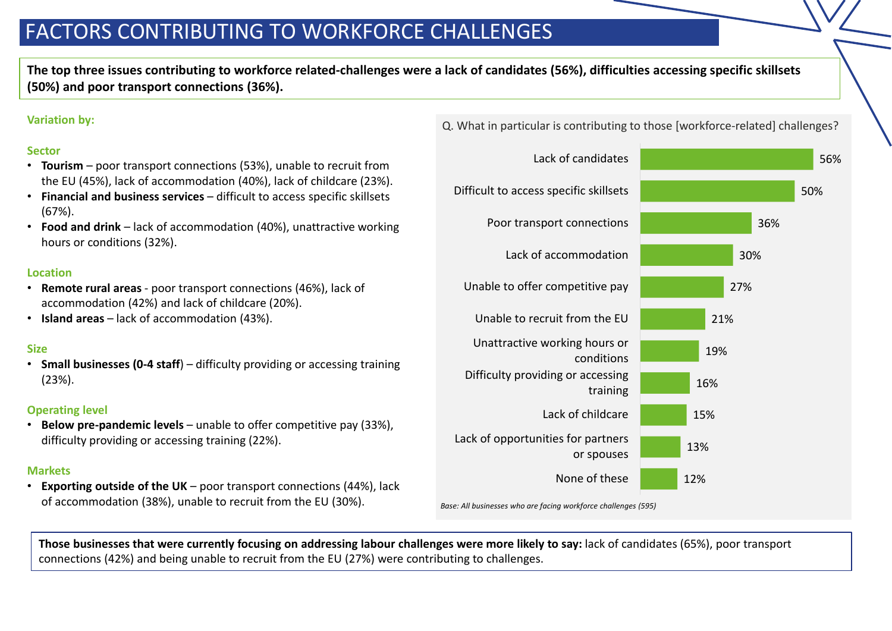# FACTORS CONTRIBUTING TO WORKFORCE CHALLENGES

**The top three issues contributing to workforce related-challenges were a lack of candidates (56%), difficulties accessing specific skillsets (50%) and poor transport connections (36%).**

**Variation by:**

**Sector**

- **Tourism** – poor transport connections (53%), unable to recruit from the EU (45%), lack of accommodation (40%), lack of childcare (23%).
- **Financial and business services** – difficult to access specific skillsets (67%).
- **Food and drink** – lack of accommodation (40%), unattractive working hours or conditions (32%).

**Location**

- **Remote rural areas** - poor transport connections (46%), lack of accommodation (42%) and lack of childcare (20%).
- **Island areas** – lack of accommodation (43%).

**Size**

- **Small businesses (0-4 staff)** – difficulty providing or accessing training (23%).

**Operating level**

- **Below pre-pandemic levels** – unable to offer competitive pay (33%), difficulty providing or accessing training (22%).

**Markets**

- **Exporting outside of the UK** – poor transport connections (44%), lack of accommodation (38%), unable to recruit from the EU (30%).

Q. What in particular is contributing to those [workforce-related] challenges?

| Factor | % |
|---|---|
| Lack of candidates | 56% |
| Difficult to access specific skillsets | 50% |
| Poor transport connections | 36% |
| Lack of accommodation | 30% |
| Unable to offer competitive pay | 27% |
| Unable to recruit from the EU | 21% |
| Unattractive working hours or conditions | 19% |
| Difficulty providing or accessing training | 16% |
| Lack of childcare | 15% |
| Lack of opportunities for partners or spouses | 13% |
| None of these | 12% |

*Base: All businesses who are facing workforce challenges (595)*

**Those businesses that were currently focusing on addressing labour challenges were more likely to say:** lack of candidates (65%), poor transport connections (42%) and being unable to recruit from the EU (27%) were contributing to challenges.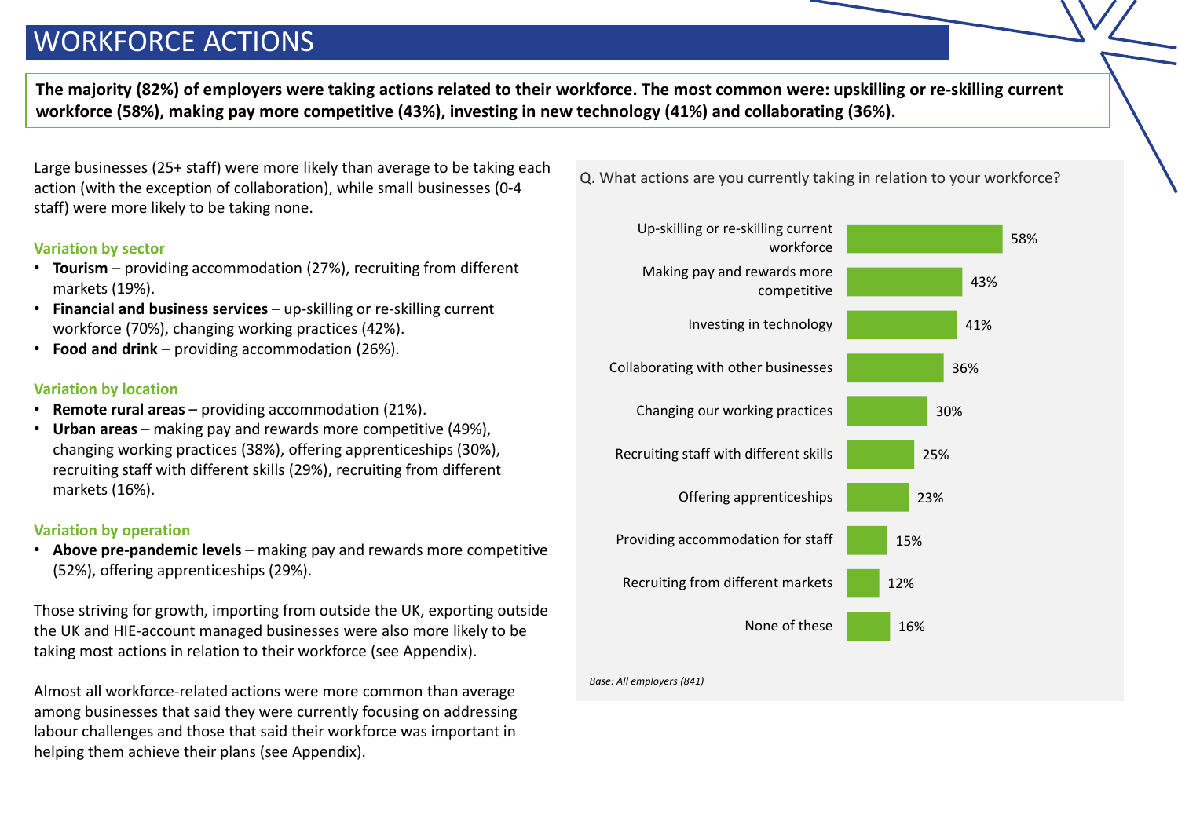# WORKFORCE ACTIONS

**The majority (82%) of employers were taking actions related to their workforce. The most common were: upskilling or re-skilling current workforce (58%), making pay more competitive (43%), investing in new technology (41%) and collaborating (36%).**

Large businesses (25+ staff) were more likely than average to be taking each action (with the exception of collaboration), while small businesses (0-4 staff) were more likely to be taking none.

### Variation by sector

- **Tourism** – providing accommodation (27%), recruiting from different markets (19%).
- **Financial and business services** – up-skilling or re-skilling current workforce (70%), changing working practices (42%).
- **Food and drink** – providing accommodation (26%).

### Variation by location

- **Remote rural areas** – providing accommodation (21%).
- **Urban areas** – making pay and rewards more competitive (49%), changing working practices (38%), offering apprenticeships (30%), recruiting staff with different skills (29%), recruiting from different markets (16%).

### Variation by operation

- **Above pre-pandemic levels** – making pay and rewards more competitive (52%), offering apprenticeships (29%).

Those striving for growth, importing from outside the UK, exporting outside the UK and HIE-account managed businesses were also more likely to be taking most actions in relation to their workforce (see Appendix).

Almost all workforce-related actions were more common than average among businesses that said they were currently focusing on addressing labour challenges and those that said their workforce was important in helping them achieve their plans (see Appendix).

Q. What actions are you currently taking in relation to your workforce?

| Action | % |
| --- | --- |
| Up-skilling or re-skilling current workforce | 58% |
| Making pay and rewards more competitive | 43% |
| Investing in technology | 41% |
| Collaborating with other businesses | 36% |
| Changing our working practices | 30% |
| Recruiting staff with different skills | 25% |
| Offering apprenticeships | 23% |
| Providing accommodation for staff | 15% |
| Recruiting from different markets | 12% |
| None of these | 16% |

*Base: All employers (841)*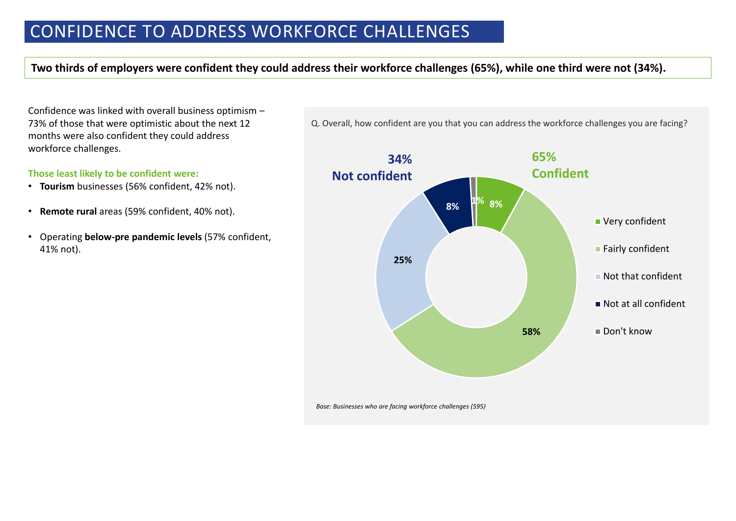# CONFIDENCE TO ADDRESS WORKFORCE CHALLENGES

**Two thirds of employers were confident they could address their workforce challenges (65%), while one third were not (34%).**

Confidence was linked with overall business optimism – 73% of those that were optimistic about the next 12 months were also confident they could address workforce challenges.

**Those least likely to be confident were:**

- **Tourism** businesses (56% confident, 42% not).
- **Remote rural** areas (59% confident, 40% not).
- Operating **below-pre pandemic levels** (57% confident, 41% not).

Q. Overall, how confident are you that you can address the workforce challenges you are facing?

| Response | % |
|---|---|
| Very confident | 8% |
| Fairly confident | 58% |
| Not that confident | 25% |
| Not at all confident | 8% |
| Don't know | 1% |

**65% Confident**

**34% Not confident**

*Base: Businesses who are facing workforce challenges (595)*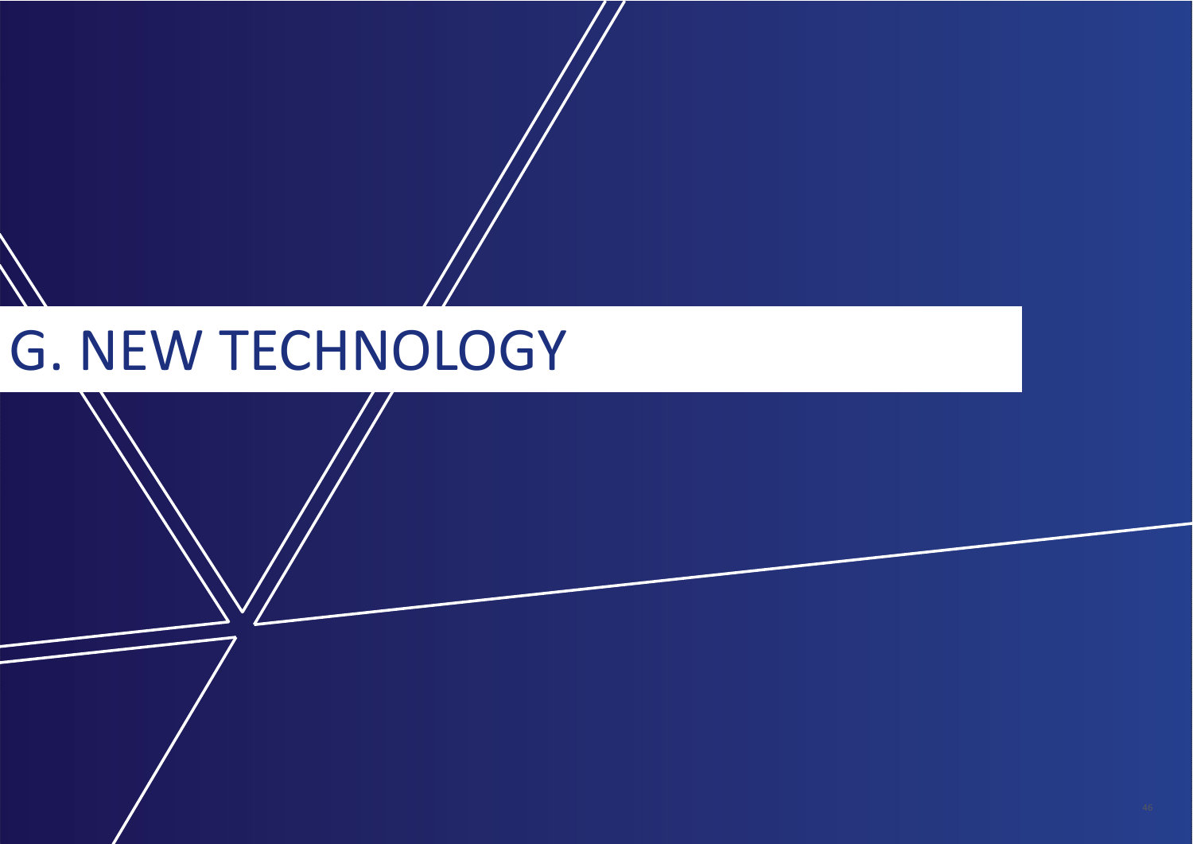# G. NEW TECHNOLOGY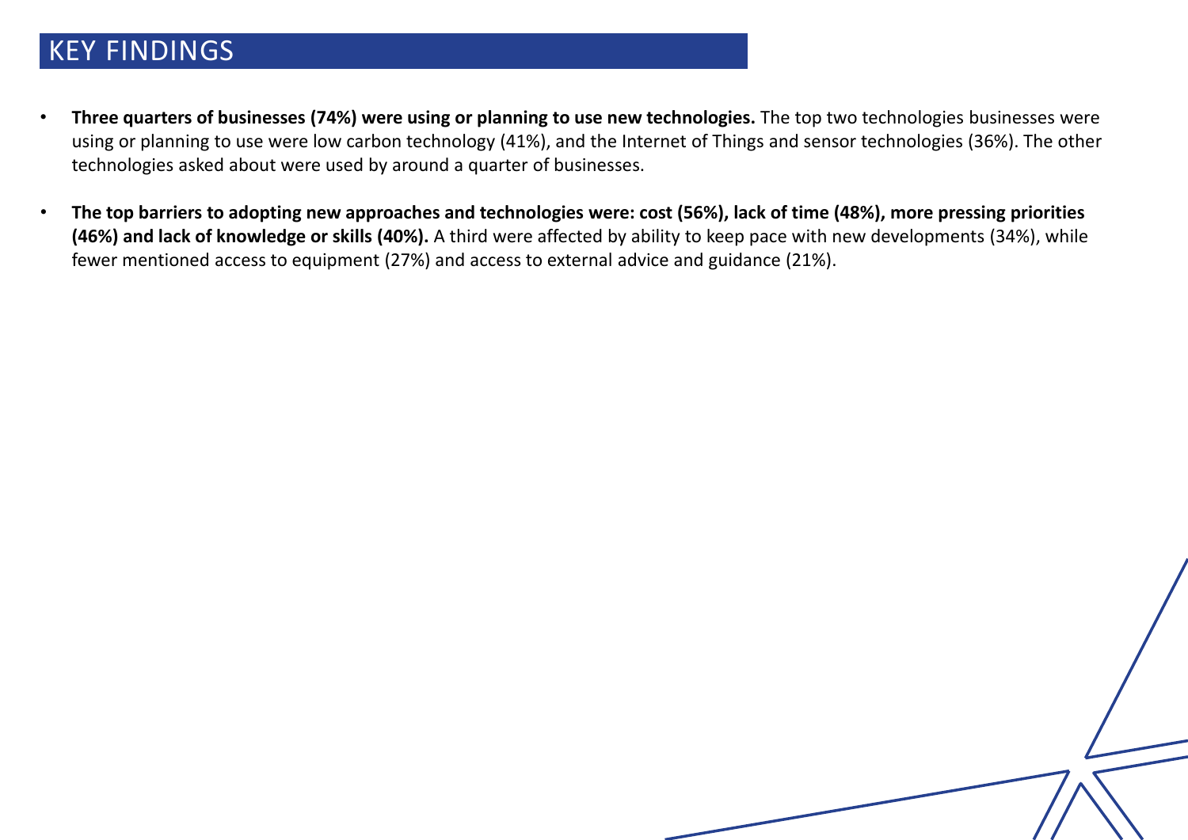# KEY FINDINGS

- **Three quarters of businesses (74%) were using or planning to use new technologies.** The top two technologies businesses were using or planning to use were low carbon technology (41%), and the Internet of Things and sensor technologies (36%). The other technologies asked about were used by around a quarter of businesses.

- **The top barriers to adopting new approaches and technologies were: cost (56%), lack of time (48%), more pressing priorities (46%) and lack of knowledge or skills (40%).** A third were affected by ability to keep pace with new developments (34%), while fewer mentioned access to equipment (27%) and access to external advice and guidance (21%).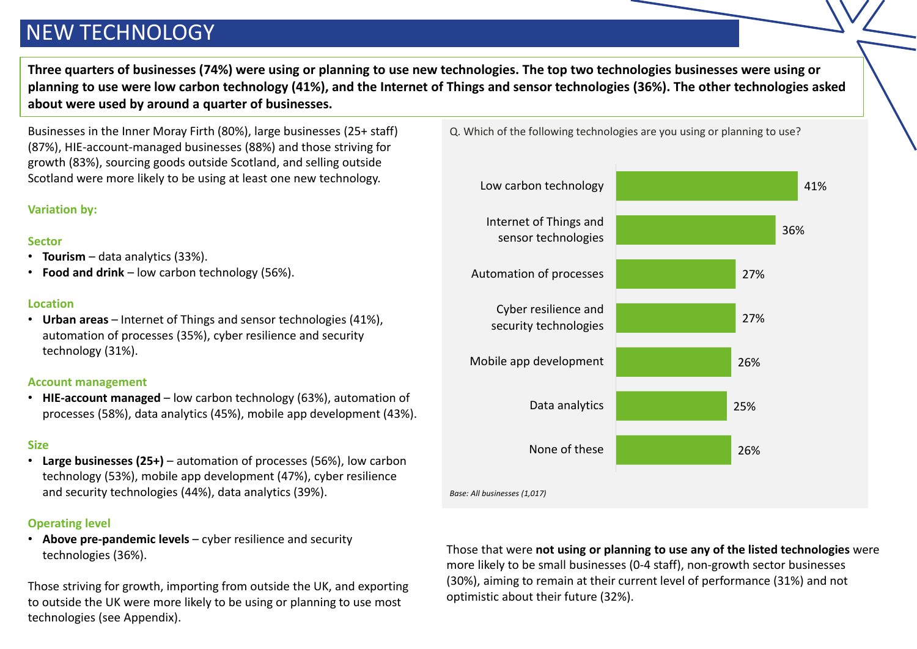# NEW TECHNOLOGY

**Three quarters of businesses (74%) were using or planning to use new technologies. The top two technologies businesses were using or planning to use were low carbon technology (41%), and the Internet of Things and sensor technologies (36%). The other technologies asked about were used by around a quarter of businesses.**

Businesses in the Inner Moray Firth (80%), large businesses (25+ staff) (87%), HIE-account-managed businesses (88%) and those striving for growth (83%), sourcing goods outside Scotland, and selling outside Scotland were more likely to be using at least one new technology.

**Variation by:**

**Sector**

- **Tourism** – data analytics (33%).
- **Food and drink** – low carbon technology (56%).

**Location**

- **Urban areas** – Internet of Things and sensor technologies (41%), automation of processes (35%), cyber resilience and security technology (31%).

**Account management**

- **HIE-account managed** – low carbon technology (63%), automation of processes (58%), data analytics (45%), mobile app development (43%).

**Size**

- **Large businesses (25+)** – automation of processes (56%), low carbon technology (53%), mobile app development (47%), cyber resilience and security technologies (44%), data analytics (39%).

**Operating level**

- **Above pre-pandemic levels** – cyber resilience and security technologies (36%).

Those striving for growth, importing from outside the UK, and exporting to outside the UK were more likely to be using or planning to use most technologies (see Appendix).

Q. Which of the following technologies are you using or planning to use?

| Technology | % |
| --- | --- |
| Low carbon technology | 41% |
| Internet of Things and sensor technologies | 36% |
| Automation of processes | 27% |
| Cyber resilience and security technologies | 27% |
| Mobile app development | 26% |
| Data analytics | 25% |
| None of these | 26% |

*Base: All businesses (1,017)*

Those that were **not using or planning to use any of the listed technologies** were more likely to be small businesses (0-4 staff), non-growth sector businesses (30%), aiming to remain at their current level of performance (31%) and not optimistic about their future (32%).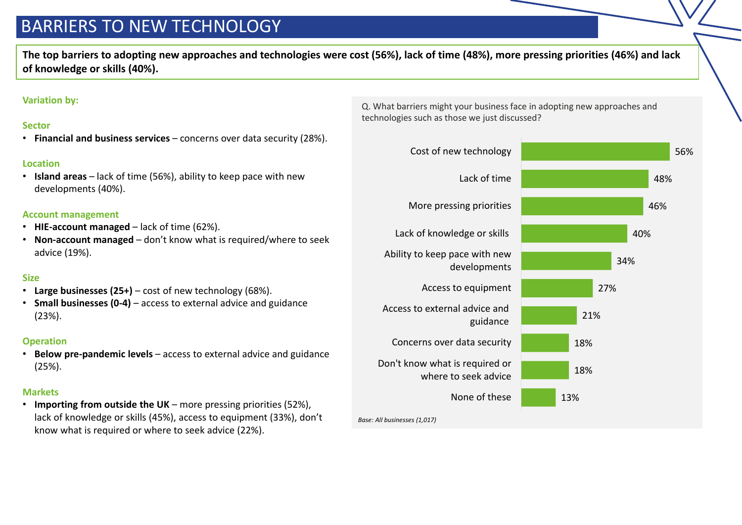# BARRIERS TO NEW TECHNOLOGY

**The top barriers to adopting new approaches and technologies were cost (56%), lack of time (48%), more pressing priorities (46%) and lack of knowledge or skills (40%).**

**Variation by:**

**Sector**

- **Financial and business services** – concerns over data security (28%).

**Location**

- **Island areas** – lack of time (56%), ability to keep pace with new developments (40%).

**Account management**

- **HIE-account managed** – lack of time (62%).
- **Non-account managed** – don't know what is required/where to seek advice (19%).

**Size**

- **Large businesses (25+)** – cost of new technology (68%).
- **Small businesses (0-4)** – access to external advice and guidance (23%).

**Operation**

- **Below pre-pandemic levels** – access to external advice and guidance (25%).

**Markets**

- **Importing from outside the UK** – more pressing priorities (52%), lack of knowledge or skills (45%), access to equipment (33%), don't know what is required or where to seek advice (22%).

Q. What barriers might your business face in adopting new approaches and technologies such as those we just discussed?

| Barrier | % |
|---|---|
| Cost of new technology | 56% |
| Lack of time | 48% |
| More pressing priorities | 46% |
| Lack of knowledge or skills | 40% |
| Ability to keep pace with new developments | 34% |
| Access to equipment | 27% |
| Access to external advice and guidance | 21% |
| Concerns over data security | 18% |
| Don't know what is required or where to seek advice | 18% |
| None of these | 13% |

*Base: All businesses (1,017)*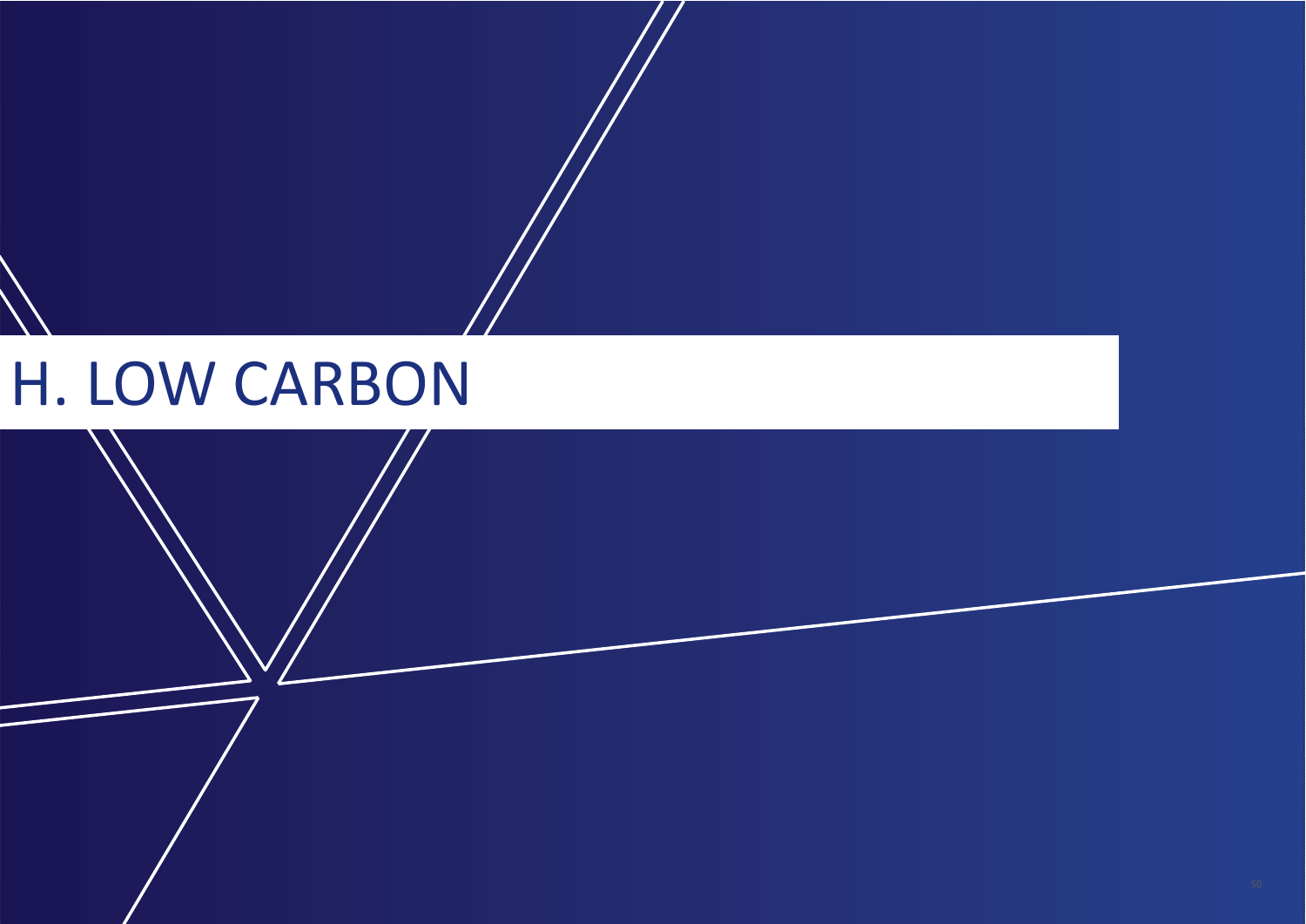# H. LOW CARBON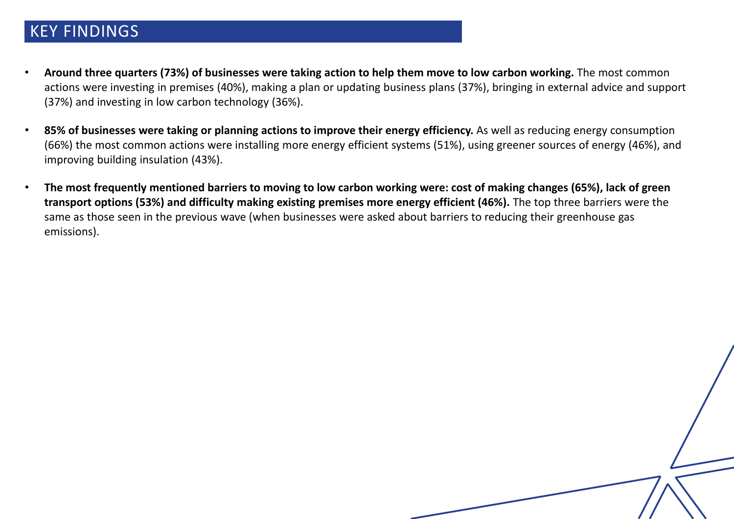## KEY FINDINGS

- **Around three quarters (73%) of businesses were taking action to help them move to low carbon working.** The most common actions were investing in premises (40%), making a plan or updating business plans (37%), bringing in external advice and support (37%) and investing in low carbon technology (36%).
- **85% of businesses were taking or planning actions to improve their energy efficiency.** As well as reducing energy consumption (66%) the most common actions were installing more energy efficient systems (51%), using greener sources of energy (46%), and improving building insulation (43%).
- **The most frequently mentioned barriers to moving to low carbon working were: cost of making changes (65%), lack of green transport options (53%) and difficulty making existing premises more energy efficient (46%).** The top three barriers were the same as those seen in the previous wave (when businesses were asked about barriers to reducing their greenhouse gas emissions).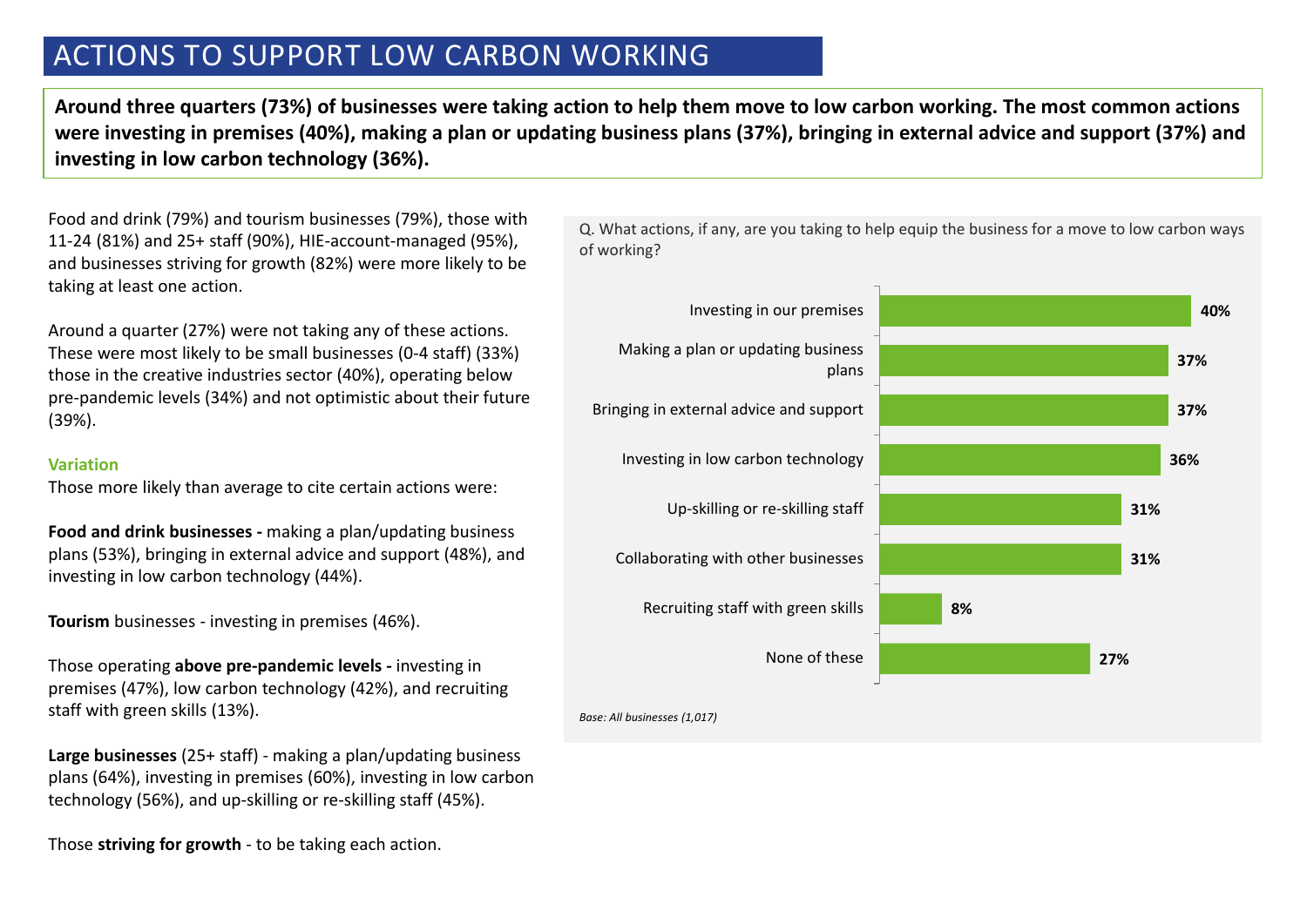# ACTIONS TO SUPPORT LOW CARBON WORKING

**Around three quarters (73%) of businesses were taking action to help them move to low carbon working. The most common actions were investing in premises (40%), making a plan or updating business plans (37%), bringing in external advice and support (37%) and investing in low carbon technology (36%).**

Food and drink (79%) and tourism businesses (79%), those with 11-24 (81%) and 25+ staff (90%), HIE-account-managed (95%), and businesses striving for growth (82%) were more likely to be taking at least one action.

Around a quarter (27%) were not taking any of these actions. These were most likely to be small businesses (0-4 staff) (33%) those in the creative industries sector (40%), operating below pre-pandemic levels (34%) and not optimistic about their future (39%).

**Variation**

Those more likely than average to cite certain actions were:

**Food and drink businesses -** making a plan/updating business plans (53%), bringing in external advice and support (48%), and investing in low carbon technology (44%).

**Tourism** businesses - investing in premises (46%).

Those operating **above pre-pandemic levels -** investing in premises (47%), low carbon technology (42%), and recruiting staff with green skills (13%).

**Large businesses** (25+ staff) - making a plan/updating business plans (64%), investing in premises (60%), investing in low carbon technology (56%), and up-skilling or re-skilling staff (45%).

Those **striving for growth** - to be taking each action.

Q. What actions, if any, are you taking to help equip the business for a move to low carbon ways of working?

| Action | % |
|---|---|
| Investing in our premises | 40% |
| Making a plan or updating business plans | 37% |
| Bringing in external advice and support | 37% |
| Investing in low carbon technology | 36% |
| Up-skilling or re-skilling staff | 31% |
| Collaborating with other businesses | 31% |
| Recruiting staff with green skills | 8% |
| None of these | 27% |

*Base: All businesses (1,017)*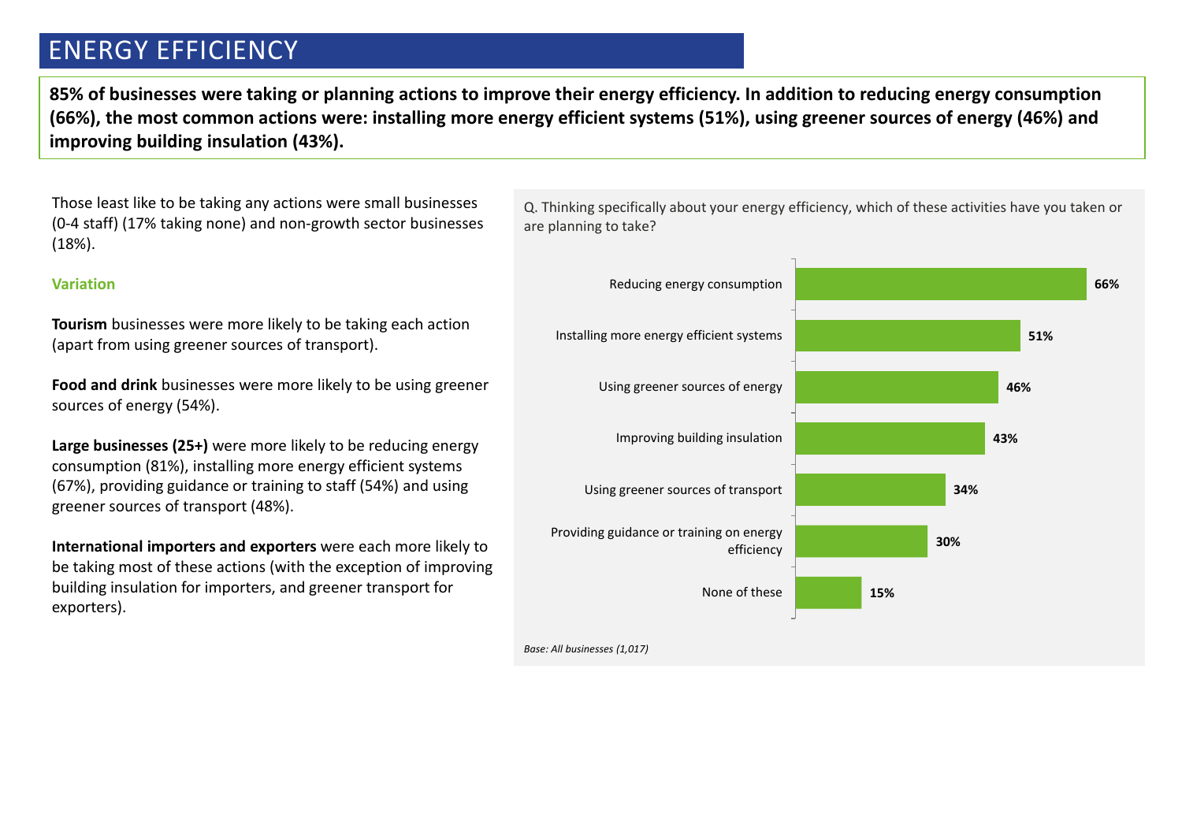# ENERGY EFFICIENCY

**85% of businesses were taking or planning actions to improve their energy efficiency. In addition to reducing energy consumption (66%), the most common actions were: installing more energy efficient systems (51%), using greener sources of energy (46%) and improving building insulation (43%).**

Those least like to be taking any actions were small businesses (0-4 staff) (17% taking none) and non-growth sector businesses (18%).

### Variation

**Tourism** businesses were more likely to be taking each action (apart from using greener sources of transport).

**Food and drink** businesses were more likely to be using greener sources of energy (54%).

**Large businesses (25+)** were more likely to be reducing energy consumption (81%), installing more energy efficient systems (67%), providing guidance or training to staff (54%) and using greener sources of transport (48%).

**International importers and exporters** were each more likely to be taking most of these actions (with the exception of improving building insulation for importers, and greener transport for exporters).

Q. Thinking specifically about your energy efficiency, which of these activities have you taken or are planning to take?

| Activity | % |
|---|---|
| Reducing energy consumption | 66% |
| Installing more energy efficient systems | 51% |
| Using greener sources of energy | 46% |
| Improving building insulation | 43% |
| Using greener sources of transport | 34% |
| Providing guidance or training on energy efficiency | 30% |
| None of these | 15% |

*Base: All businesses (1,017)*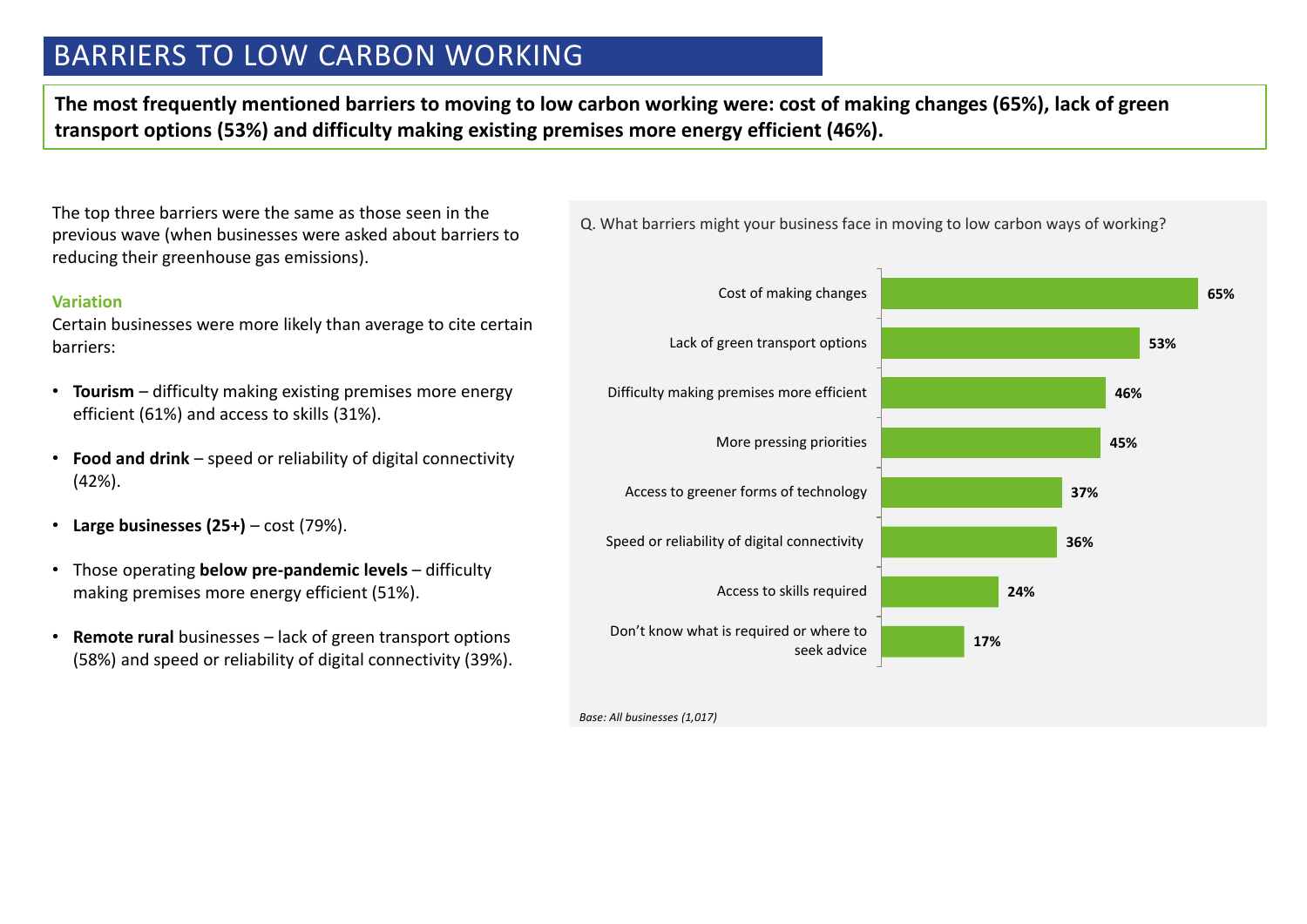# BARRIERS TO LOW CARBON WORKING

**The most frequently mentioned barriers to moving to low carbon working were: cost of making changes (65%), lack of green transport options (53%) and difficulty making existing premises more energy efficient (46%).**

The top three barriers were the same as those seen in the previous wave (when businesses were asked about barriers to reducing their greenhouse gas emissions).

### Variation

Certain businesses were more likely than average to cite certain barriers:

- **Tourism** – difficulty making existing premises more energy efficient (61%) and access to skills (31%).
- **Food and drink** – speed or reliability of digital connectivity (42%).
- **Large businesses (25+)** – cost (79%).
- Those operating **below pre-pandemic levels** – difficulty making premises more energy efficient (51%).
- **Remote rural** businesses – lack of green transport options (58%) and speed or reliability of digital connectivity (39%).

Q. What barriers might your business face in moving to low carbon ways of working?

| Barrier | % |
|---|---|
| Cost of making changes | 65% |
| Lack of green transport options | 53% |
| Difficulty making premises more efficient | 46% |
| More pressing priorities | 45% |
| Access to greener forms of technology | 37% |
| Speed or reliability of digital connectivity | 36% |
| Access to skills required | 24% |
| Don't know what is required or where to seek advice | 17% |

*Base: All businesses (1,017)*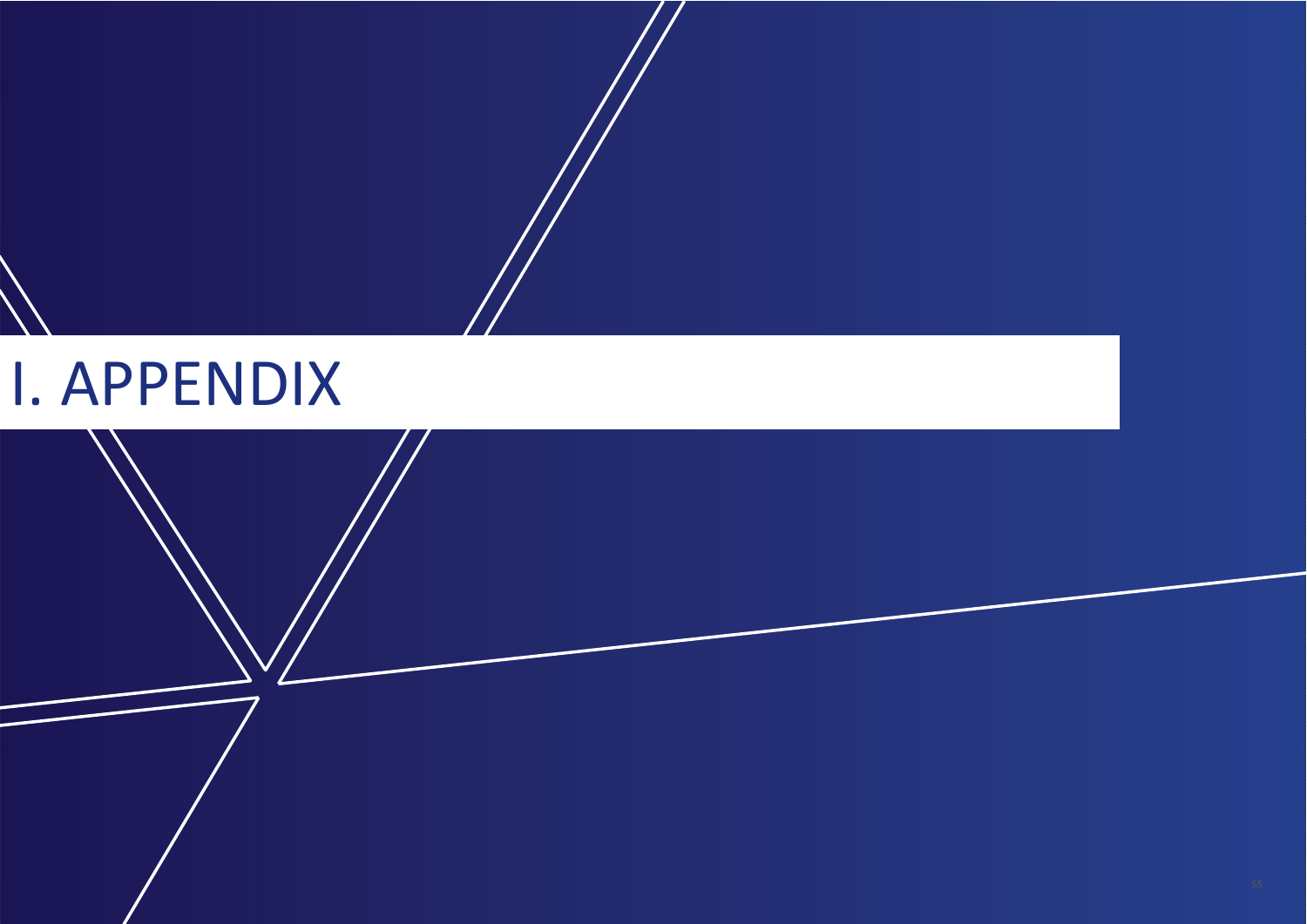# I. APPENDIX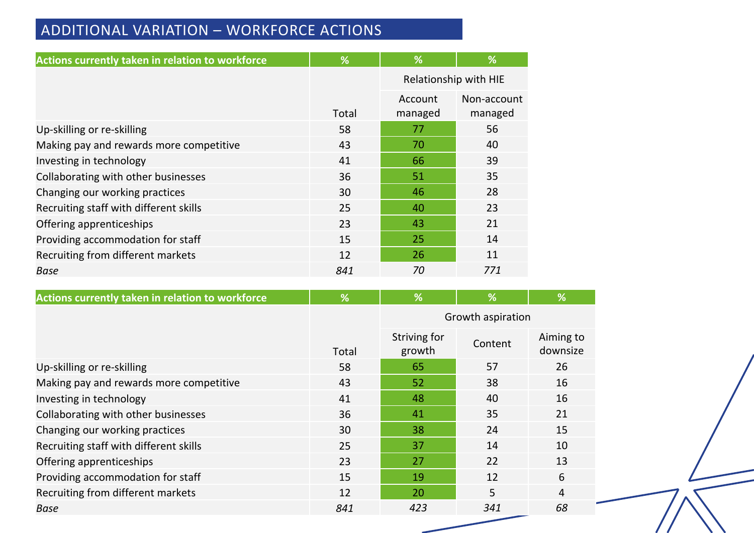# ADDITIONAL VARIATION – WORKFORCE ACTIONS

| Actions currently taken in relation to workforce | % | % | % |
|---|---|---|---|
| | | Relationship with HIE | |
| | Total | Account managed | Non-account managed |
| Up-skilling or re-skilling | 58 | 77 | 56 |
| Making pay and rewards more competitive | 43 | 70 | 40 |
| Investing in technology | 41 | 66 | 39 |
| Collaborating with other businesses | 36 | 51 | 35 |
| Changing our working practices | 30 | 46 | 28 |
| Recruiting staff with different skills | 25 | 40 | 23 |
| Offering apprenticeships | 23 | 43 | 21 |
| Providing accommodation for staff | 15 | 25 | 14 |
| Recruiting from different markets | 12 | 26 | 11 |
| *Base* | *841* | *70* | *771* |

| Actions currently taken in relation to workforce | % | % | % | % |
|---|---|---|---|---|
| | | Growth aspiration | | |
| | Total | Striving for growth | Content | Aiming to downsize |
| Up-skilling or re-skilling | 58 | 65 | 57 | 26 |
| Making pay and rewards more competitive | 43 | 52 | 38 | 16 |
| Investing in technology | 41 | 48 | 40 | 16 |
| Collaborating with other businesses | 36 | 41 | 35 | 21 |
| Changing our working practices | 30 | 38 | 24 | 15 |
| Recruiting staff with different skills | 25 | 37 | 14 | 10 |
| Offering apprenticeships | 23 | 27 | 22 | 13 |
| Providing accommodation for staff | 15 | 19 | 12 | 6 |
| Recruiting from different markets | 12 | 20 | 5 | 4 |
| *Base* | *841* | *423* | *341* | *68* |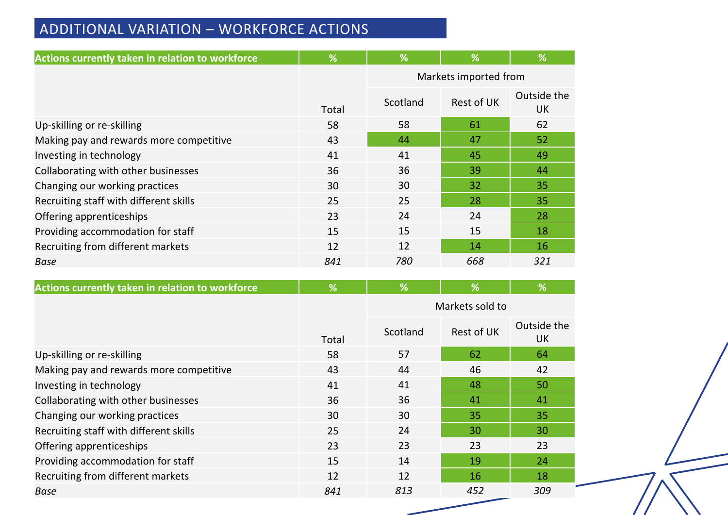## ADDITIONAL VARIATION – WORKFORCE ACTIONS

| Actions currently taken in relation to workforce | % | % | % | % |
|---|---|---|---|---|
| | | Markets imported from | | |
| | Total | Scotland | Rest of UK | Outside the UK |
| Up-skilling or re-skilling | 58 | 58 | 61 | 62 |
| Making pay and rewards more competitive | 43 | 44 | 47 | 52 |
| Investing in technology | 41 | 41 | 45 | 49 |
| Collaborating with other businesses | 36 | 36 | 39 | 44 |
| Changing our working practices | 30 | 30 | 32 | 35 |
| Recruiting staff with different skills | 25 | 25 | 28 | 35 |
| Offering apprenticeships | 23 | 24 | 24 | 28 |
| Providing accommodation for staff | 15 | 15 | 15 | 18 |
| Recruiting from different markets | 12 | 12 | 14 | 16 |
| *Base* | *841* | *780* | *668* | *321* |

| Actions currently taken in relation to workforce | % | % | % | % |
|---|---|---|---|---|
| | | Markets sold to | | |
| | Total | Scotland | Rest of UK | Outside the UK |
| Up-skilling or re-skilling | 58 | 57 | 62 | 64 |
| Making pay and rewards more competitive | 43 | 44 | 46 | 42 |
| Investing in technology | 41 | 41 | 48 | 50 |
| Collaborating with other businesses | 36 | 36 | 41 | 41 |
| Changing our working practices | 30 | 30 | 35 | 35 |
| Recruiting staff with different skills | 25 | 24 | 30 | 30 |
| Offering apprenticeships | 23 | 23 | 23 | 23 |
| Providing accommodation for staff | 15 | 14 | 19 | 24 |
| Recruiting from different markets | 12 | 12 | 16 | 18 |
| *Base* | *841* | *813* | *452* | *309* |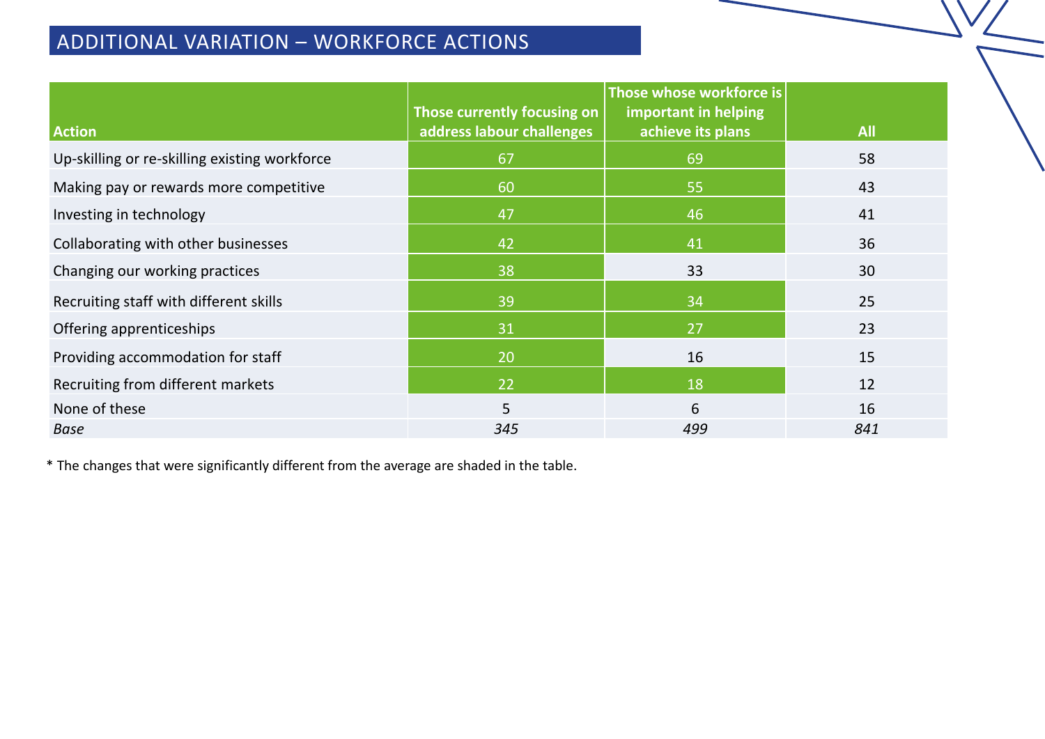# ADDITIONAL VARIATION – WORKFORCE ACTIONS

| Action | Those currently focusing on address labour challenges | Those whose workforce is important in helping achieve its plans | All |
|---|---|---|---|
| Up-skilling or re-skilling existing workforce | 67 | 69 | 58 |
| Making pay or rewards more competitive | 60 | 55 | 43 |
| Investing in technology | 47 | 46 | 41 |
| Collaborating with other businesses | 42 | 41 | 36 |
| Changing our working practices | 38 | 33 | 30 |
| Recruiting staff with different skills | 39 | 34 | 25 |
| Offering apprenticeships | 31 | 27 | 23 |
| Providing accommodation for staff | 20 | 16 | 15 |
| Recruiting from different markets | 22 | 18 | 12 |
| None of these | 5 | 6 | 16 |
| *Base* | *345* | *499* | *841* |

* The changes that were significantly different from the average are shaded in the table.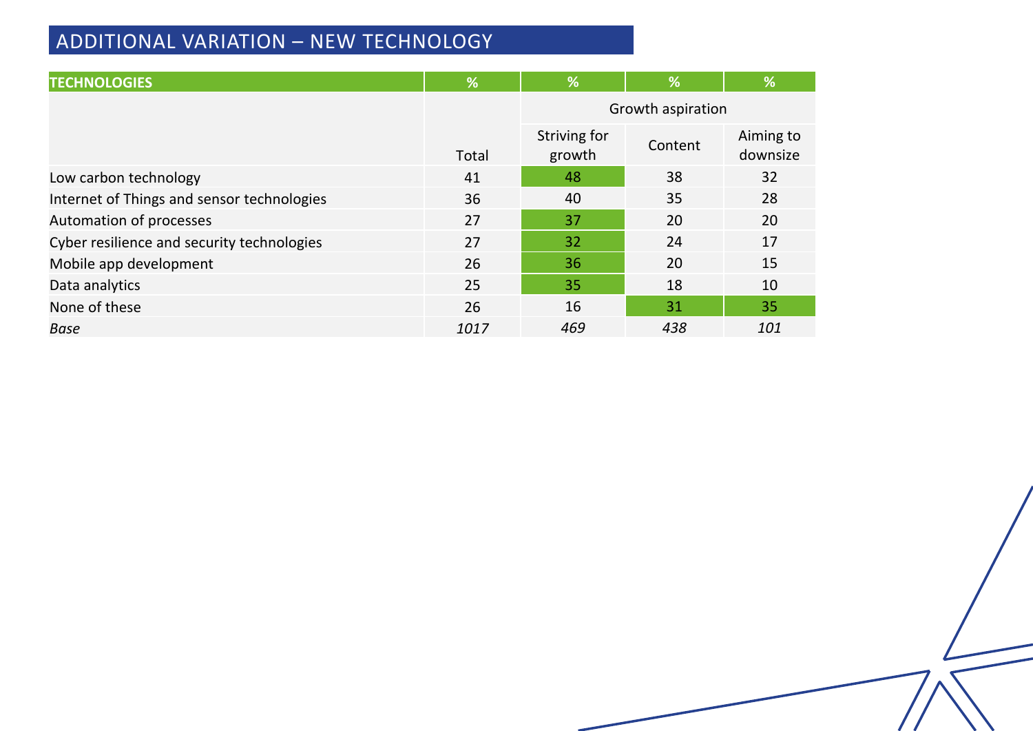## ADDITIONAL VARIATION – NEW TECHNOLOGY

| TECHNOLOGIES | % | % | % | % |
|---|---|---|---|---|
| | | Growth aspiration | | |
| | Total | Striving for growth | Content | Aiming to downsize |
| Low carbon technology | 41 | 48 | 38 | 32 |
| Internet of Things and sensor technologies | 36 | 40 | 35 | 28 |
| Automation of processes | 27 | 37 | 20 | 20 |
| Cyber resilience and security technologies | 27 | 32 | 24 | 17 |
| Mobile app development | 26 | 36 | 20 | 15 |
| Data analytics | 25 | 35 | 18 | 10 |
| None of these | 26 | 16 | 31 | 35 |
| *Base* | *1017* | *469* | *438* | *101* |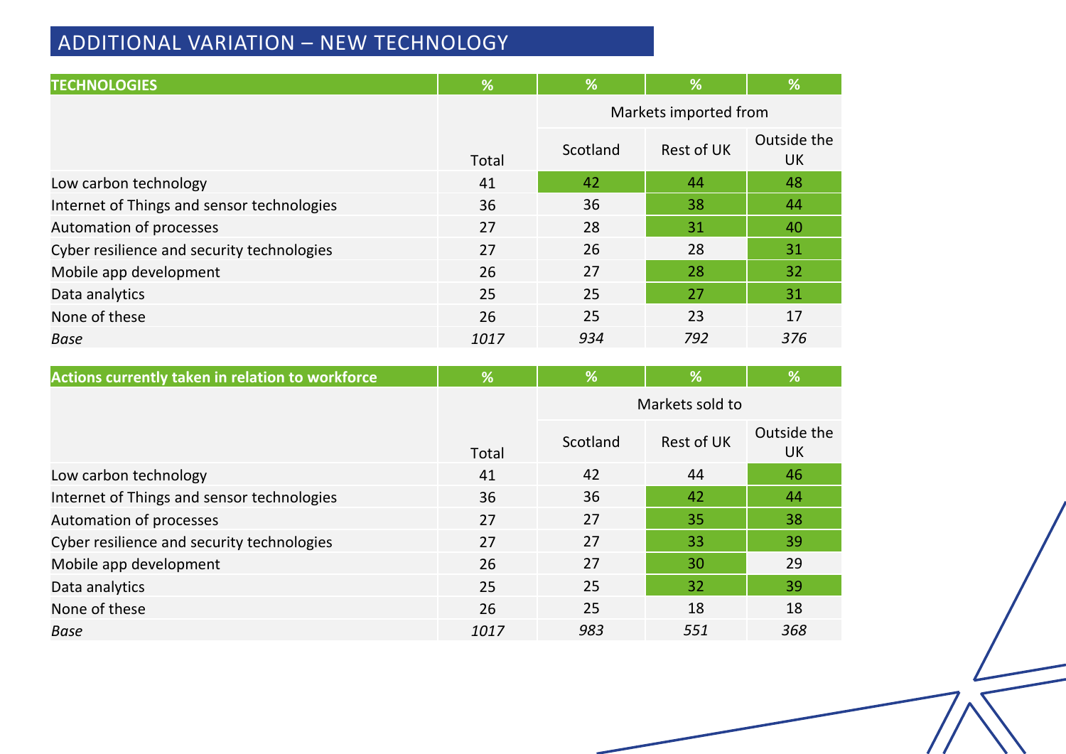# ADDITIONAL VARIATION – NEW TECHNOLOGY

| TECHNOLOGIES | % | % | % | % |
|---|---|---|---|---|
| | | Markets imported from | | |
| | Total | Scotland | Rest of UK | Outside the UK |
| Low carbon technology | 41 | 42 | 44 | 48 |
| Internet of Things and sensor technologies | 36 | 36 | 38 | 44 |
| Automation of processes | 27 | 28 | 31 | 40 |
| Cyber resilience and security technologies | 27 | 26 | 28 | 31 |
| Mobile app development | 26 | 27 | 28 | 32 |
| Data analytics | 25 | 25 | 27 | 31 |
| None of these | 26 | 25 | 23 | 17 |
| *Base* | *1017* | *934* | *792* | *376* |

| Actions currently taken in relation to workforce | % | % | % | % |
|---|---|---|---|---|
| | | Markets sold to | | |
| | Total | Scotland | Rest of UK | Outside the UK |
| Low carbon technology | 41 | 42 | 44 | 46 |
| Internet of Things and sensor technologies | 36 | 36 | 42 | 44 |
| Automation of processes | 27 | 27 | 35 | 38 |
| Cyber resilience and security technologies | 27 | 27 | 33 | 39 |
| Mobile app development | 26 | 27 | 30 | 29 |
| Data analytics | 25 | 25 | 32 | 39 |
| None of these | 26 | 25 | 18 | 18 |
| *Base* | *1017* | *983* | *551* | *368* |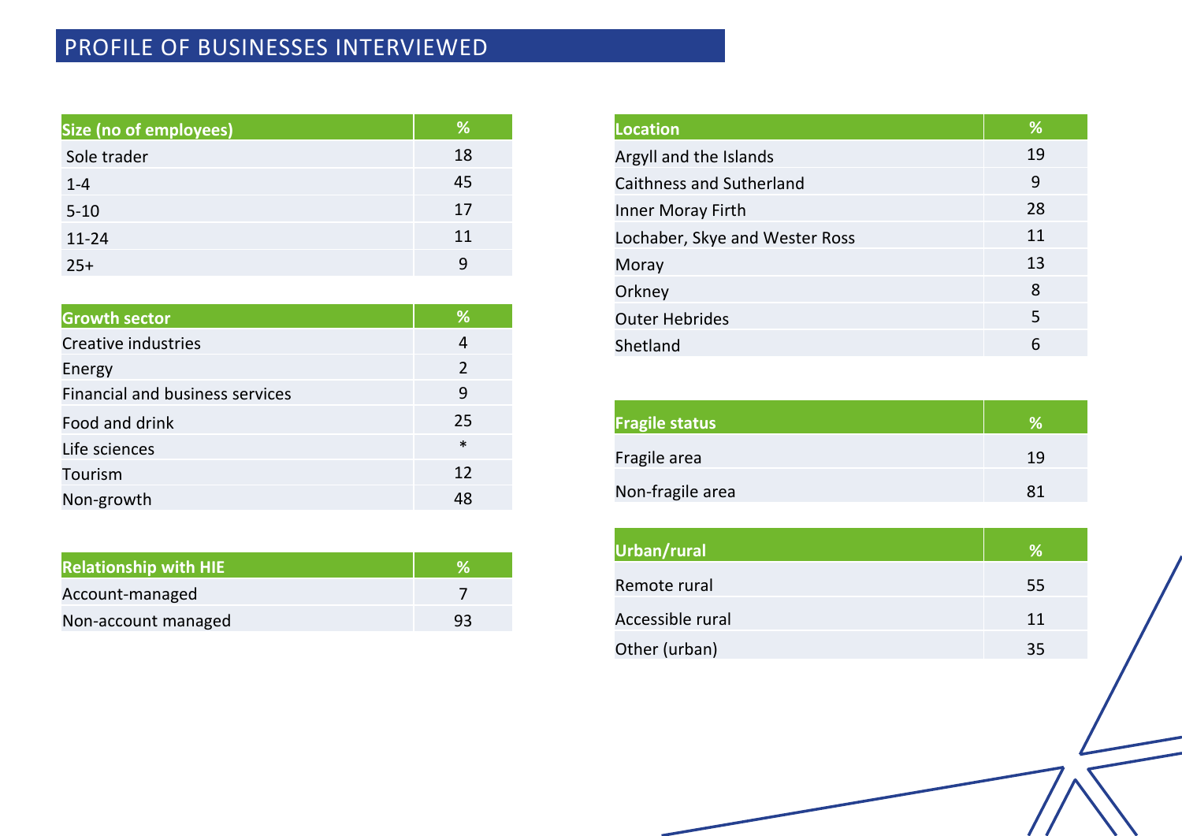## PROFILE OF BUSINESSES INTERVIEWED

| Size (no of employees) | % |
|---|---|
| Sole trader | 18 |
| 1-4 | 45 |
| 5-10 | 17 |
| 11-24 | 11 |
| 25+ | 9 |

| Growth sector | % |
|---|---|
| Creative industries | 4 |
| Energy | 2 |
| Financial and business services | 9 |
| Food and drink | 25 |
| Life sciences | * |
| Tourism | 12 |
| Non-growth | 48 |

| Relationship with HIE | % |
|---|---|
| Account-managed | 7 |
| Non-account managed | 93 |

| Location | % |
|---|---|
| Argyll and the Islands | 19 |
| Caithness and Sutherland | 9 |
| Inner Moray Firth | 28 |
| Lochaber, Skye and Wester Ross | 11 |
| Moray | 13 |
| Orkney | 8 |
| Outer Hebrides | 5 |
| Shetland | 6 |

| Fragile status | % |
|---|---|
| Fragile area | 19 |
| Non-fragile area | 81 |

| Urban/rural | % |
|---|---|
| Remote rural | 55 |
| Accessible rural | 11 |
| Other (urban) | 35 |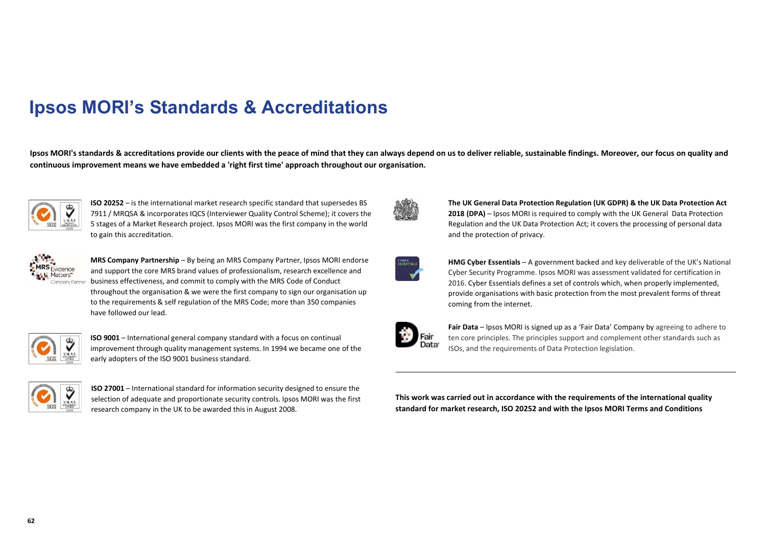# Ipsos MORI's Standards & Accreditations

**Ipsos MORI's standards & accreditations provide our clients with the peace of mind that they can always depend on us to deliver reliable, sustainable findings. Moreover, our focus on quality and continuous improvement means we have embedded a 'right first time' approach throughout our organisation.**

**ISO 20252** – is the international market research specific standard that supersedes BS 7911 / MRQSA & incorporates IQCS (Interviewer Quality Control Scheme); it covers the 5 stages of a Market Research project. Ipsos MORI was the first company in the world to gain this accreditation.

**MRS Company Partnership** – By being an MRS Company Partner, Ipsos MORI endorse and support the core MRS brand values of professionalism, research excellence and business effectiveness, and commit to comply with the MRS Code of Conduct throughout the organisation & we were the first company to sign our organisation up to the requirements & self regulation of the MRS Code; more than 350 companies have followed our lead.

**ISO 9001** – International general company standard with a focus on continual improvement through quality management systems. In 1994 we became one of the early adopters of the ISO 9001 business standard.

**ISO 27001** – International standard for information security designed to ensure the selection of adequate and proportionate security controls. Ipsos MORI was the first research company in the UK to be awarded this in August 2008.

**The UK General Data Protection Regulation (UK GDPR) & the UK Data Protection Act 2018 (DPA)** – Ipsos MORI is required to comply with the UK General Data Protection Regulation and the UK Data Protection Act; it covers the processing of personal data and the protection of privacy.

**HMG Cyber Essentials** – A government backed and key deliverable of the UK's National Cyber Security Programme. Ipsos MORI was assessment validated for certification in 2016. Cyber Essentials defines a set of controls which, when properly implemented, provide organisations with basic protection from the most prevalent forms of threat coming from the internet.

**Fair Data** – Ipsos MORI is signed up as a 'Fair Data' Company by agreeing to adhere to ten core principles. The principles support and complement other standards such as ISOs, and the requirements of Data Protection legislation.

---

**This work was carried out in accordance with the requirements of the international quality standard for market research, ISO 20252 and with the Ipsos MORI Terms and Conditions**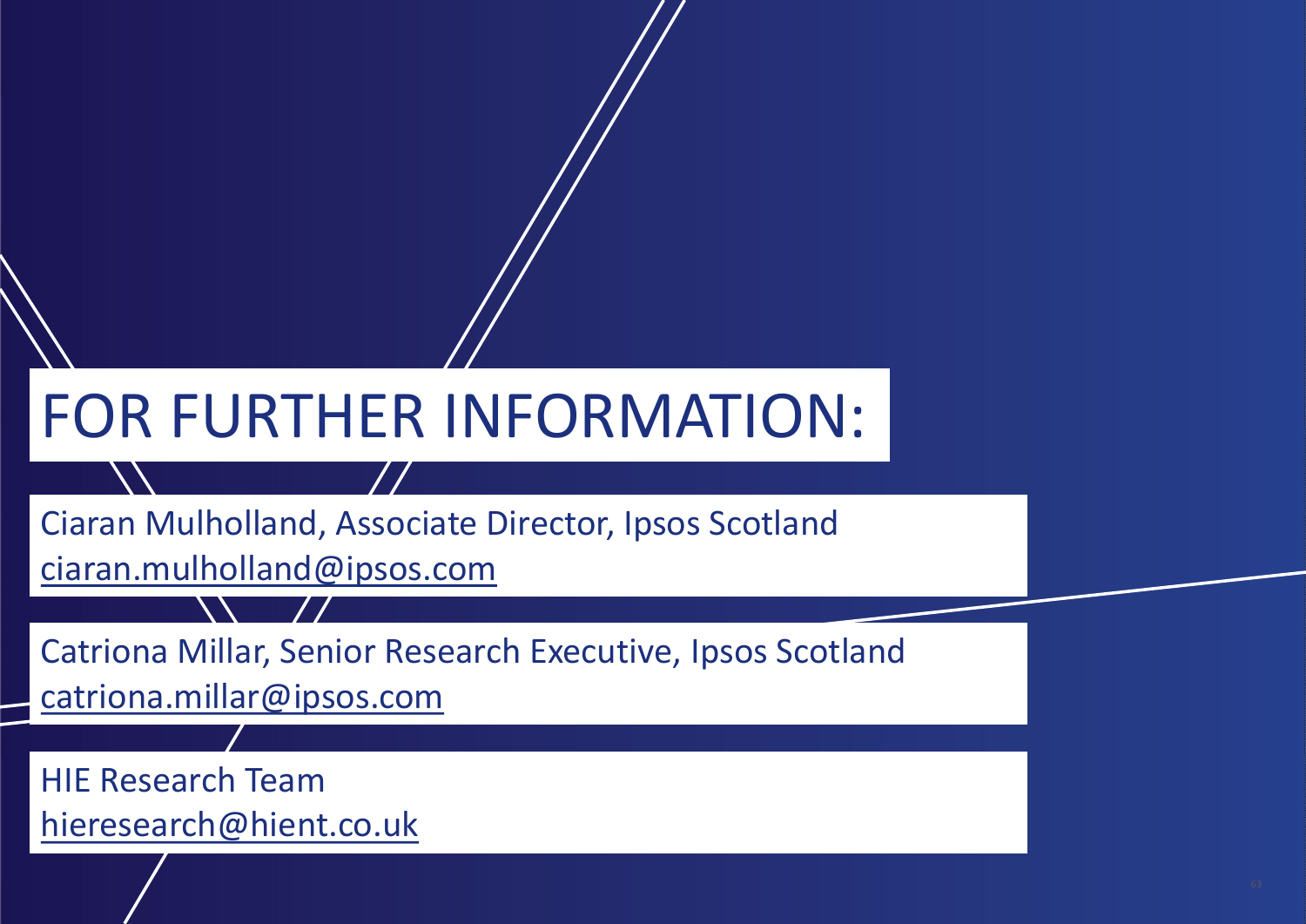# FOR FURTHER INFORMATION:

Ciaran Mulholland, Associate Director, Ipsos Scotland
ciaran.mulholland@ipsos.com

Catriona Millar, Senior Research Executive, Ipsos Scotland
catriona.millar@ipsos.com

HIE Research Team
hieresearch@hient.co.uk